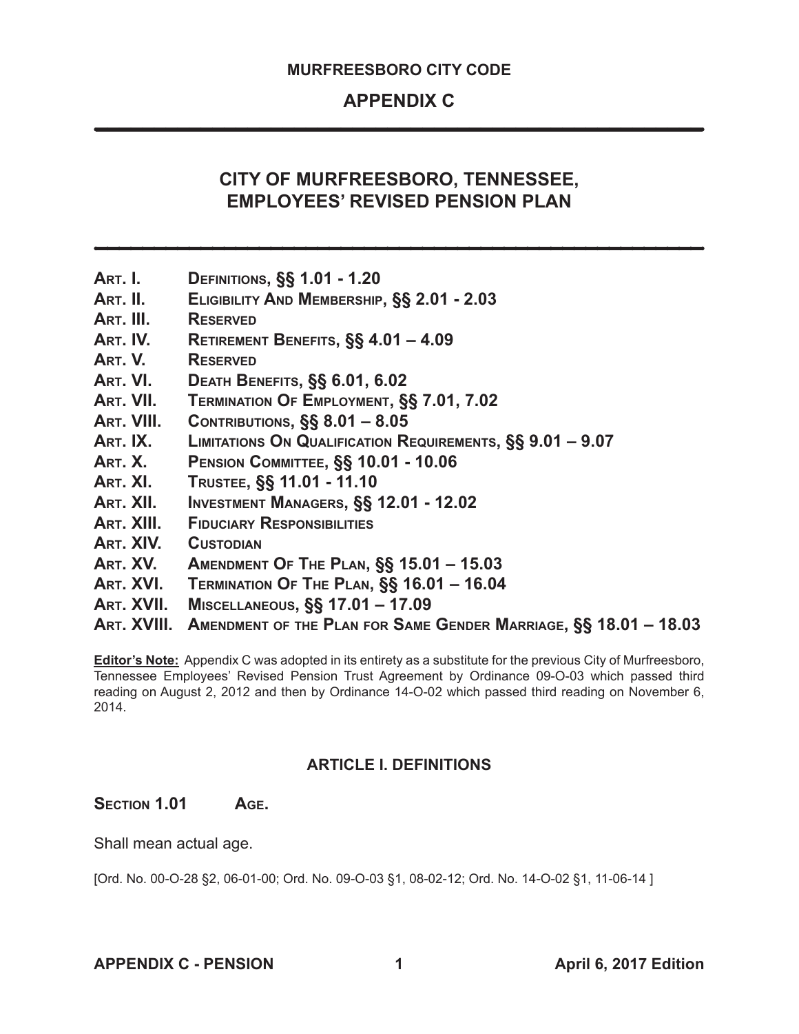**MURFREESBORO CITY CODE**

## APPENDIX C

# CITY OF MURFREESBORO, TENNESSEE, EMPLOYEES' REVISED PENSION PLAN

| | |
|---|---|
| **Art. I.** | **Definitions, §§ 1.01 - 1.20** |
| **Art. II.** | **Eligibility And Membership, §§ 2.01 - 2.03** |
| **Art. III.** | **Reserved** |
| **Art. IV.** | **Retirement Benefits, §§ 4.01 – 4.09** |
| **Art. V.** | **Reserved** |
| **Art. VI.** | **Death Benefits, §§ 6.01, 6.02** |
| **Art. VII.** | **Termination Of Employment, §§ 7.01, 7.02** |
| **Art. VIII.** | **Contributions, §§ 8.01 – 8.05** |
| **Art. IX.** | **Limitations On Qualification Requirements, §§ 9.01 – 9.07** |
| **Art. X.** | **Pension Committee, §§ 10.01 - 10.06** |
| **Art. XI.** | **Trustee, §§ 11.01 - 11.10** |
| **Art. XII.** | **Investment Managers, §§ 12.01 - 12.02** |
| **Art. XIII.** | **Fiduciary Responsibilities** |
| **Art. XIV.** | **Custodian** |
| **Art. XV.** | **Amendment Of The Plan, §§ 15.01 – 15.03** |
| **Art. XVI.** | **Termination Of The Plan, §§ 16.01 – 16.04** |
| **Art. XVII.** | **Miscellaneous, §§ 17.01 – 17.09** |
| **Art. XVIII.** | **Amendment of the Plan for Same Gender Marriage, §§ 18.01 – 18.03** |

**Editor's Note:** Appendix C was adopted in its entirety as a substitute for the previous City of Murfreesboro, Tennessee Employees' Revised Pension Trust Agreement by Ordinance 09-O-03 which passed third reading on August 2, 2012 and then by Ordinance 14-O-02 which passed third reading on November 6, 2014.

## ARTICLE I. DEFINITIONS

### Section 1.01 Age.

Shall mean actual age.

[Ord. No. 00-O-28 §2, 06-01-00; Ord. No. 09-O-03 §1, 08-02-12; Ord. No. 14-O-02 §1, 11-06-14 ]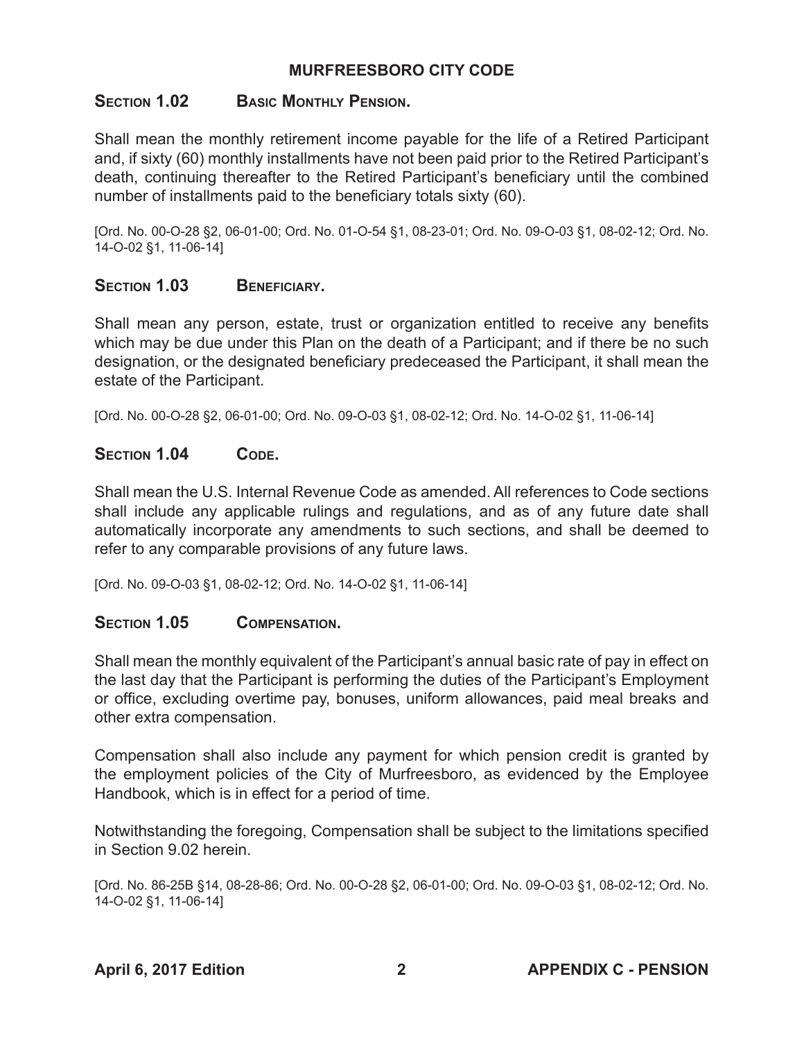## Section 1.02 Basic Monthly Pension.

Shall mean the monthly retirement income payable for the life of a Retired Participant and, if sixty (60) monthly installments have not been paid prior to the Retired Participant's death, continuing thereafter to the Retired Participant's beneficiary until the combined number of installments paid to the beneficiary totals sixty (60).

[Ord. No. 00-O-28 §2, 06-01-00; Ord. No. 01-O-54 §1, 08-23-01; Ord. No. 09-O-03 §1, 08-02-12; Ord. No. 14-O-02 §1, 11-06-14]

## Section 1.03 Beneficiary.

Shall mean any person, estate, trust or organization entitled to receive any benefits which may be due under this Plan on the death of a Participant; and if there be no such designation, or the designated beneficiary predeceased the Participant, it shall mean the estate of the Participant.

[Ord. No. 00-O-28 §2, 06-01-00; Ord. No. 09-O-03 §1, 08-02-12; Ord. No. 14-O-02 §1, 11-06-14]

## Section 1.04 Code.

Shall mean the U.S. Internal Revenue Code as amended. All references to Code sections shall include any applicable rulings and regulations, and as of any future date shall automatically incorporate any amendments to such sections, and shall be deemed to refer to any comparable provisions of any future laws.

[Ord. No. 09-O-03 §1, 08-02-12; Ord. No. 14-O-02 §1, 11-06-14]

## Section 1.05 Compensation.

Shall mean the monthly equivalent of the Participant's annual basic rate of pay in effect on the last day that the Participant is performing the duties of the Participant's Employment or office, excluding overtime pay, bonuses, uniform allowances, paid meal breaks and other extra compensation.

Compensation shall also include any payment for which pension credit is granted by the employment policies of the City of Murfreesboro, as evidenced by the Employee Handbook, which is in effect for a period of time.

Notwithstanding the foregoing, Compensation shall be subject to the limitations specified in Section 9.02 herein.

[Ord. No. 86-25B §14, 08-28-86; Ord. No. 00-O-28 §2, 06-01-00; Ord. No. 09-O-03 §1, 08-02-12; Ord. No. 14-O-02 §1, 11-06-14]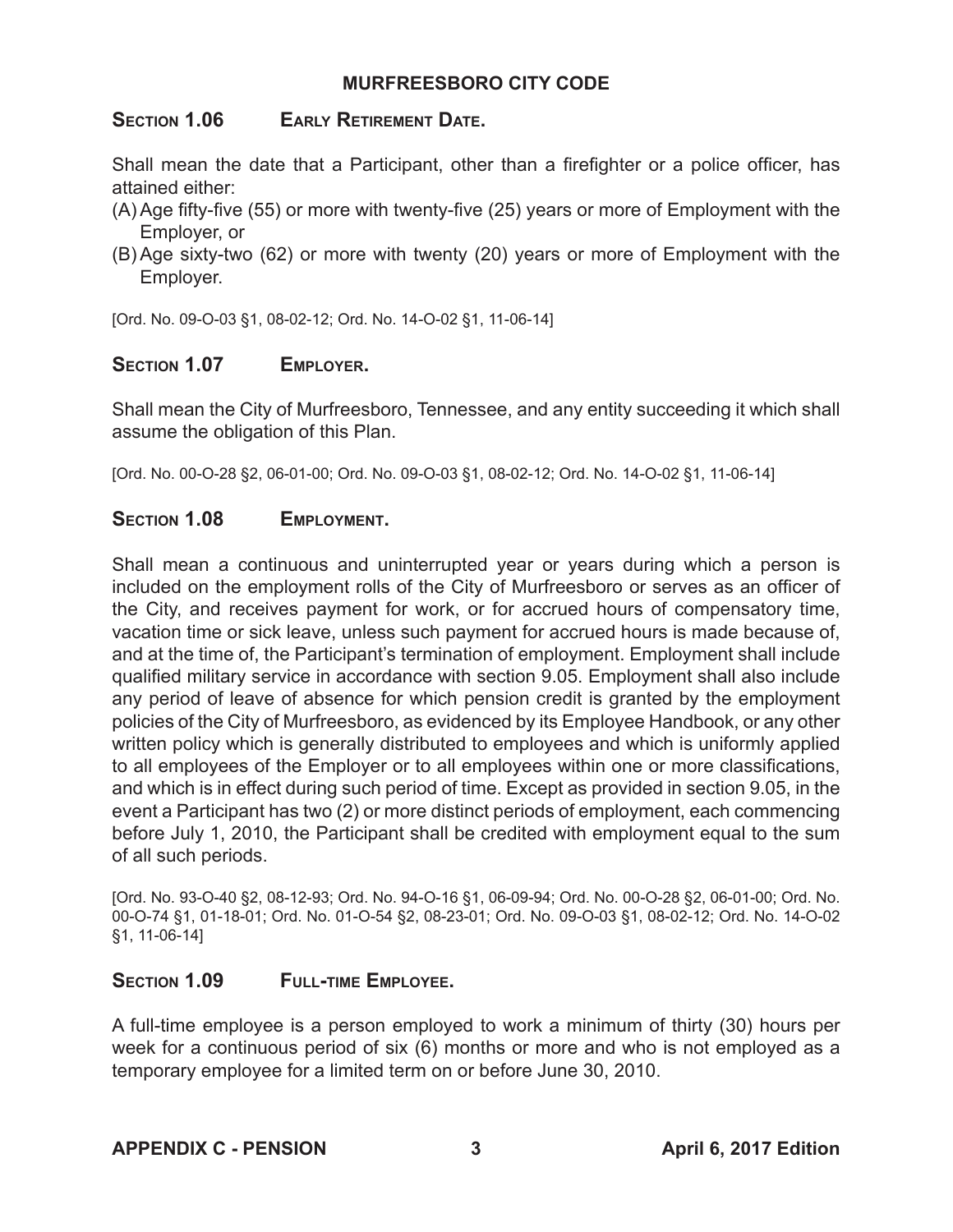## Section 1.06 Early Retirement Date.

Shall mean the date that a Participant, other than a firefighter or a police officer, has attained either:

(A) Age fifty-five (55) or more with twenty-five (25) years or more of Employment with the Employer, or

(B) Age sixty-two (62) or more with twenty (20) years or more of Employment with the Employer.

[Ord. No. 09-O-03 §1, 08-02-12; Ord. No. 14-O-02 §1, 11-06-14]

## Section 1.07 Employer.

Shall mean the City of Murfreesboro, Tennessee, and any entity succeeding it which shall assume the obligation of this Plan.

[Ord. No. 00-O-28 §2, 06-01-00; Ord. No. 09-O-03 §1, 08-02-12; Ord. No. 14-O-02 §1, 11-06-14]

## Section 1.08 Employment.

Shall mean a continuous and uninterrupted year or years during which a person is included on the employment rolls of the City of Murfreesboro or serves as an officer of the City, and receives payment for work, or for accrued hours of compensatory time, vacation time or sick leave, unless such payment for accrued hours is made because of, and at the time of, the Participant's termination of employment. Employment shall include qualified military service in accordance with section 9.05. Employment shall also include any period of leave of absence for which pension credit is granted by the employment policies of the City of Murfreesboro, as evidenced by its Employee Handbook, or any other written policy which is generally distributed to employees and which is uniformly applied to all employees of the Employer or to all employees within one or more classifications, and which is in effect during such period of time. Except as provided in section 9.05, in the event a Participant has two (2) or more distinct periods of employment, each commencing before July 1, 2010, the Participant shall be credited with employment equal to the sum of all such periods.

[Ord. No. 93-O-40 §2, 08-12-93; Ord. No. 94-O-16 §1, 06-09-94; Ord. No. 00-O-28 §2, 06-01-00; Ord. No. 00-O-74 §1, 01-18-01; Ord. No. 01-O-54 §2, 08-23-01; Ord. No. 09-O-03 §1, 08-02-12; Ord. No. 14-O-02 §1, 11-06-14]

## Section 1.09 Full-time Employee.

A full-time employee is a person employed to work a minimum of thirty (30) hours per week for a continuous period of six (6) months or more and who is not employed as a temporary employee for a limited term on or before June 30, 2010.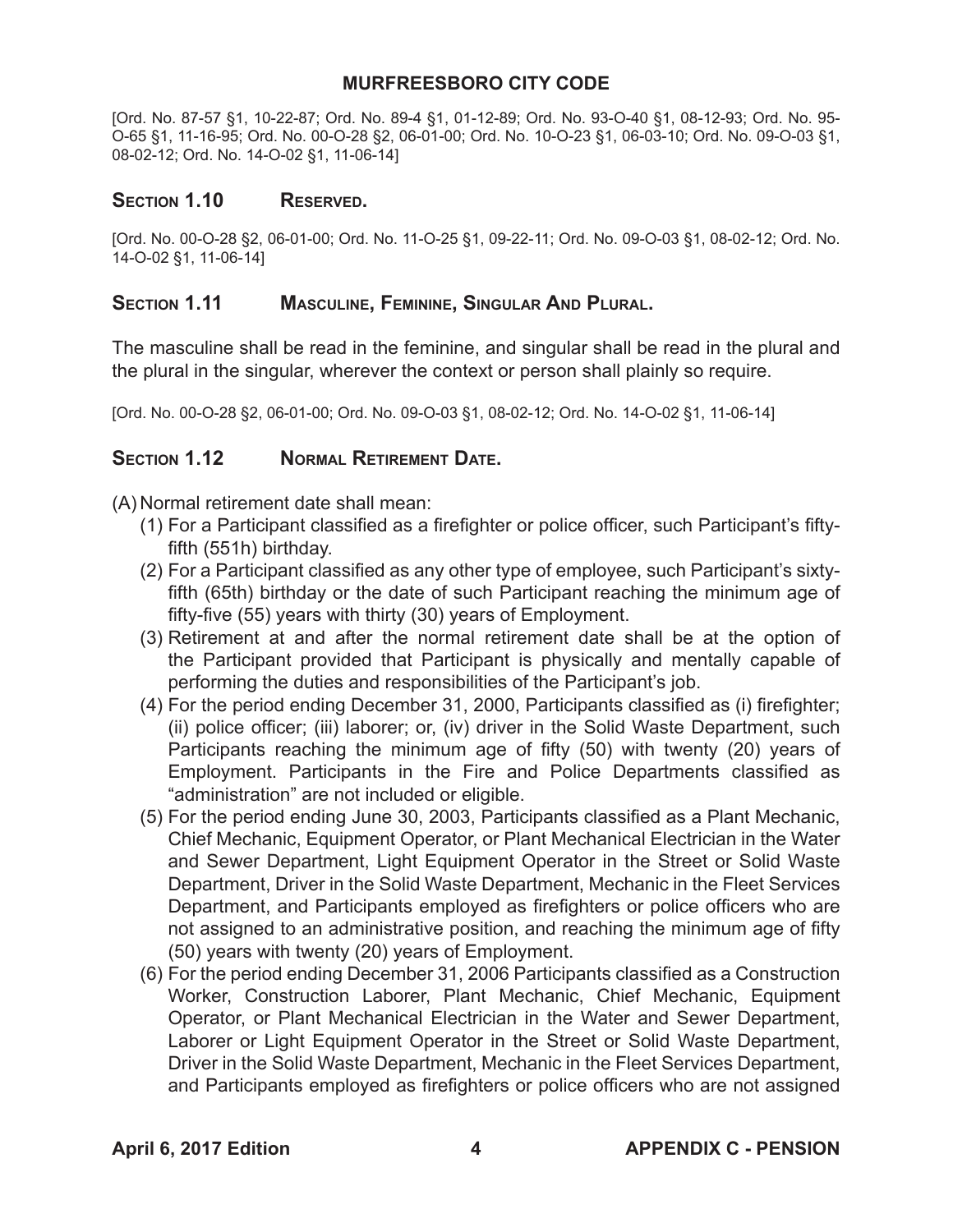[Ord. No. 87-57 §1, 10-22-87; Ord. No. 89-4 §1, 01-12-89; Ord. No. 93-O-40 §1, 08-12-93; Ord. No. 95-O-65 §1, 11-16-95; Ord. No. 00-O-28 §2, 06-01-00; Ord. No. 10-O-23 §1, 06-03-10; Ord. No. 09-O-03 §1, 08-02-12; Ord. No. 14-O-02 §1, 11-06-14]

## Section 1.10 Reserved.

[Ord. No. 00-O-28 §2, 06-01-00; Ord. No. 11-O-25 §1, 09-22-11; Ord. No. 09-O-03 §1, 08-02-12; Ord. No. 14-O-02 §1, 11-06-14]

## Section 1.11 Masculine, Feminine, Singular And Plural.

The masculine shall be read in the feminine, and singular shall be read in the plural and the plural in the singular, wherever the context or person shall plainly so require.

[Ord. No. 00-O-28 §2, 06-01-00; Ord. No. 09-O-03 §1, 08-02-12; Ord. No. 14-O-02 §1, 11-06-14]

## Section 1.12 Normal Retirement Date.

(A) Normal retirement date shall mean:

(1) For a Participant classified as a firefighter or police officer, such Participant's fifty-fifth (551h) birthday.

(2) For a Participant classified as any other type of employee, such Participant's sixty-fifth (65th) birthday or the date of such Participant reaching the minimum age of fifty-five (55) years with thirty (30) years of Employment.

(3) Retirement at and after the normal retirement date shall be at the option of the Participant provided that Participant is physically and mentally capable of performing the duties and responsibilities of the Participant's job.

(4) For the period ending December 31, 2000, Participants classified as (i) firefighter; (ii) police officer; (iii) laborer; or, (iv) driver in the Solid Waste Department, such Participants reaching the minimum age of fifty (50) with twenty (20) years of Employment. Participants in the Fire and Police Departments classified as "administration" are not included or eligible.

(5) For the period ending June 30, 2003, Participants classified as a Plant Mechanic, Chief Mechanic, Equipment Operator, or Plant Mechanical Electrician in the Water and Sewer Department, Light Equipment Operator in the Street or Solid Waste Department, Driver in the Solid Waste Department, Mechanic in the Fleet Services Department, and Participants employed as firefighters or police officers who are not assigned to an administrative position, and reaching the minimum age of fifty (50) years with twenty (20) years of Employment.

(6) For the period ending December 31, 2006 Participants classified as a Construction Worker, Construction Laborer, Plant Mechanic, Chief Mechanic, Equipment Operator, or Plant Mechanical Electrician in the Water and Sewer Department, Laborer or Light Equipment Operator in the Street or Solid Waste Department, Driver in the Solid Waste Department, Mechanic in the Fleet Services Department, and Participants employed as firefighters or police officers who are not assigned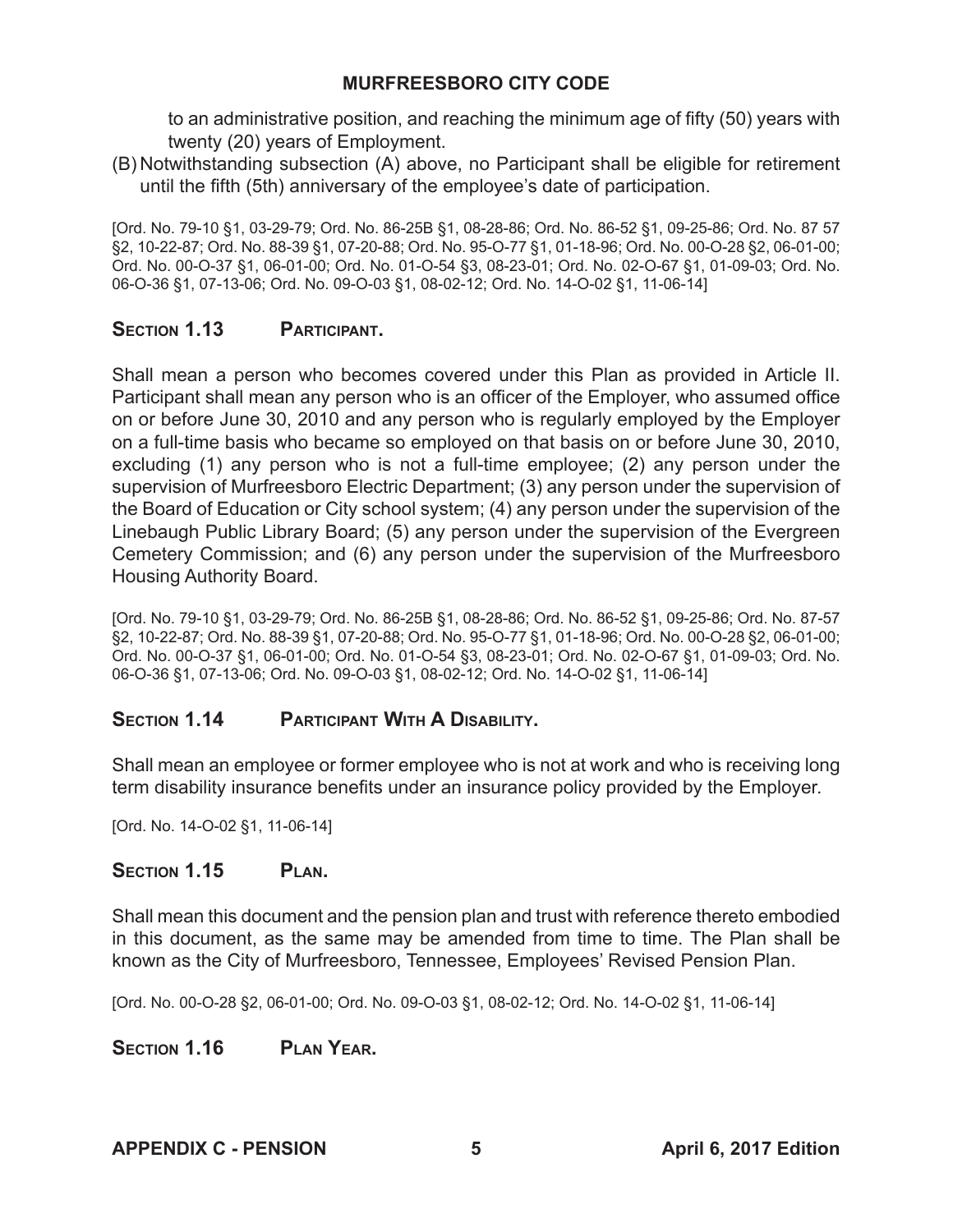to an administrative position, and reaching the minimum age of fifty (50) years with twenty (20) years of Employment.

(B) Notwithstanding subsection (A) above, no Participant shall be eligible for retirement until the fifth (5th) anniversary of the employee's date of participation.

[Ord. No. 79-10 §1, 03-29-79; Ord. No. 86-25B §1, 08-28-86; Ord. No. 86-52 §1, 09-25-86; Ord. No. 87 57 §2, 10-22-87; Ord. No. 88-39 §1, 07-20-88; Ord. No. 95-O-77 §1, 01-18-96; Ord. No. 00-O-28 §2, 06-01-00; Ord. No. 00-O-37 §1, 06-01-00; Ord. No. 01-O-54 §3, 08-23-01; Ord. No. 02-O-67 §1, 01-09-03; Ord. No. 06-O-36 §1, 07-13-06; Ord. No. 09-O-03 §1, 08-02-12; Ord. No. 14-O-02 §1, 11-06-14]

## SECTION 1.13 PARTICIPANT.

Shall mean a person who becomes covered under this Plan as provided in Article II. Participant shall mean any person who is an officer of the Employer, who assumed office on or before June 30, 2010 and any person who is regularly employed by the Employer on a full-time basis who became so employed on that basis on or before June 30, 2010, excluding (1) any person who is not a full-time employee; (2) any person under the supervision of Murfreesboro Electric Department; (3) any person under the supervision of the Board of Education or City school system; (4) any person under the supervision of the Linebaugh Public Library Board; (5) any person under the supervision of the Evergreen Cemetery Commission; and (6) any person under the supervision of the Murfreesboro Housing Authority Board.

[Ord. No. 79-10 §1, 03-29-79; Ord. No. 86-25B §1, 08-28-86; Ord. No. 86-52 §1, 09-25-86; Ord. No. 87-57 §2, 10-22-87; Ord. No. 88-39 §1, 07-20-88; Ord. No. 95-O-77 §1, 01-18-96; Ord. No. 00-O-28 §2, 06-01-00; Ord. No. 00-O-37 §1, 06-01-00; Ord. No. 01-O-54 §3, 08-23-01; Ord. No. 02-O-67 §1, 01-09-03; Ord. No. 06-O-36 §1, 07-13-06; Ord. No. 09-O-03 §1, 08-02-12; Ord. No. 14-O-02 §1, 11-06-14]

## SECTION 1.14 PARTICIPANT WITH A DISABILITY.

Shall mean an employee or former employee who is not at work and who is receiving long term disability insurance benefits under an insurance policy provided by the Employer.

[Ord. No. 14-O-02 §1, 11-06-14]

## SECTION 1.15 PLAN.

Shall mean this document and the pension plan and trust with reference thereto embodied in this document, as the same may be amended from time to time. The Plan shall be known as the City of Murfreesboro, Tennessee, Employees' Revised Pension Plan.

[Ord. No. 00-O-28 §2, 06-01-00; Ord. No. 09-O-03 §1, 08-02-12; Ord. No. 14-O-02 §1, 11-06-14]

## SECTION 1.16 PLAN YEAR.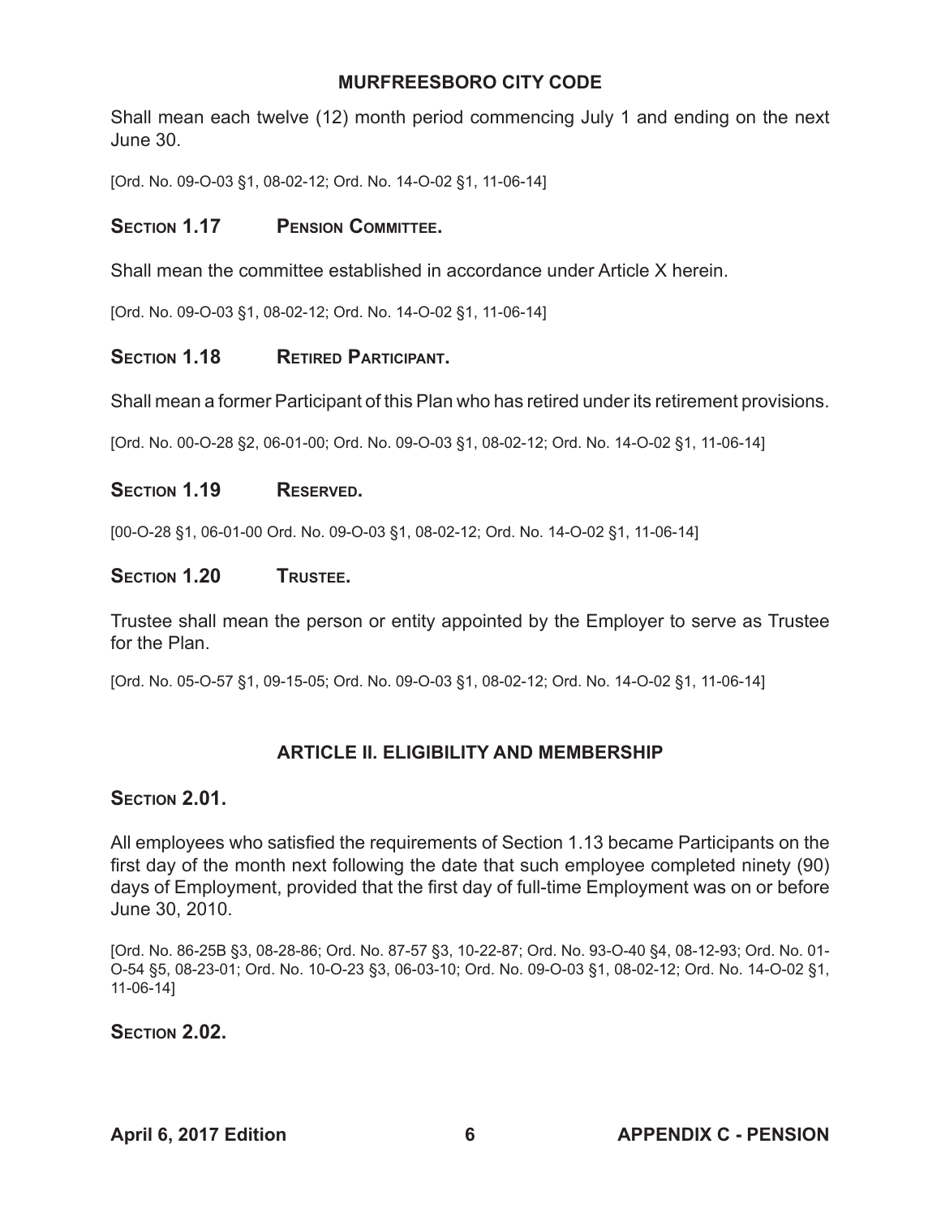Shall mean each twelve (12) month period commencing July 1 and ending on the next June 30.

[Ord. No. 09-O-03 §1, 08-02-12; Ord. No. 14-O-02 §1, 11-06-14]

### Section 1.17 Pension Committee.

Shall mean the committee established in accordance under Article X herein.

[Ord. No. 09-O-03 §1, 08-02-12; Ord. No. 14-O-02 §1, 11-06-14]

### Section 1.18 Retired Participant.

Shall mean a former Participant of this Plan who has retired under its retirement provisions.

[Ord. No. 00-O-28 §2, 06-01-00; Ord. No. 09-O-03 §1, 08-02-12; Ord. No. 14-O-02 §1, 11-06-14]

### Section 1.19 Reserved.

[00-O-28 §1, 06-01-00 Ord. No. 09-O-03 §1, 08-02-12; Ord. No. 14-O-02 §1, 11-06-14]

### Section 1.20 Trustee.

Trustee shall mean the person or entity appointed by the Employer to serve as Trustee for the Plan.

[Ord. No. 05-O-57 §1, 09-15-05; Ord. No. 09-O-03 §1, 08-02-12; Ord. No. 14-O-02 §1, 11-06-14]

## ARTICLE II. ELIGIBILITY AND MEMBERSHIP

### Section 2.01.

All employees who satisfied the requirements of Section 1.13 became Participants on the first day of the month next following the date that such employee completed ninety (90) days of Employment, provided that the first day of full-time Employment was on or before June 30, 2010.

[Ord. No. 86-25B §3, 08-28-86; Ord. No. 87-57 §3, 10-22-87; Ord. No. 93-O-40 §4, 08-12-93; Ord. No. 01-O-54 §5, 08-23-01; Ord. No. 10-O-23 §3, 06-03-10; Ord. No. 09-O-03 §1, 08-02-12; Ord. No. 14-O-02 §1, 11-06-14]

### Section 2.02.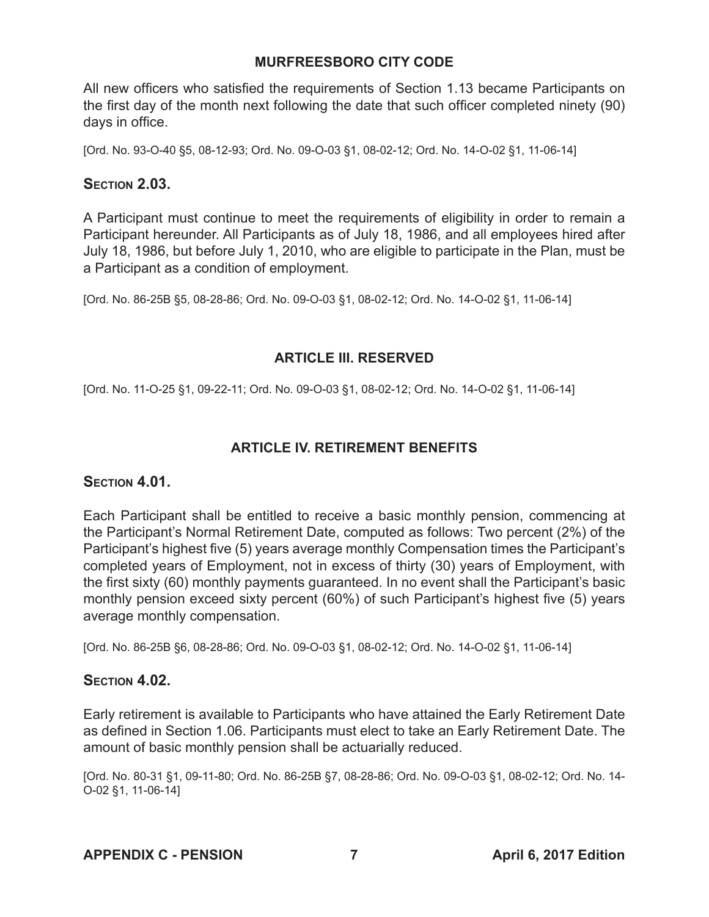All new officers who satisfied the requirements of Section 1.13 became Participants on the first day of the month next following the date that such officer completed ninety (90) days in office.

[Ord. No. 93-O-40 §5, 08-12-93; Ord. No. 09-O-03 §1, 08-02-12; Ord. No. 14-O-02 §1, 11-06-14]

### Section 2.03.

A Participant must continue to meet the requirements of eligibility in order to remain a Participant hereunder. All Participants as of July 18, 1986, and all employees hired after July 18, 1986, but before July 1, 2010, who are eligible to participate in the Plan, must be a Participant as a condition of employment.

[Ord. No. 86-25B §5, 08-28-86; Ord. No. 09-O-03 §1, 08-02-12; Ord. No. 14-O-02 §1, 11-06-14]

## ARTICLE III. RESERVED

[Ord. No. 11-O-25 §1, 09-22-11; Ord. No. 09-O-03 §1, 08-02-12; Ord. No. 14-O-02 §1, 11-06-14]

## ARTICLE IV. RETIREMENT BENEFITS

### Section 4.01.

Each Participant shall be entitled to receive a basic monthly pension, commencing at the Participant's Normal Retirement Date, computed as follows: Two percent (2%) of the Participant's highest five (5) years average monthly Compensation times the Participant's completed years of Employment, not in excess of thirty (30) years of Employment, with the first sixty (60) monthly payments guaranteed. In no event shall the Participant's basic monthly pension exceed sixty percent (60%) of such Participant's highest five (5) years average monthly compensation.

[Ord. No. 86-25B §6, 08-28-86; Ord. No. 09-O-03 §1, 08-02-12; Ord. No. 14-O-02 §1, 11-06-14]

### Section 4.02.

Early retirement is available to Participants who have attained the Early Retirement Date as defined in Section 1.06. Participants must elect to take an Early Retirement Date. The amount of basic monthly pension shall be actuarially reduced.

[Ord. No. 80-31 §1, 09-11-80; Ord. No. 86-25B §7, 08-28-86; Ord. No. 09-O-03 §1, 08-02-12; Ord. No. 14-O-02 §1, 11-06-14]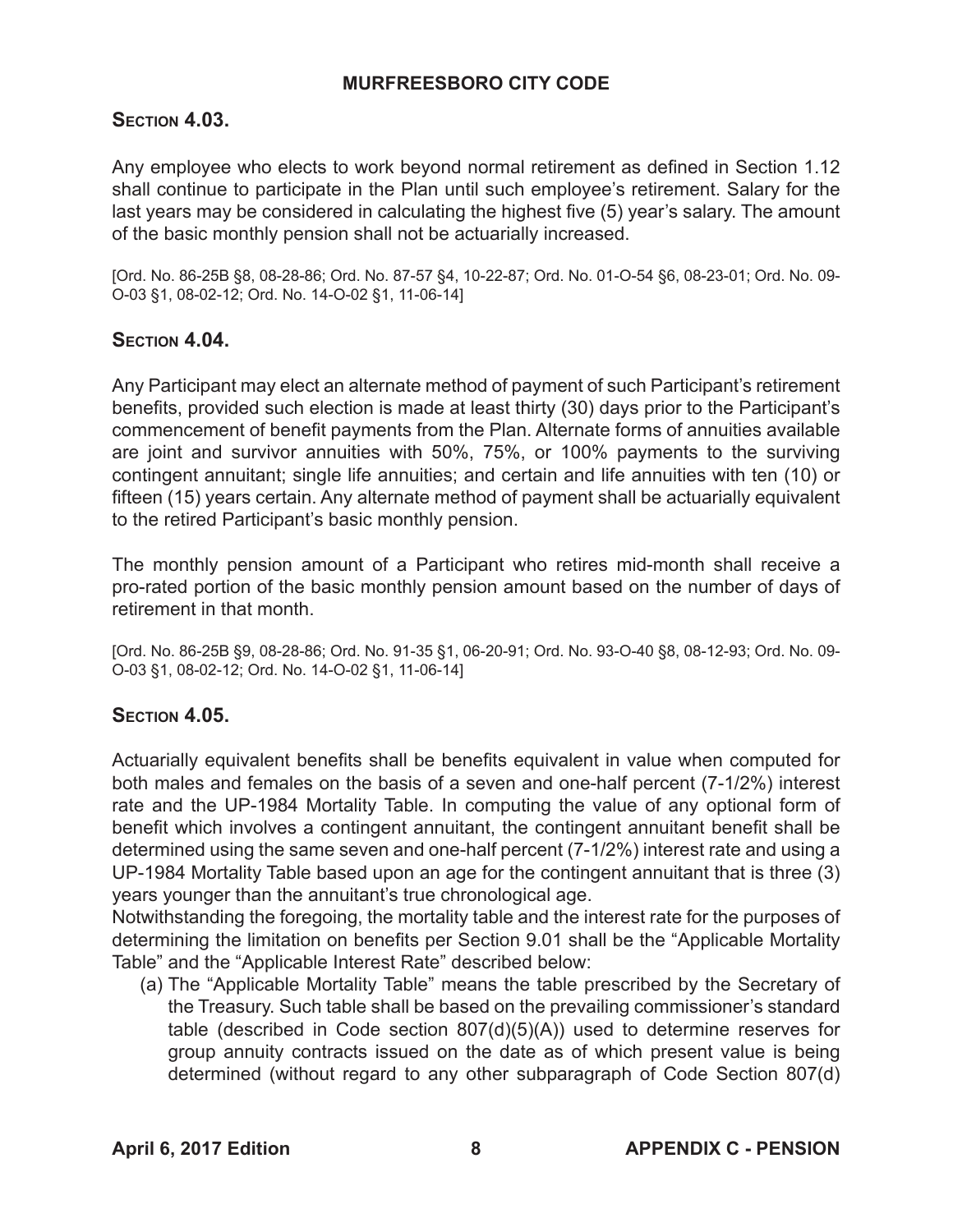## Section 4.03.

Any employee who elects to work beyond normal retirement as defined in Section 1.12 shall continue to participate in the Plan until such employee's retirement. Salary for the last years may be considered in calculating the highest five (5) year's salary. The amount of the basic monthly pension shall not be actuarially increased.

[Ord. No. 86-25B §8, 08-28-86; Ord. No. 87-57 §4, 10-22-87; Ord. No. 01-O-54 §6, 08-23-01; Ord. No. 09-O-03 §1, 08-02-12; Ord. No. 14-O-02 §1, 11-06-14]

## Section 4.04.

Any Participant may elect an alternate method of payment of such Participant's retirement benefits, provided such election is made at least thirty (30) days prior to the Participant's commencement of benefit payments from the Plan. Alternate forms of annuities available are joint and survivor annuities with 50%, 75%, or 100% payments to the surviving contingent annuitant; single life annuities; and certain and life annuities with ten (10) or fifteen (15) years certain. Any alternate method of payment shall be actuarially equivalent to the retired Participant's basic monthly pension.

The monthly pension amount of a Participant who retires mid-month shall receive a pro-rated portion of the basic monthly pension amount based on the number of days of retirement in that month.

[Ord. No. 86-25B §9, 08-28-86; Ord. No. 91-35 §1, 06-20-91; Ord. No. 93-O-40 §8, 08-12-93; Ord. No. 09-O-03 §1, 08-02-12; Ord. No. 14-O-02 §1, 11-06-14]

## Section 4.05.

Actuarially equivalent benefits shall be benefits equivalent in value when computed for both males and females on the basis of a seven and one-half percent (7-1/2%) interest rate and the UP-1984 Mortality Table. In computing the value of any optional form of benefit which involves a contingent annuitant, the contingent annuitant benefit shall be determined using the same seven and one-half percent (7-1/2%) interest rate and using a UP-1984 Mortality Table based upon an age for the contingent annuitant that is three (3) years younger than the annuitant's true chronological age.

Notwithstanding the foregoing, the mortality table and the interest rate for the purposes of determining the limitation on benefits per Section 9.01 shall be the "Applicable Mortality Table" and the "Applicable Interest Rate" described below:

(a) The "Applicable Mortality Table" means the table prescribed by the Secretary of the Treasury. Such table shall be based on the prevailing commissioner's standard table (described in Code section 807(d)(5)(A)) used to determine reserves for group annuity contracts issued on the date as of which present value is being determined (without regard to any other subparagraph of Code Section 807(d)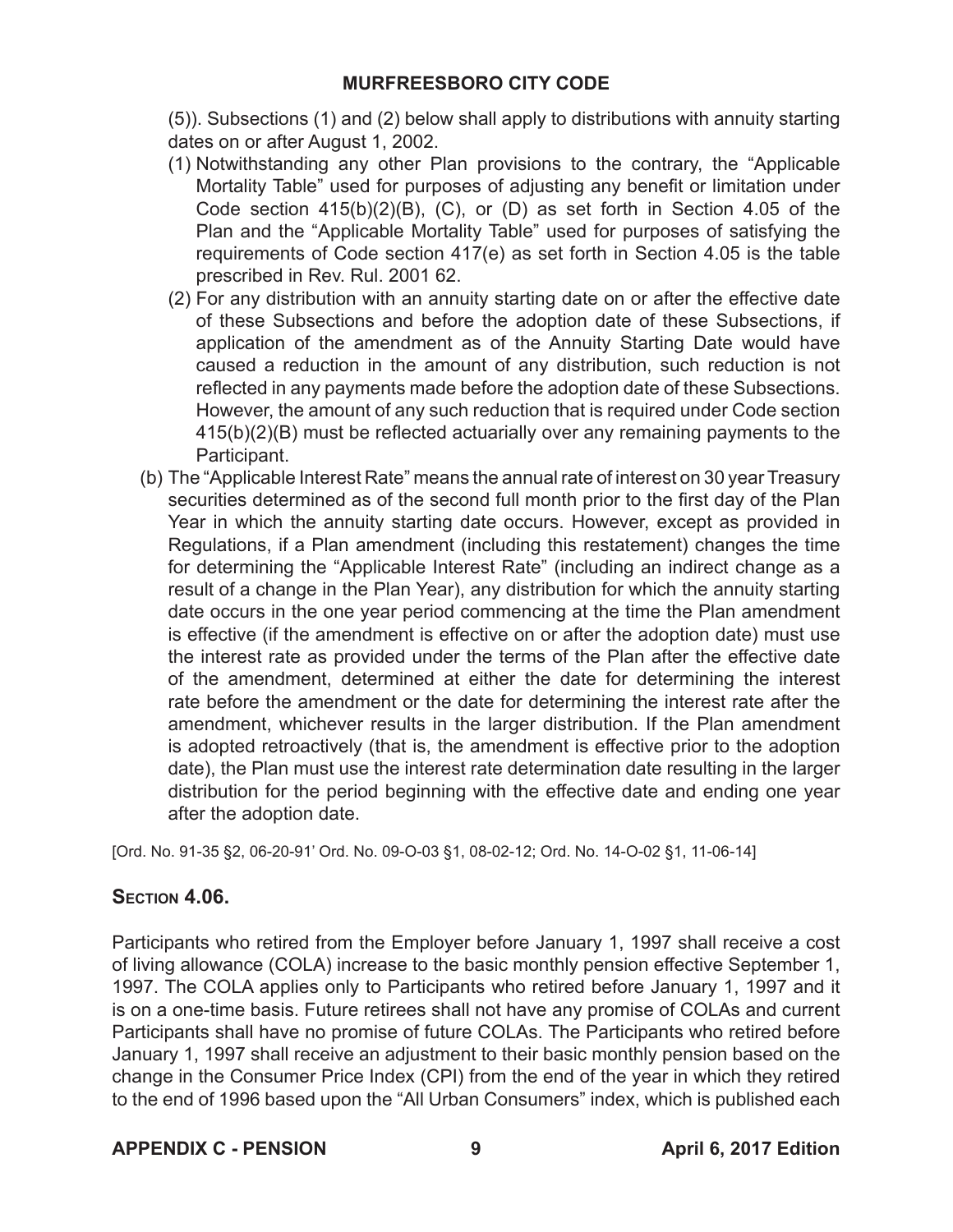(5)). Subsections (1) and (2) below shall apply to distributions with annuity starting dates on or after August 1, 2002.

(1) Notwithstanding any other Plan provisions to the contrary, the "Applicable Mortality Table" used for purposes of adjusting any benefit or limitation under Code section 415(b)(2)(B), (C), or (D) as set forth in Section 4.05 of the Plan and the "Applicable Mortality Table" used for purposes of satisfying the requirements of Code section 417(e) as set forth in Section 4.05 is the table prescribed in Rev. Rul. 2001 62.

(2) For any distribution with an annuity starting date on or after the effective date of these Subsections and before the adoption date of these Subsections, if application of the amendment as of the Annuity Starting Date would have caused a reduction in the amount of any distribution, such reduction is not reflected in any payments made before the adoption date of these Subsections. However, the amount of any such reduction that is required under Code section 415(b)(2)(B) must be reflected actuarially over any remaining payments to the Participant.

(b) The "Applicable Interest Rate" means the annual rate of interest on 30 year Treasury securities determined as of the second full month prior to the first day of the Plan Year in which the annuity starting date occurs. However, except as provided in Regulations, if a Plan amendment (including this restatement) changes the time for determining the "Applicable Interest Rate" (including an indirect change as a result of a change in the Plan Year), any distribution for which the annuity starting date occurs in the one year period commencing at the time the Plan amendment is effective (if the amendment is effective on or after the adoption date) must use the interest rate as provided under the terms of the Plan after the effective date of the amendment, determined at either the date for determining the interest rate before the amendment or the date for determining the interest rate after the amendment, whichever results in the larger distribution. If the Plan amendment is adopted retroactively (that is, the amendment is effective prior to the adoption date), the Plan must use the interest rate determination date resulting in the larger distribution for the period beginning with the effective date and ending one year after the adoption date.

[Ord. No. 91-35 §2, 06-20-91' Ord. No. 09-O-03 §1, 08-02-12; Ord. No. 14-O-02 §1, 11-06-14]

## Section 4.06.

Participants who retired from the Employer before January 1, 1997 shall receive a cost of living allowance (COLA) increase to the basic monthly pension effective September 1, 1997. The COLA applies only to Participants who retired before January 1, 1997 and it is on a one-time basis. Future retirees shall not have any promise of COLAs and current Participants shall have no promise of future COLAs. The Participants who retired before January 1, 1997 shall receive an adjustment to their basic monthly pension based on the change in the Consumer Price Index (CPI) from the end of the year in which they retired to the end of 1996 based upon the "All Urban Consumers" index, which is published each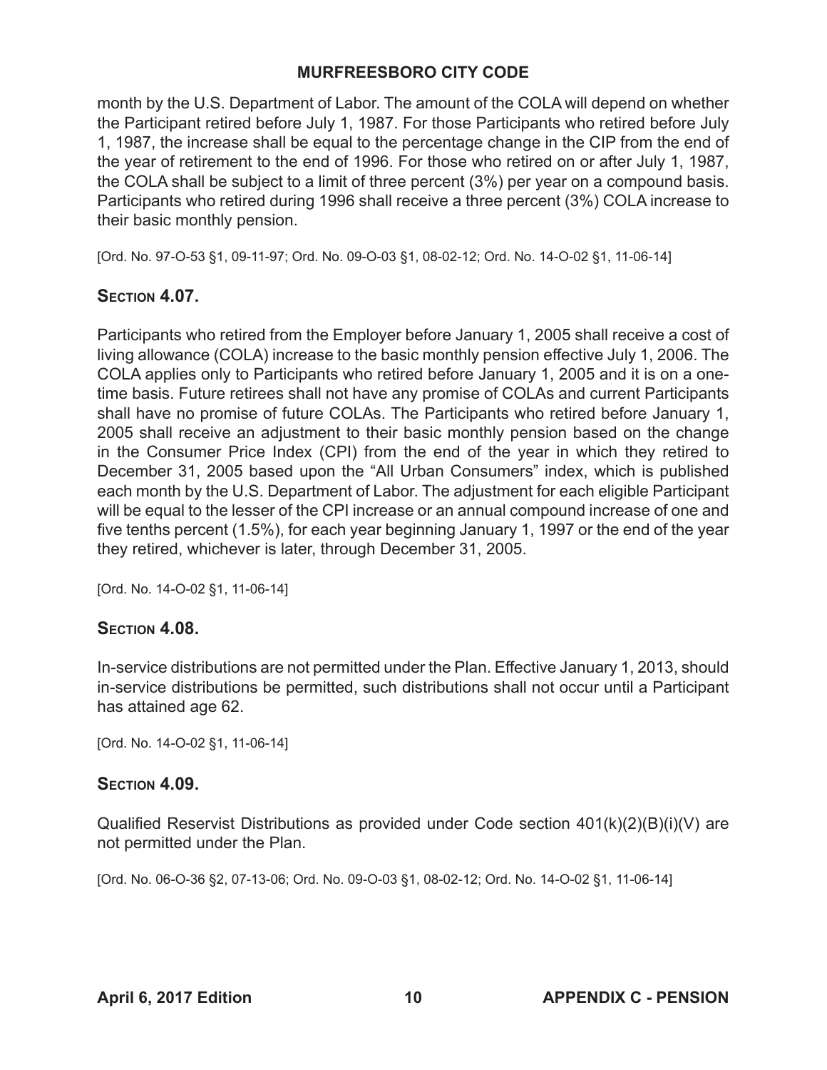month by the U.S. Department of Labor. The amount of the COLA will depend on whether the Participant retired before July 1, 1987. For those Participants who retired before July 1, 1987, the increase shall be equal to the percentage change in the CIP from the end of the year of retirement to the end of 1996. For those who retired on or after July 1, 1987, the COLA shall be subject to a limit of three percent (3%) per year on a compound basis. Participants who retired during 1996 shall receive a three percent (3%) COLA increase to their basic monthly pension.

[Ord. No. 97-O-53 §1, 09-11-97; Ord. No. 09-O-03 §1, 08-02-12; Ord. No. 14-O-02 §1, 11-06-14]

## Section 4.07.

Participants who retired from the Employer before January 1, 2005 shall receive a cost of living allowance (COLA) increase to the basic monthly pension effective July 1, 2006. The COLA applies only to Participants who retired before January 1, 2005 and it is on a one-time basis. Future retirees shall not have any promise of COLAs and current Participants shall have no promise of future COLAs. The Participants who retired before January 1, 2005 shall receive an adjustment to their basic monthly pension based on the change in the Consumer Price Index (CPI) from the end of the year in which they retired to December 31, 2005 based upon the "All Urban Consumers" index, which is published each month by the U.S. Department of Labor. The adjustment for each eligible Participant will be equal to the lesser of the CPI increase or an annual compound increase of one and five tenths percent (1.5%), for each year beginning January 1, 1997 or the end of the year they retired, whichever is later, through December 31, 2005.

[Ord. No. 14-O-02 §1, 11-06-14]

## Section 4.08.

In-service distributions are not permitted under the Plan. Effective January 1, 2013, should in-service distributions be permitted, such distributions shall not occur until a Participant has attained age 62.

[Ord. No. 14-O-02 §1, 11-06-14]

## Section 4.09.

Qualified Reservist Distributions as provided under Code section 401(k)(2)(B)(i)(V) are not permitted under the Plan.

[Ord. No. 06-O-36 §2, 07-13-06; Ord. No. 09-O-03 §1, 08-02-12; Ord. No. 14-O-02 §1, 11-06-14]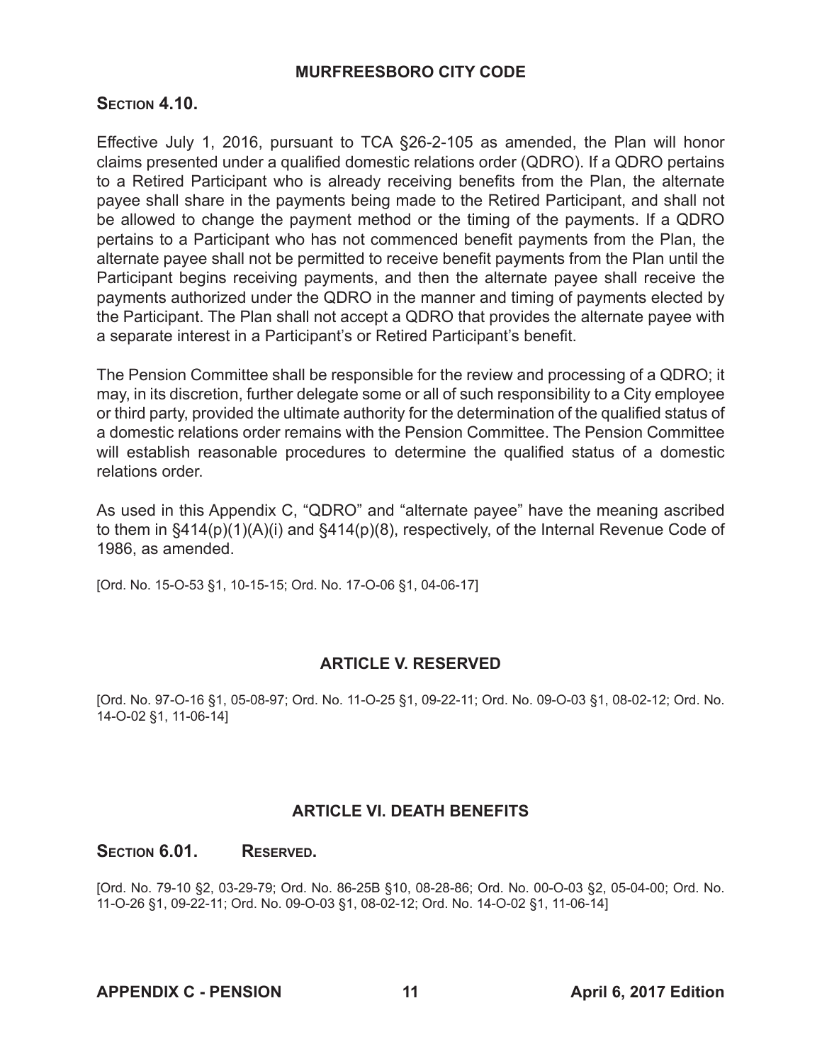### Section 4.10.

Effective July 1, 2016, pursuant to TCA §26-2-105 as amended, the Plan will honor claims presented under a qualified domestic relations order (QDRO). If a QDRO pertains to a Retired Participant who is already receiving benefits from the Plan, the alternate payee shall share in the payments being made to the Retired Participant, and shall not be allowed to change the payment method or the timing of the payments. If a QDRO pertains to a Participant who has not commenced benefit payments from the Plan, the alternate payee shall not be permitted to receive benefit payments from the Plan until the Participant begins receiving payments, and then the alternate payee shall receive the payments authorized under the QDRO in the manner and timing of payments elected by the Participant. The Plan shall not accept a QDRO that provides the alternate payee with a separate interest in a Participant's or Retired Participant's benefit.

The Pension Committee shall be responsible for the review and processing of a QDRO; it may, in its discretion, further delegate some or all of such responsibility to a City employee or third party, provided the ultimate authority for the determination of the qualified status of a domestic relations order remains with the Pension Committee. The Pension Committee will establish reasonable procedures to determine the qualified status of a domestic relations order.

As used in this Appendix C, "QDRO" and "alternate payee" have the meaning ascribed to them in §414(p)(1)(A)(i) and §414(p)(8), respectively, of the Internal Revenue Code of 1986, as amended.

[Ord. No. 15-O-53 §1, 10-15-15; Ord. No. 17-O-06 §1, 04-06-17]

## ARTICLE V. RESERVED

[Ord. No. 97-O-16 §1, 05-08-97; Ord. No. 11-O-25 §1, 09-22-11; Ord. No. 09-O-03 §1, 08-02-12; Ord. No. 14-O-02 §1, 11-06-14]

## ARTICLE VI. DEATH BENEFITS

### Section 6.01. Reserved.

[Ord. No. 79-10 §2, 03-29-79; Ord. No. 86-25B §10, 08-28-86; Ord. No. 00-O-03 §2, 05-04-00; Ord. No. 11-O-26 §1, 09-22-11; Ord. No. 09-O-03 §1, 08-02-12; Ord. No. 14-O-02 §1, 11-06-14]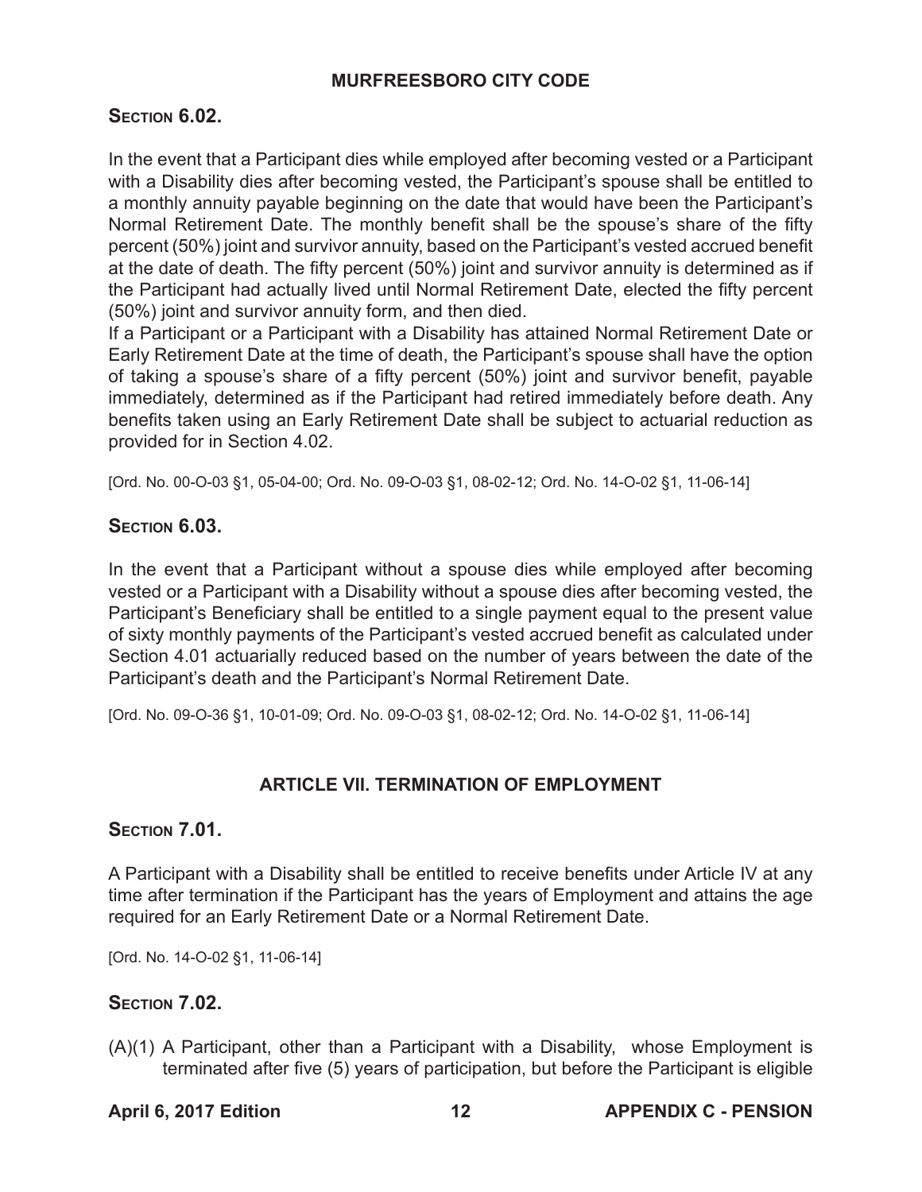### SECTION 6.02.

In the event that a Participant dies while employed after becoming vested or a Participant with a Disability dies after becoming vested, the Participant's spouse shall be entitled to a monthly annuity payable beginning on the date that would have been the Participant's Normal Retirement Date. The monthly benefit shall be the spouse's share of the fifty percent (50%) joint and survivor annuity, based on the Participant's vested accrued benefit at the date of death. The fifty percent (50%) joint and survivor annuity is determined as if the Participant had actually lived until Normal Retirement Date, elected the fifty percent (50%) joint and survivor annuity form, and then died.

If a Participant or a Participant with a Disability has attained Normal Retirement Date or Early Retirement Date at the time of death, the Participant's spouse shall have the option of taking a spouse's share of a fifty percent (50%) joint and survivor benefit, payable immediately, determined as if the Participant had retired immediately before death. Any benefits taken using an Early Retirement Date shall be subject to actuarial reduction as provided for in Section 4.02.

[Ord. No. 00-O-03 §1, 05-04-00; Ord. No. 09-O-03 §1, 08-02-12; Ord. No. 14-O-02 §1, 11-06-14]

### SECTION 6.03.

In the event that a Participant without a spouse dies while employed after becoming vested or a Participant with a Disability without a spouse dies after becoming vested, the Participant's Beneficiary shall be entitled to a single payment equal to the present value of sixty monthly payments of the Participant's vested accrued benefit as calculated under Section 4.01 actuarially reduced based on the number of years between the date of the Participant's death and the Participant's Normal Retirement Date.

[Ord. No. 09-O-36 §1, 10-01-09; Ord. No. 09-O-03 §1, 08-02-12; Ord. No. 14-O-02 §1, 11-06-14]

## ARTICLE VII. TERMINATION OF EMPLOYMENT

### SECTION 7.01.

A Participant with a Disability shall be entitled to receive benefits under Article IV at any time after termination if the Participant has the years of Employment and attains the age required for an Early Retirement Date or a Normal Retirement Date.

[Ord. No. 14-O-02 §1, 11-06-14]

### SECTION 7.02.

(A)(1) A Participant, other than a Participant with a Disability, whose Employment is terminated after five (5) years of participation, but before the Participant is eligible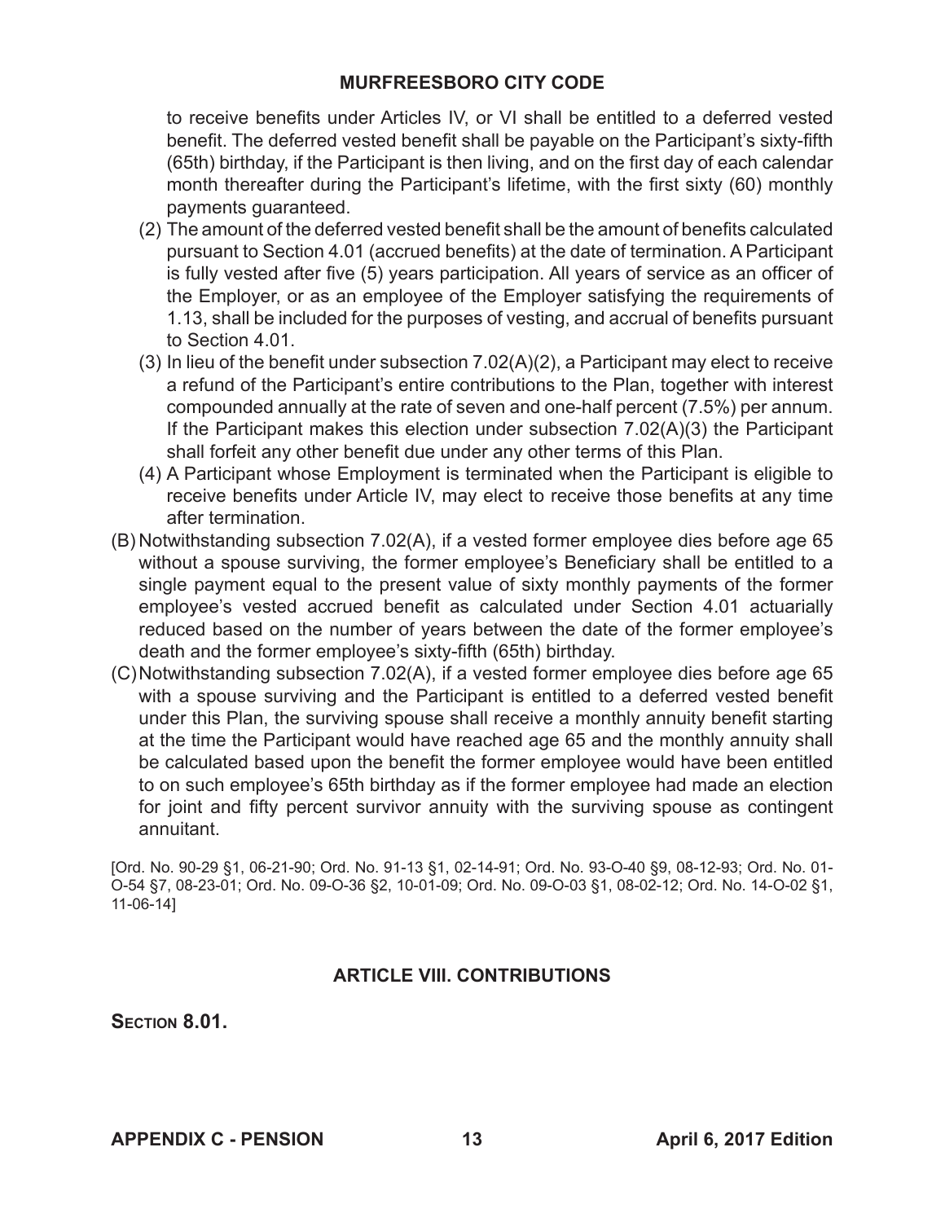to receive benefits under Articles IV, or VI shall be entitled to a deferred vested benefit. The deferred vested benefit shall be payable on the Participant's sixty-fifth (65th) birthday, if the Participant is then living, and on the first day of each calendar month thereafter during the Participant's lifetime, with the first sixty (60) monthly payments guaranteed.

(2) The amount of the deferred vested benefit shall be the amount of benefits calculated pursuant to Section 4.01 (accrued benefits) at the date of termination. A Participant is fully vested after five (5) years participation. All years of service as an officer of the Employer, or as an employee of the Employer satisfying the requirements of 1.13, shall be included for the purposes of vesting, and accrual of benefits pursuant to Section 4.01.

(3) In lieu of the benefit under subsection 7.02(A)(2), a Participant may elect to receive a refund of the Participant's entire contributions to the Plan, together with interest compounded annually at the rate of seven and one-half percent (7.5%) per annum. If the Participant makes this election under subsection 7.02(A)(3) the Participant shall forfeit any other benefit due under any other terms of this Plan.

(4) A Participant whose Employment is terminated when the Participant is eligible to receive benefits under Article IV, may elect to receive those benefits at any time after termination.

(B) Notwithstanding subsection 7.02(A), if a vested former employee dies before age 65 without a spouse surviving, the former employee's Beneficiary shall be entitled to a single payment equal to the present value of sixty monthly payments of the former employee's vested accrued benefit as calculated under Section 4.01 actuarially reduced based on the number of years between the date of the former employee's death and the former employee's sixty-fifth (65th) birthday.

(C) Notwithstanding subsection 7.02(A), if a vested former employee dies before age 65 with a spouse surviving and the Participant is entitled to a deferred vested benefit under this Plan, the surviving spouse shall receive a monthly annuity benefit starting at the time the Participant would have reached age 65 and the monthly annuity shall be calculated based upon the benefit the former employee would have been entitled to on such employee's 65th birthday as if the former employee had made an election for joint and fifty percent survivor annuity with the surviving spouse as contingent annuitant.

[Ord. No. 90-29 §1, 06-21-90; Ord. No. 91-13 §1, 02-14-91; Ord. No. 93-O-40 §9, 08-12-93; Ord. No. 01-O-54 §7, 08-23-01; Ord. No. 09-O-36 §2, 10-01-09; Ord. No. 09-O-03 §1, 08-02-12; Ord. No. 14-O-02 §1, 11-06-14]

## ARTICLE VIII. CONTRIBUTIONS

**Section 8.01.**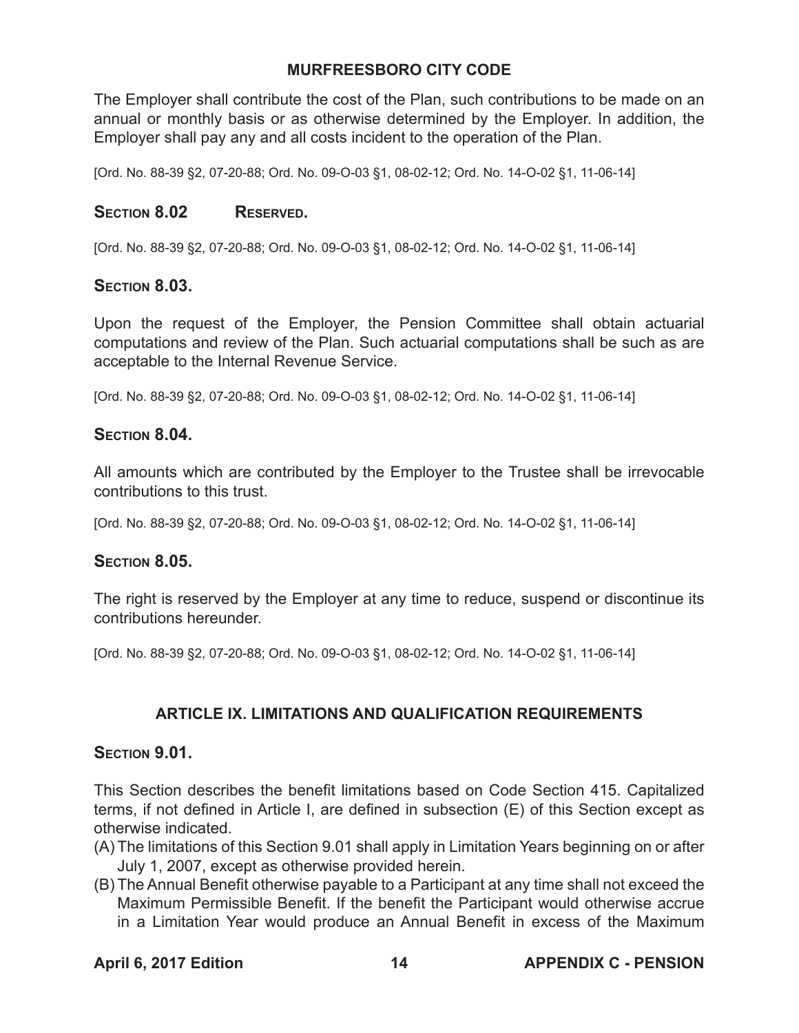The Employer shall contribute the cost of the Plan, such contributions to be made on an annual or monthly basis or as otherwise determined by the Employer. In addition, the Employer shall pay any and all costs incident to the operation of the Plan.

[Ord. No. 88-39 §2, 07-20-88; Ord. No. 09-O-03 §1, 08-02-12; Ord. No. 14-O-02 §1, 11-06-14]

### Section 8.02 Reserved.

[Ord. No. 88-39 §2, 07-20-88; Ord. No. 09-O-03 §1, 08-02-12; Ord. No. 14-O-02 §1, 11-06-14]

### Section 8.03.

Upon the request of the Employer, the Pension Committee shall obtain actuarial computations and review of the Plan. Such actuarial computations shall be such as are acceptable to the Internal Revenue Service.

[Ord. No. 88-39 §2, 07-20-88; Ord. No. 09-O-03 §1, 08-02-12; Ord. No. 14-O-02 §1, 11-06-14]

### Section 8.04.

All amounts which are contributed by the Employer to the Trustee shall be irrevocable contributions to this trust.

[Ord. No. 88-39 §2, 07-20-88; Ord. No. 09-O-03 §1, 08-02-12; Ord. No. 14-O-02 §1, 11-06-14]

### Section 8.05.

The right is reserved by the Employer at any time to reduce, suspend or discontinue its contributions hereunder.

[Ord. No. 88-39 §2, 07-20-88; Ord. No. 09-O-03 §1, 08-02-12; Ord. No. 14-O-02 §1, 11-06-14]

## ARTICLE IX. LIMITATIONS AND QUALIFICATION REQUIREMENTS

### Section 9.01.

This Section describes the benefit limitations based on Code Section 415. Capitalized terms, if not defined in Article I, are defined in subsection (E) of this Section except as otherwise indicated.

(A) The limitations of this Section 9.01 shall apply in Limitation Years beginning on or after July 1, 2007, except as otherwise provided herein.

(B) The Annual Benefit otherwise payable to a Participant at any time shall not exceed the Maximum Permissible Benefit. If the benefit the Participant would otherwise accrue in a Limitation Year would produce an Annual Benefit in excess of the Maximum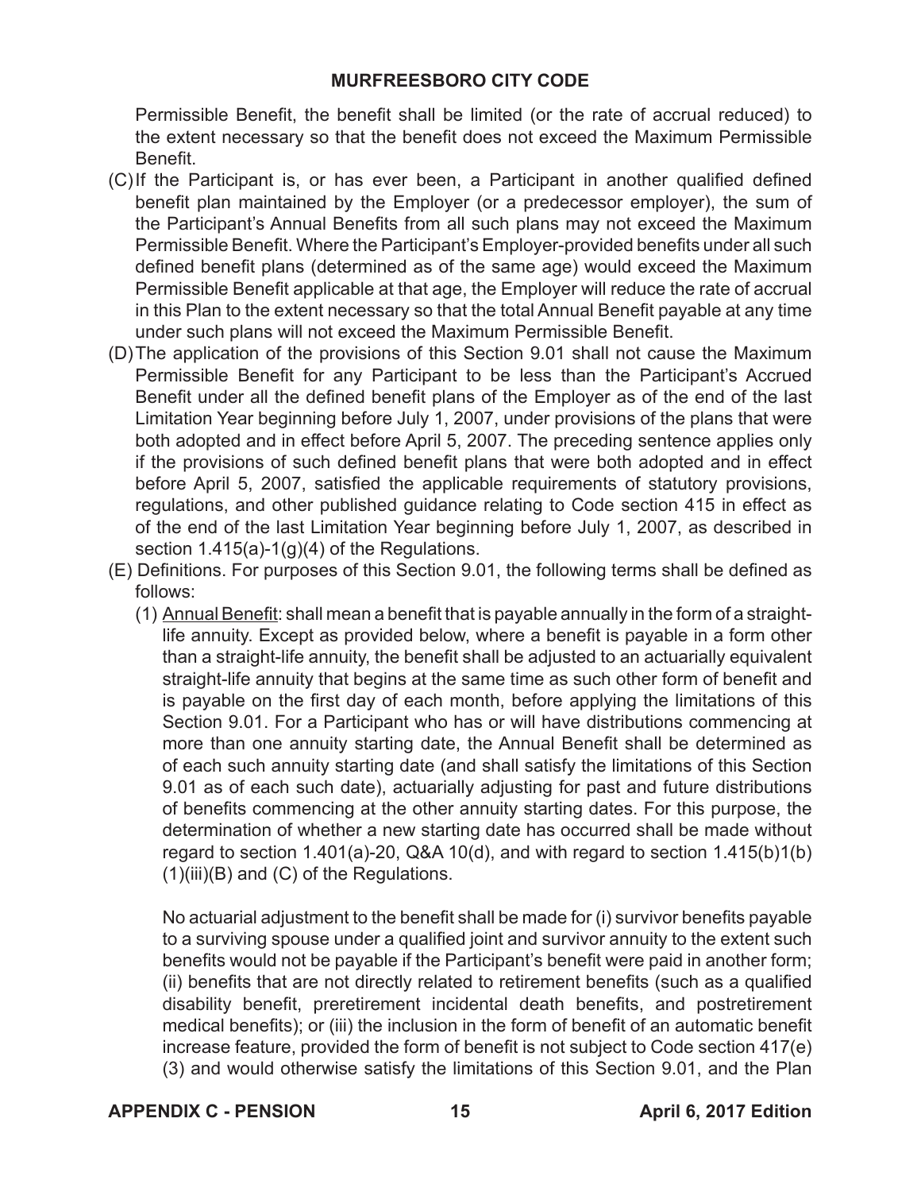Permissible Benefit, the benefit shall be limited (or the rate of accrual reduced) to the extent necessary so that the benefit does not exceed the Maximum Permissible Benefit.

(C) If the Participant is, or has ever been, a Participant in another qualified defined benefit plan maintained by the Employer (or a predecessor employer), the sum of the Participant's Annual Benefits from all such plans may not exceed the Maximum Permissible Benefit. Where the Participant's Employer-provided benefits under all such defined benefit plans (determined as of the same age) would exceed the Maximum Permissible Benefit applicable at that age, the Employer will reduce the rate of accrual in this Plan to the extent necessary so that the total Annual Benefit payable at any time under such plans will not exceed the Maximum Permissible Benefit.

(D) The application of the provisions of this Section 9.01 shall not cause the Maximum Permissible Benefit for any Participant to be less than the Participant's Accrued Benefit under all the defined benefit plans of the Employer as of the end of the last Limitation Year beginning before July 1, 2007, under provisions of the plans that were both adopted and in effect before April 5, 2007. The preceding sentence applies only if the provisions of such defined benefit plans that were both adopted and in effect before April 5, 2007, satisfied the applicable requirements of statutory provisions, regulations, and other published guidance relating to Code section 415 in effect as of the end of the last Limitation Year beginning before July 1, 2007, as described in section 1.415(a)-1(g)(4) of the Regulations.

(E) Definitions. For purposes of this Section 9.01, the following terms shall be defined as follows:

(1) Annual Benefit: shall mean a benefit that is payable annually in the form of a straight-life annuity. Except as provided below, where a benefit is payable in a form other than a straight-life annuity, the benefit shall be adjusted to an actuarially equivalent straight-life annuity that begins at the same time as such other form of benefit and is payable on the first day of each month, before applying the limitations of this Section 9.01. For a Participant who has or will have distributions commencing at more than one annuity starting date, the Annual Benefit shall be determined as of each such annuity starting date (and shall satisfy the limitations of this Section 9.01 as of each such date), actuarially adjusting for past and future distributions of benefits commencing at the other annuity starting dates. For this purpose, the determination of whether a new starting date has occurred shall be made without regard to section 1.401(a)-20, Q&A 10(d), and with regard to section 1.415(b)1(b)(1)(iii)(B) and (C) of the Regulations.

No actuarial adjustment to the benefit shall be made for (i) survivor benefits payable to a surviving spouse under a qualified joint and survivor annuity to the extent such benefits would not be payable if the Participant's benefit were paid in another form; (ii) benefits that are not directly related to retirement benefits (such as a qualified disability benefit, preretirement incidental death benefits, and postretirement medical benefits); or (iii) the inclusion in the form of benefit of an automatic benefit increase feature, provided the form of benefit is not subject to Code section 417(e)(3) and would otherwise satisfy the limitations of this Section 9.01, and the Plan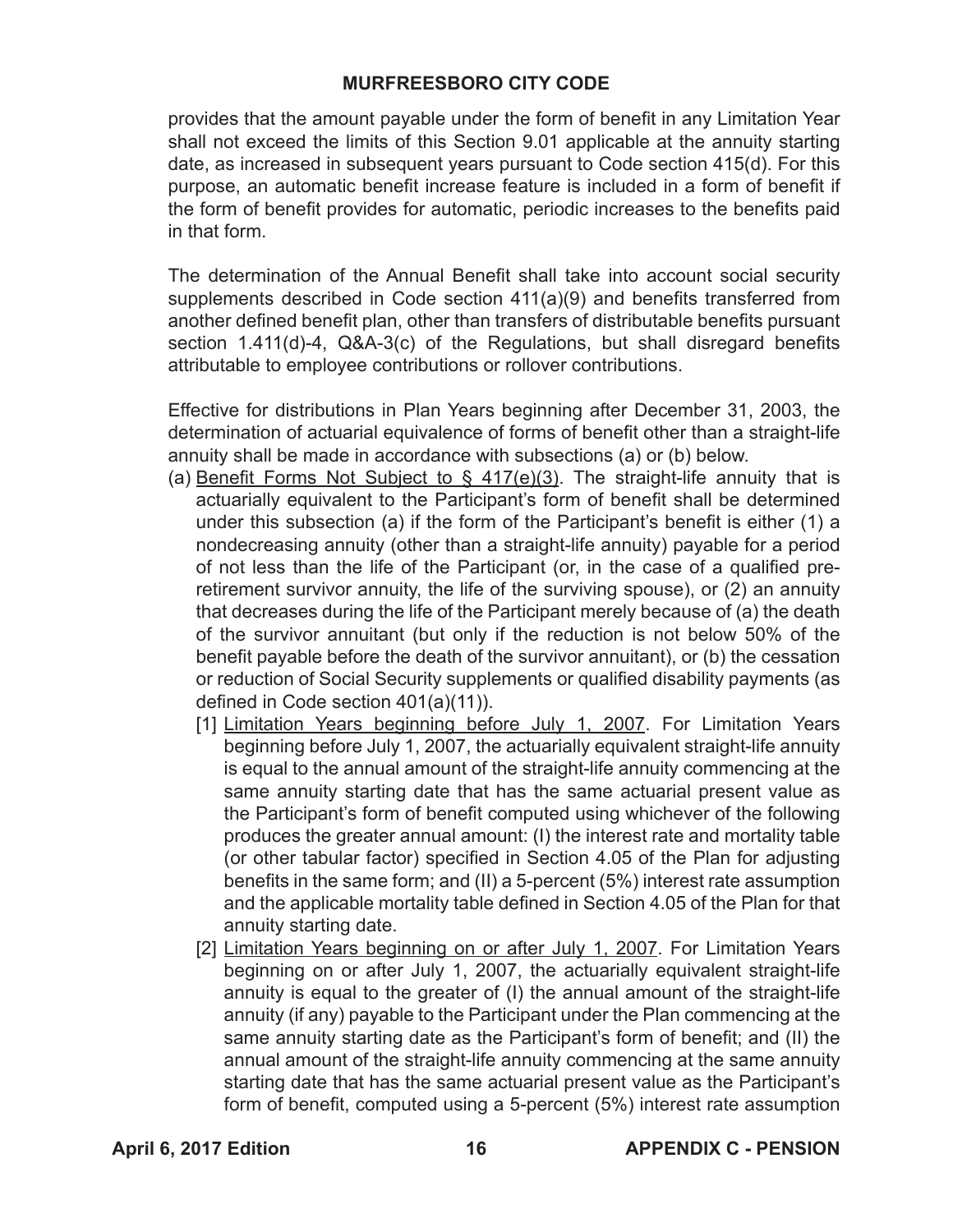provides that the amount payable under the form of benefit in any Limitation Year shall not exceed the limits of this Section 9.01 applicable at the annuity starting date, as increased in subsequent years pursuant to Code section 415(d). For this purpose, an automatic benefit increase feature is included in a form of benefit if the form of benefit provides for automatic, periodic increases to the benefits paid in that form.

The determination of the Annual Benefit shall take into account social security supplements described in Code section 411(a)(9) and benefits transferred from another defined benefit plan, other than transfers of distributable benefits pursuant section 1.411(d)-4, Q&A-3(c) of the Regulations, but shall disregard benefits attributable to employee contributions or rollover contributions.

Effective for distributions in Plan Years beginning after December 31, 2003, the determination of actuarial equivalence of forms of benefit other than a straight-life annuity shall be made in accordance with subsections (a) or (b) below.

(a) Benefit Forms Not Subject to § 417(e)(3). The straight-life annuity that is actuarially equivalent to the Participant's form of benefit shall be determined under this subsection (a) if the form of the Participant's benefit is either (1) a nondecreasing annuity (other than a straight-life annuity) payable for a period of not less than the life of the Participant (or, in the case of a qualified pre-retirement survivor annuity, the life of the surviving spouse), or (2) an annuity that decreases during the life of the Participant merely because of (a) the death of the survivor annuitant (but only if the reduction is not below 50% of the benefit payable before the death of the survivor annuitant), or (b) the cessation or reduction of Social Security supplements or qualified disability payments (as defined in Code section 401(a)(11)).

[1] Limitation Years beginning before July 1, 2007. For Limitation Years beginning before July 1, 2007, the actuarially equivalent straight-life annuity is equal to the annual amount of the straight-life annuity commencing at the same annuity starting date that has the same actuarial present value as the Participant's form of benefit computed using whichever of the following produces the greater annual amount: (I) the interest rate and mortality table (or other tabular factor) specified in Section 4.05 of the Plan for adjusting benefits in the same form; and (II) a 5-percent (5%) interest rate assumption and the applicable mortality table defined in Section 4.05 of the Plan for that annuity starting date.

[2] Limitation Years beginning on or after July 1, 2007. For Limitation Years beginning on or after July 1, 2007, the actuarially equivalent straight-life annuity is equal to the greater of (I) the annual amount of the straight-life annuity (if any) payable to the Participant under the Plan commencing at the same annuity starting date as the Participant's form of benefit; and (II) the annual amount of the straight-life annuity commencing at the same annuity starting date that has the same actuarial present value as the Participant's form of benefit, computed using a 5-percent (5%) interest rate assumption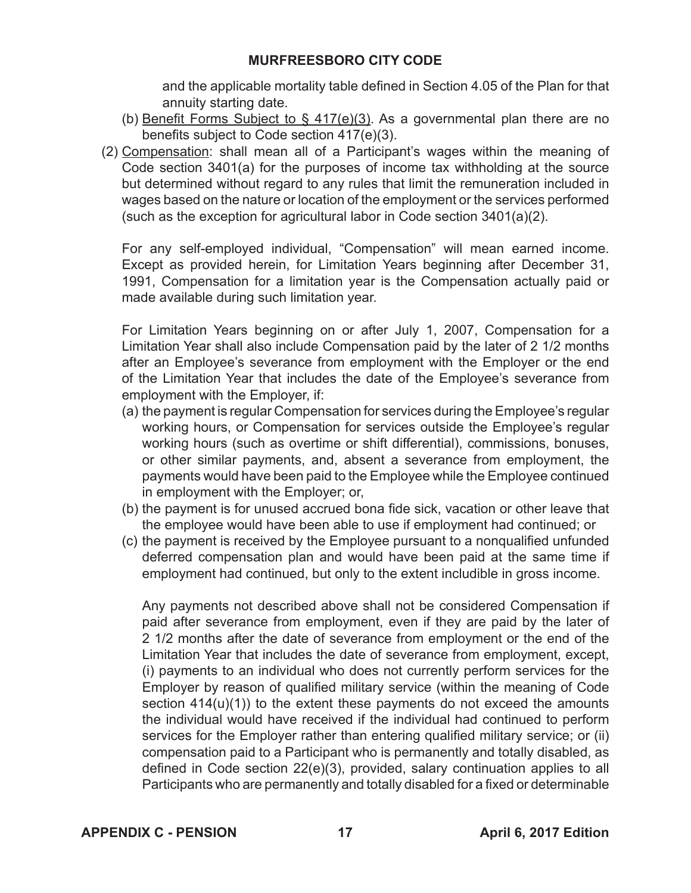and the applicable mortality table defined in Section 4.05 of the Plan for that annuity starting date.

(b) Benefit Forms Subject to § 417(e)(3). As a governmental plan there are no benefits subject to Code section 417(e)(3).

(2) Compensation: shall mean all of a Participant's wages within the meaning of Code section 3401(a) for the purposes of income tax withholding at the source but determined without regard to any rules that limit the remuneration included in wages based on the nature or location of the employment or the services performed (such as the exception for agricultural labor in Code section 3401(a)(2).

For any self-employed individual, "Compensation" will mean earned income. Except as provided herein, for Limitation Years beginning after December 31, 1991, Compensation for a limitation year is the Compensation actually paid or made available during such limitation year.

For Limitation Years beginning on or after July 1, 2007, Compensation for a Limitation Year shall also include Compensation paid by the later of 2 1/2 months after an Employee's severance from employment with the Employer or the end of the Limitation Year that includes the date of the Employee's severance from employment with the Employer, if:

(a) the payment is regular Compensation for services during the Employee's regular working hours, or Compensation for services outside the Employee's regular working hours (such as overtime or shift differential), commissions, bonuses, or other similar payments, and, absent a severance from employment, the payments would have been paid to the Employee while the Employee continued in employment with the Employer; or,

(b) the payment is for unused accrued bona fide sick, vacation or other leave that the employee would have been able to use if employment had continued; or

(c) the payment is received by the Employee pursuant to a nonqualified unfunded deferred compensation plan and would have been paid at the same time if employment had continued, but only to the extent includible in gross income.

Any payments not described above shall not be considered Compensation if paid after severance from employment, even if they are paid by the later of 2 1/2 months after the date of severance from employment or the end of the Limitation Year that includes the date of severance from employment, except, (i) payments to an individual who does not currently perform services for the Employer by reason of qualified military service (within the meaning of Code section 414(u)(1)) to the extent these payments do not exceed the amounts the individual would have received if the individual had continued to perform services for the Employer rather than entering qualified military service; or (ii) compensation paid to a Participant who is permanently and totally disabled, as defined in Code section 22(e)(3), provided, salary continuation applies to all Participants who are permanently and totally disabled for a fixed or determinable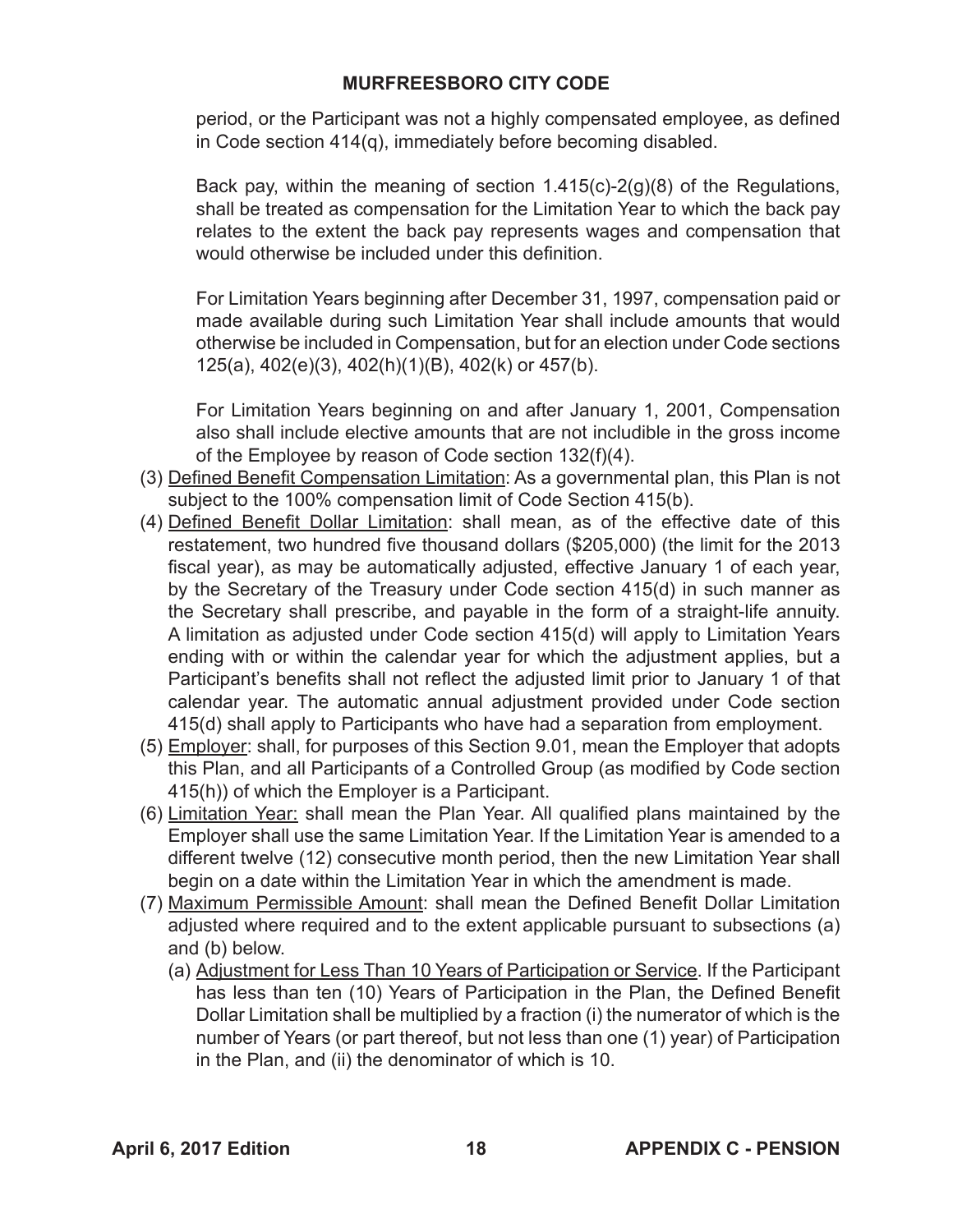period, or the Participant was not a highly compensated employee, as defined in Code section 414(q), immediately before becoming disabled.

Back pay, within the meaning of section 1.415(c)-2(g)(8) of the Regulations, shall be treated as compensation for the Limitation Year to which the back pay relates to the extent the back pay represents wages and compensation that would otherwise be included under this definition.

For Limitation Years beginning after December 31, 1997, compensation paid or made available during such Limitation Year shall include amounts that would otherwise be included in Compensation, but for an election under Code sections 125(a), 402(e)(3), 402(h)(1)(B), 402(k) or 457(b).

For Limitation Years beginning on and after January 1, 2001, Compensation also shall include elective amounts that are not includible in the gross income of the Employee by reason of Code section 132(f)(4).

(3) Defined Benefit Compensation Limitation: As a governmental plan, this Plan is not subject to the 100% compensation limit of Code Section 415(b).

(4) Defined Benefit Dollar Limitation: shall mean, as of the effective date of this restatement, two hundred five thousand dollars ($205,000) (the limit for the 2013 fiscal year), as may be automatically adjusted, effective January 1 of each year, by the Secretary of the Treasury under Code section 415(d) in such manner as the Secretary shall prescribe, and payable in the form of a straight-life annuity. A limitation as adjusted under Code section 415(d) will apply to Limitation Years ending with or within the calendar year for which the adjustment applies, but a Participant's benefits shall not reflect the adjusted limit prior to January 1 of that calendar year. The automatic annual adjustment provided under Code section 415(d) shall apply to Participants who have had a separation from employment.

(5) Employer: shall, for purposes of this Section 9.01, mean the Employer that adopts this Plan, and all Participants of a Controlled Group (as modified by Code section 415(h)) of which the Employer is a Participant.

(6) Limitation Year: shall mean the Plan Year. All qualified plans maintained by the Employer shall use the same Limitation Year. If the Limitation Year is amended to a different twelve (12) consecutive month period, then the new Limitation Year shall begin on a date within the Limitation Year in which the amendment is made.

(7) Maximum Permissible Amount: shall mean the Defined Benefit Dollar Limitation adjusted where required and to the extent applicable pursuant to subsections (a) and (b) below.

   (a) Adjustment for Less Than 10 Years of Participation or Service. If the Participant has less than ten (10) Years of Participation in the Plan, the Defined Benefit Dollar Limitation shall be multiplied by a fraction (i) the numerator of which is the number of Years (or part thereof, but not less than one (1) year) of Participation in the Plan, and (ii) the denominator of which is 10.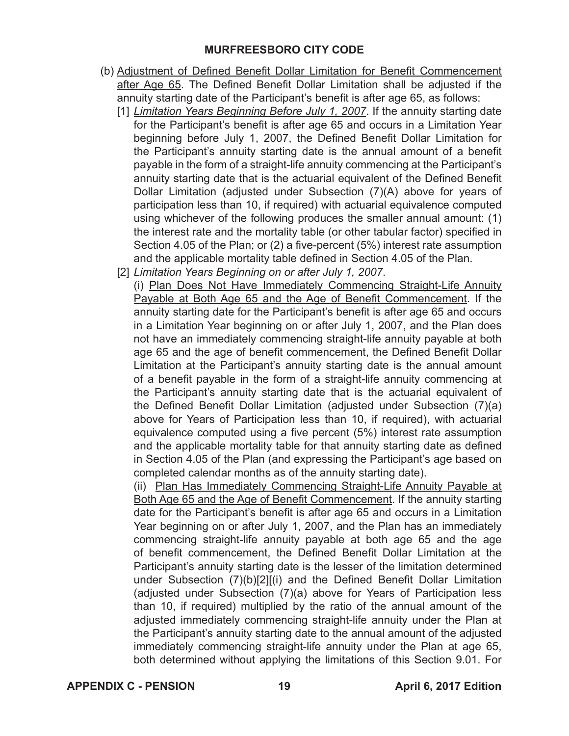(b) <u>Adjustment of Defined Benefit Dollar Limitation for Benefit Commencement after Age 65</u>. The Defined Benefit Dollar Limitation shall be adjusted if the annuity starting date of the Participant's benefit is after age 65, as follows:

[1] <u>*Limitation Years Beginning Before July 1, 2007*</u>. If the annuity starting date for the Participant's benefit is after age 65 and occurs in a Limitation Year beginning before July 1, 2007, the Defined Benefit Dollar Limitation for the Participant's annuity starting date is the annual amount of a benefit payable in the form of a straight-life annuity commencing at the Participant's annuity starting date that is the actuarial equivalent of the Defined Benefit Dollar Limitation (adjusted under Subsection (7)(A) above for years of participation less than 10, if required) with actuarial equivalence computed using whichever of the following produces the smaller annual amount: (1) the interest rate and the mortality table (or other tabular factor) specified in Section 4.05 of the Plan; or (2) a five-percent (5%) interest rate assumption and the applicable mortality table defined in Section 4.05 of the Plan.

[2] <u>*Limitation Years Beginning on or after July 1, 2007*</u>.

(i) <u>Plan Does Not Have Immediately Commencing Straight-Life Annuity Payable at Both Age 65 and the Age of Benefit Commencement</u>. If the annuity starting date for the Participant's benefit is after age 65 and occurs in a Limitation Year beginning on or after July 1, 2007, and the Plan does not have an immediately commencing straight-life annuity payable at both age 65 and the age of benefit commencement, the Defined Benefit Dollar Limitation at the Participant's annuity starting date is the annual amount of a benefit payable in the form of a straight-life annuity commencing at the Participant's annuity starting date that is the actuarial equivalent of the Defined Benefit Dollar Limitation (adjusted under Subsection (7)(a) above for Years of Participation less than 10, if required), with actuarial equivalence computed using a five percent (5%) interest rate assumption and the applicable mortality table for that annuity starting date as defined in Section 4.05 of the Plan (and expressing the Participant's age based on completed calendar months as of the annuity starting date).

(ii) <u>Plan Has Immediately Commencing Straight-Life Annuity Payable at Both Age 65 and the Age of Benefit Commencement</u>. If the annuity starting date for the Participant's benefit is after age 65 and occurs in a Limitation Year beginning on or after July 1, 2007, and the Plan has an immediately commencing straight-life annuity payable at both age 65 and the age of benefit commencement, the Defined Benefit Dollar Limitation at the Participant's annuity starting date is the lesser of the limitation determined under Subsection (7)(b)[2][(i) and the Defined Benefit Dollar Limitation (adjusted under Subsection (7)(a) above for Years of Participation less than 10, if required) multiplied by the ratio of the annual amount of the adjusted immediately commencing straight-life annuity under the Plan at the Participant's annuity starting date to the annual amount of the adjusted immediately commencing straight-life annuity under the Plan at age 65, both determined without applying the limitations of this Section 9.01. For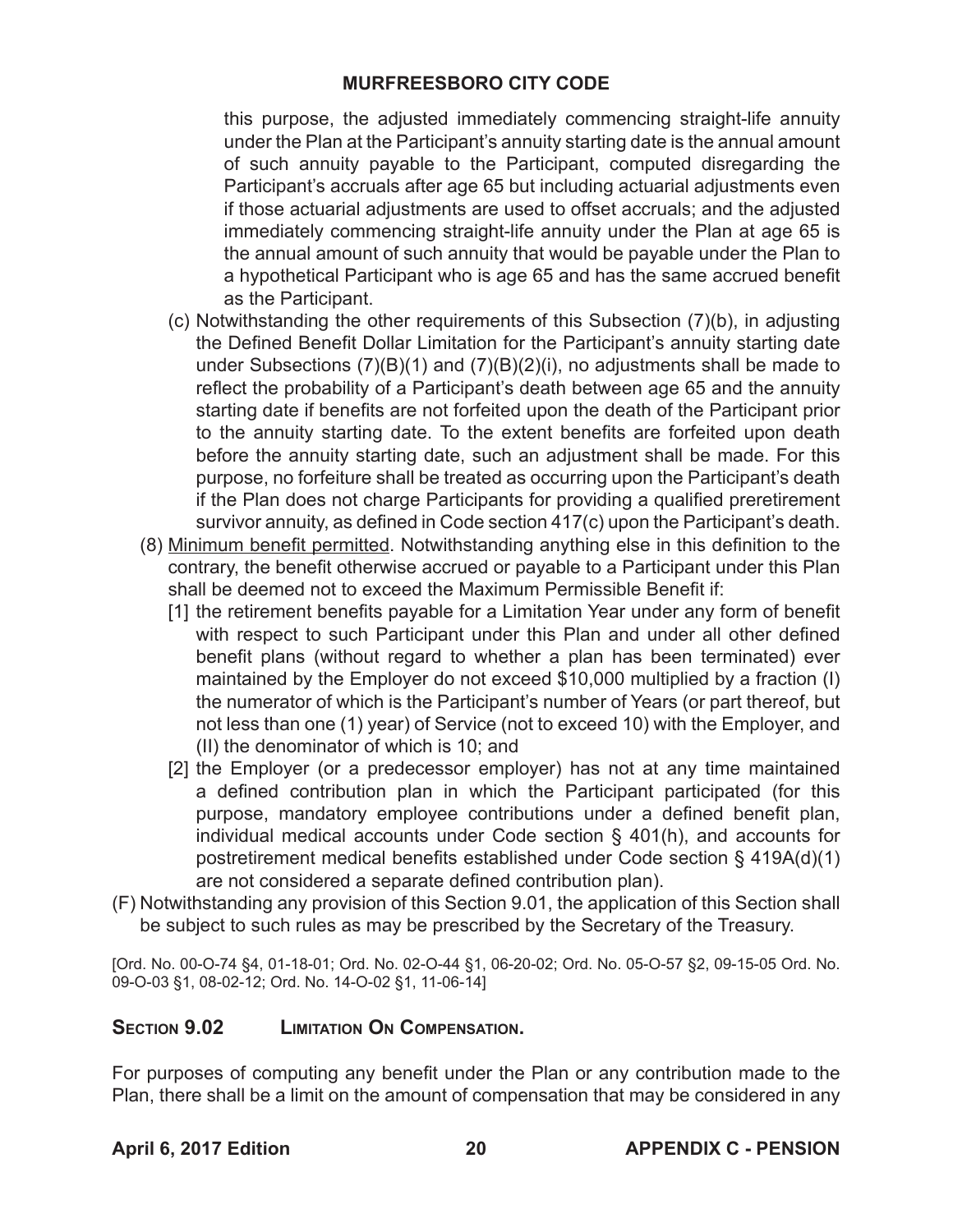this purpose, the adjusted immediately commencing straight-life annuity under the Plan at the Participant's annuity starting date is the annual amount of such annuity payable to the Participant, computed disregarding the Participant's accruals after age 65 but including actuarial adjustments even if those actuarial adjustments are used to offset accruals; and the adjusted immediately commencing straight-life annuity under the Plan at age 65 is the annual amount of such annuity that would be payable under the Plan to a hypothetical Participant who is age 65 and has the same accrued benefit as the Participant.

(c) Notwithstanding the other requirements of this Subsection (7)(b), in adjusting the Defined Benefit Dollar Limitation for the Participant's annuity starting date under Subsections (7)(B)(1) and (7)(B)(2)(i), no adjustments shall be made to reflect the probability of a Participant's death between age 65 and the annuity starting date if benefits are not forfeited upon the death of the Participant prior to the annuity starting date. To the extent benefits are forfeited upon death before the annuity starting date, such an adjustment shall be made. For this purpose, no forfeiture shall be treated as occurring upon the Participant's death if the Plan does not charge Participants for providing a qualified preretirement survivor annuity, as defined in Code section 417(c) upon the Participant's death.

(8) Minimum benefit permitted. Notwithstanding anything else in this definition to the contrary, the benefit otherwise accrued or payable to a Participant under this Plan shall be deemed not to exceed the Maximum Permissible Benefit if:

[1] the retirement benefits payable for a Limitation Year under any form of benefit with respect to such Participant under this Plan and under all other defined benefit plans (without regard to whether a plan has been terminated) ever maintained by the Employer do not exceed $10,000 multiplied by a fraction (I) the numerator of which is the Participant's number of Years (or part thereof, but not less than one (1) year) of Service (not to exceed 10) with the Employer, and (II) the denominator of which is 10; and

[2] the Employer (or a predecessor employer) has not at any time maintained a defined contribution plan in which the Participant participated (for this purpose, mandatory employee contributions under a defined benefit plan, individual medical accounts under Code section § 401(h), and accounts for postretirement medical benefits established under Code section § 419A(d)(1) are not considered a separate defined contribution plan).

(F) Notwithstanding any provision of this Section 9.01, the application of this Section shall be subject to such rules as may be prescribed by the Secretary of the Treasury.

[Ord. No. 00-O-74 §4, 01-18-01; Ord. No. 02-O-44 §1, 06-20-02; Ord. No. 05-O-57 §2, 09-15-05 Ord. No. 09-O-03 §1, 08-02-12; Ord. No. 14-O-02 §1, 11-06-14]

## Section 9.02 Limitation On Compensation.

For purposes of computing any benefit under the Plan or any contribution made to the Plan, there shall be a limit on the amount of compensation that may be considered in any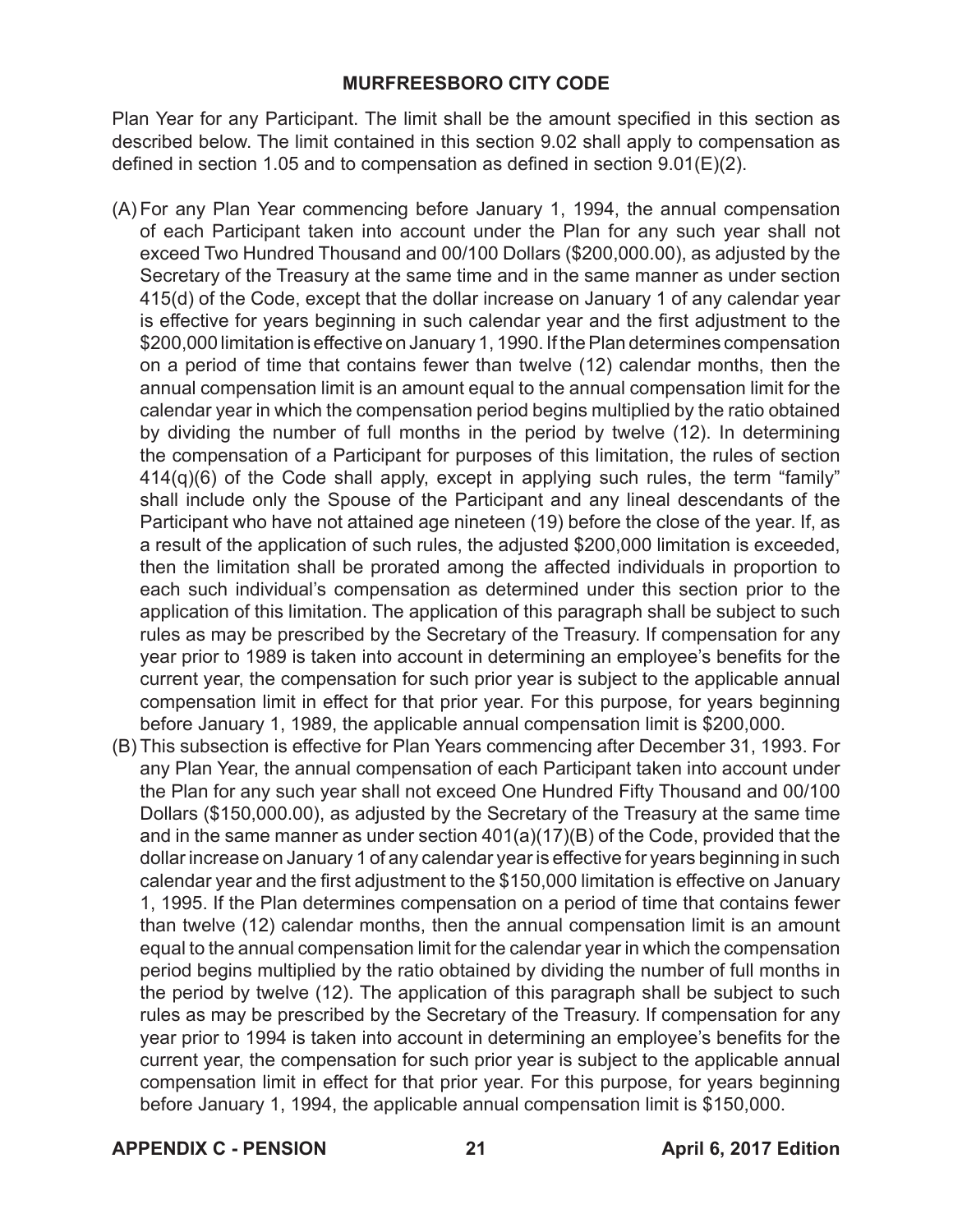Plan Year for any Participant. The limit shall be the amount specified in this section as described below. The limit contained in this section 9.02 shall apply to compensation as defined in section 1.05 and to compensation as defined in section 9.01(E)(2).

(A) For any Plan Year commencing before January 1, 1994, the annual compensation of each Participant taken into account under the Plan for any such year shall not exceed Two Hundred Thousand and 00/100 Dollars ($200,000.00), as adjusted by the Secretary of the Treasury at the same time and in the same manner as under section 415(d) of the Code, except that the dollar increase on January 1 of any calendar year is effective for years beginning in such calendar year and the first adjustment to the $200,000 limitation is effective on January 1, 1990. If the Plan determines compensation on a period of time that contains fewer than twelve (12) calendar months, then the annual compensation limit is an amount equal to the annual compensation limit for the calendar year in which the compensation period begins multiplied by the ratio obtained by dividing the number of full months in the period by twelve (12). In determining the compensation of a Participant for purposes of this limitation, the rules of section 414(q)(6) of the Code shall apply, except in applying such rules, the term "family" shall include only the Spouse of the Participant and any lineal descendants of the Participant who have not attained age nineteen (19) before the close of the year. If, as a result of the application of such rules, the adjusted $200,000 limitation is exceeded, then the limitation shall be prorated among the affected individuals in proportion to each such individual's compensation as determined under this section prior to the application of this limitation. The application of this paragraph shall be subject to such rules as may be prescribed by the Secretary of the Treasury. If compensation for any year prior to 1989 is taken into account in determining an employee's benefits for the current year, the compensation for such prior year is subject to the applicable annual compensation limit in effect for that prior year. For this purpose, for years beginning before January 1, 1989, the applicable annual compensation limit is $200,000.

(B) This subsection is effective for Plan Years commencing after December 31, 1993. For any Plan Year, the annual compensation of each Participant taken into account under the Plan for any such year shall not exceed One Hundred Fifty Thousand and 00/100 Dollars ($150,000.00), as adjusted by the Secretary of the Treasury at the same time and in the same manner as under section 401(a)(17)(B) of the Code, provided that the dollar increase on January 1 of any calendar year is effective for years beginning in such calendar year and the first adjustment to the $150,000 limitation is effective on January 1, 1995. If the Plan determines compensation on a period of time that contains fewer than twelve (12) calendar months, then the annual compensation limit is an amount equal to the annual compensation limit for the calendar year in which the compensation period begins multiplied by the ratio obtained by dividing the number of full months in the period by twelve (12). The application of this paragraph shall be subject to such rules as may be prescribed by the Secretary of the Treasury. If compensation for any year prior to 1994 is taken into account in determining an employee's benefits for the current year, the compensation for such prior year is subject to the applicable annual compensation limit in effect for that prior year. For this purpose, for years beginning before January 1, 1994, the applicable annual compensation limit is $150,000.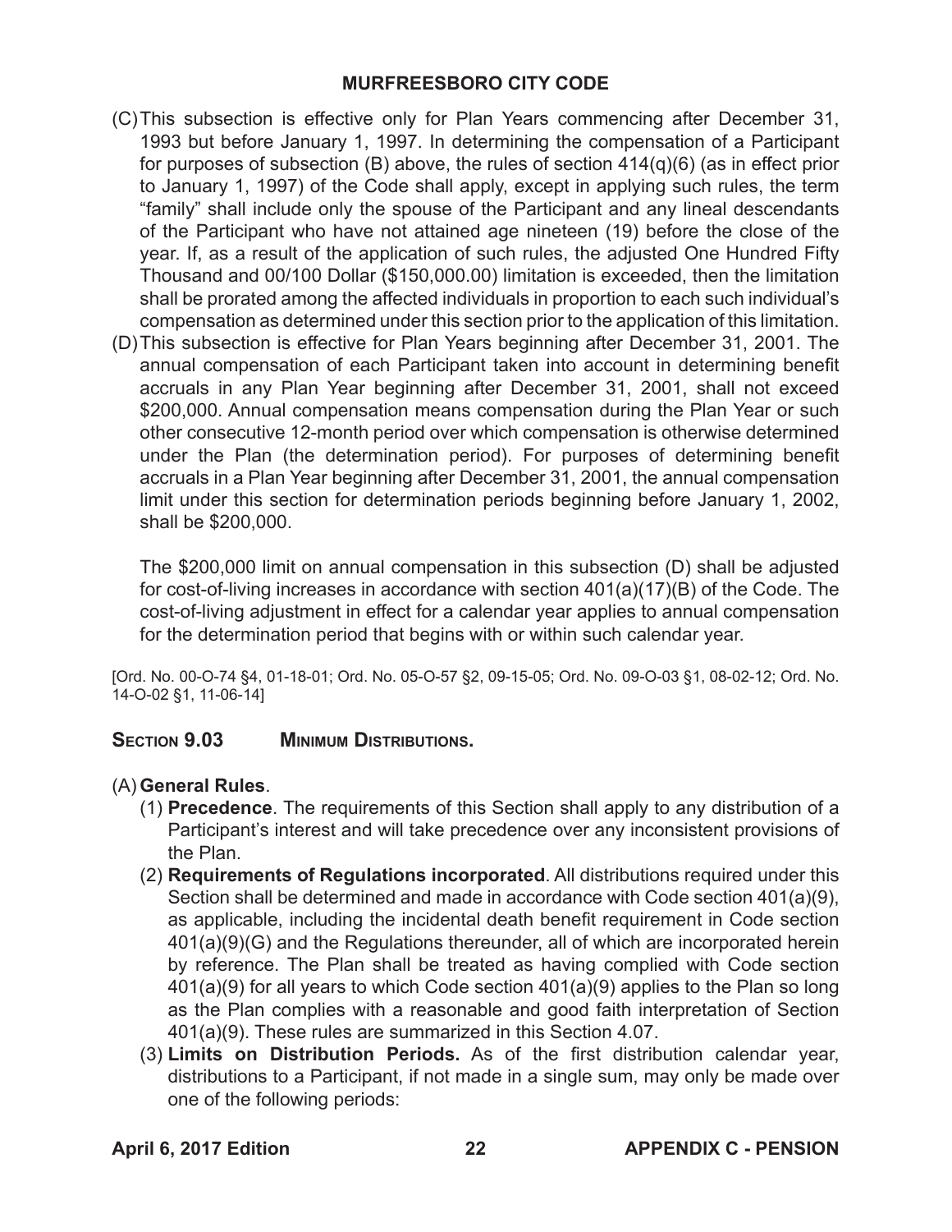(C) This subsection is effective only for Plan Years commencing after December 31, 1993 but before January 1, 1997. In determining the compensation of a Participant for purposes of subsection (B) above, the rules of section 414(q)(6) (as in effect prior to January 1, 1997) of the Code shall apply, except in applying such rules, the term "family" shall include only the spouse of the Participant and any lineal descendants of the Participant who have not attained age nineteen (19) before the close of the year. If, as a result of the application of such rules, the adjusted One Hundred Fifty Thousand and 00/100 Dollar ($150,000.00) limitation is exceeded, then the limitation shall be prorated among the affected individuals in proportion to each such individual's compensation as determined under this section prior to the application of this limitation.

(D) This subsection is effective for Plan Years beginning after December 31, 2001. The annual compensation of each Participant taken into account in determining benefit accruals in any Plan Year beginning after December 31, 2001, shall not exceed $200,000. Annual compensation means compensation during the Plan Year or such other consecutive 12-month period over which compensation is otherwise determined under the Plan (the determination period). For purposes of determining benefit accruals in a Plan Year beginning after December 31, 2001, the annual compensation limit under this section for determination periods beginning before January 1, 2002, shall be $200,000.

The $200,000 limit on annual compensation in this subsection (D) shall be adjusted for cost-of-living increases in accordance with section 401(a)(17)(B) of the Code. The cost-of-living adjustment in effect for a calendar year applies to annual compensation for the determination period that begins with or within such calendar year.

[Ord. No. 00-O-74 §4, 01-18-01; Ord. No. 05-O-57 §2, 09-15-05; Ord. No. 09-O-03 §1, 08-02-12; Ord. No. 14-O-02 §1, 11-06-14]

## SECTION 9.03 MINIMUM DISTRIBUTIONS.

(A) **General Rules**.

(1) **Precedence**. The requirements of this Section shall apply to any distribution of a Participant's interest and will take precedence over any inconsistent provisions of the Plan.

(2) **Requirements of Regulations incorporated**. All distributions required under this Section shall be determined and made in accordance with Code section 401(a)(9), as applicable, including the incidental death benefit requirement in Code section 401(a)(9)(G) and the Regulations thereunder, all of which are incorporated herein by reference. The Plan shall be treated as having complied with Code section 401(a)(9) for all years to which Code section 401(a)(9) applies to the Plan so long as the Plan complies with a reasonable and good faith interpretation of Section 401(a)(9). These rules are summarized in this Section 4.07.

(3) **Limits on Distribution Periods.** As of the first distribution calendar year, distributions to a Participant, if not made in a single sum, may only be made over one of the following periods: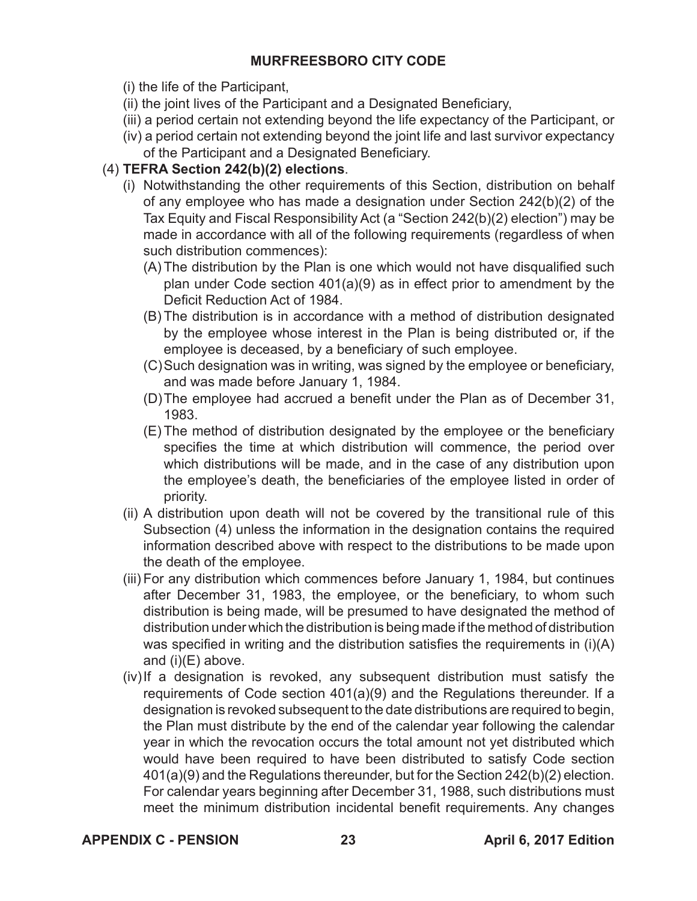(i) the life of the Participant,

(ii) the joint lives of the Participant and a Designated Beneficiary,

(iii) a period certain not extending beyond the life expectancy of the Participant, or

(iv) a period certain not extending beyond the joint life and last survivor expectancy of the Participant and a Designated Beneficiary.

(4) **TEFRA Section 242(b)(2) elections**.

(i) Notwithstanding the other requirements of this Section, distribution on behalf of any employee who has made a designation under Section 242(b)(2) of the Tax Equity and Fiscal Responsibility Act (a "Section 242(b)(2) election") may be made in accordance with all of the following requirements (regardless of when such distribution commences):

(A) The distribution by the Plan is one which would not have disqualified such plan under Code section 401(a)(9) as in effect prior to amendment by the Deficit Reduction Act of 1984.

(B) The distribution is in accordance with a method of distribution designated by the employee whose interest in the Plan is being distributed or, if the employee is deceased, by a beneficiary of such employee.

(C) Such designation was in writing, was signed by the employee or beneficiary, and was made before January 1, 1984.

(D) The employee had accrued a benefit under the Plan as of December 31, 1983.

(E) The method of distribution designated by the employee or the beneficiary specifies the time at which distribution will commence, the period over which distributions will be made, and in the case of any distribution upon the employee's death, the beneficiaries of the employee listed in order of priority.

(ii) A distribution upon death will not be covered by the transitional rule of this Subsection (4) unless the information in the designation contains the required information described above with respect to the distributions to be made upon the death of the employee.

(iii) For any distribution which commences before January 1, 1984, but continues after December 31, 1983, the employee, or the beneficiary, to whom such distribution is being made, will be presumed to have designated the method of distribution under which the distribution is being made if the method of distribution was specified in writing and the distribution satisfies the requirements in (i)(A) and (i)(E) above.

(iv) If a designation is revoked, any subsequent distribution must satisfy the requirements of Code section 401(a)(9) and the Regulations thereunder. If a designation is revoked subsequent to the date distributions are required to begin, the Plan must distribute by the end of the calendar year following the calendar year in which the revocation occurs the total amount not yet distributed which would have been required to have been distributed to satisfy Code section 401(a)(9) and the Regulations thereunder, but for the Section 242(b)(2) election. For calendar years beginning after December 31, 1988, such distributions must meet the minimum distribution incidental benefit requirements. Any changes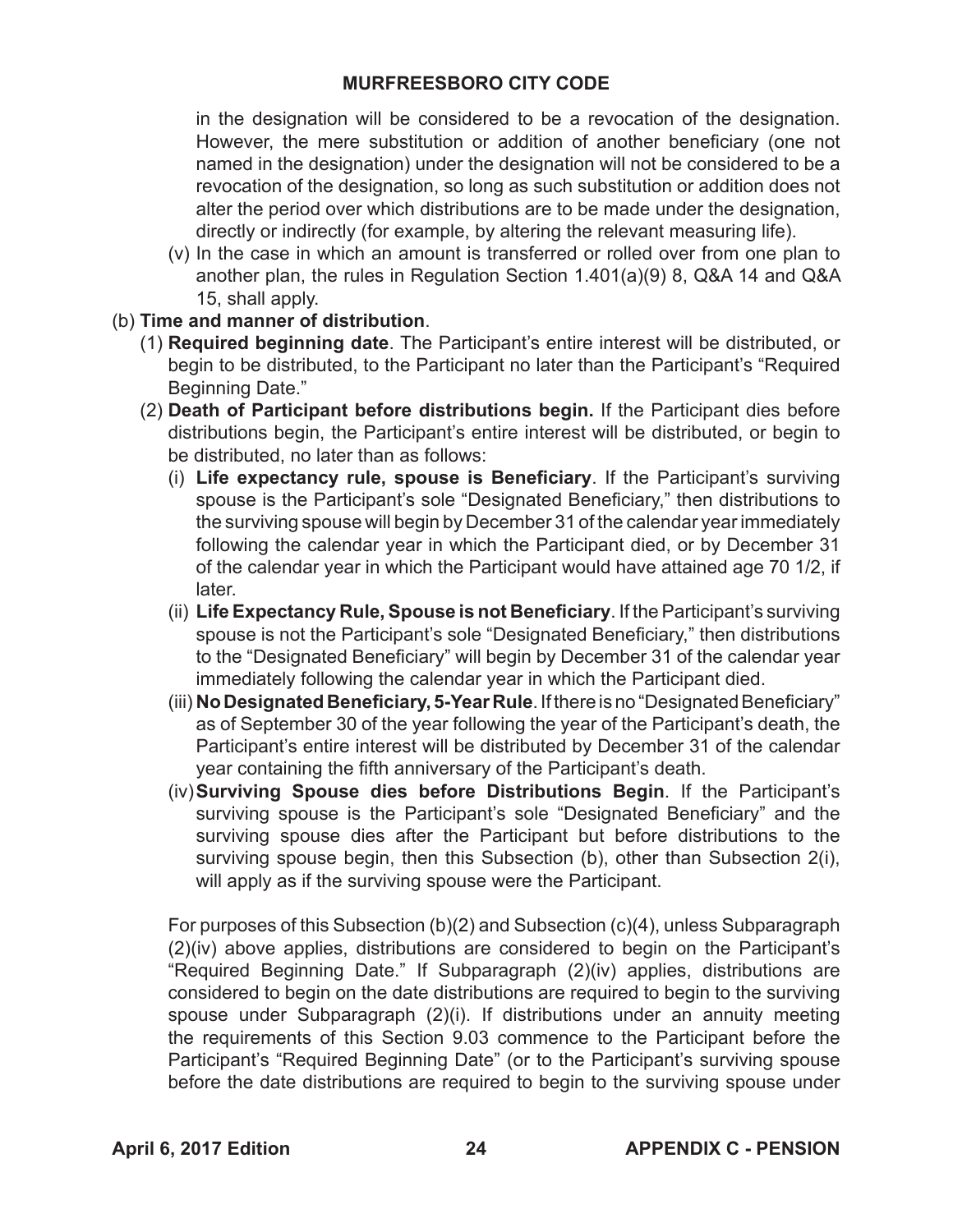in the designation will be considered to be a revocation of the designation. However, the mere substitution or addition of another beneficiary (one not named in the designation) under the designation will not be considered to be a revocation of the designation, so long as such substitution or addition does not alter the period over which distributions are to be made under the designation, directly or indirectly (for example, by altering the relevant measuring life).

(v) In the case in which an amount is transferred or rolled over from one plan to another plan, the rules in Regulation Section 1.401(a)(9) 8, Q&A 14 and Q&A 15, shall apply.

(b) **Time and manner of distribution**.

(1) **Required beginning date**. The Participant's entire interest will be distributed, or begin to be distributed, to the Participant no later than the Participant's "Required Beginning Date."

(2) **Death of Participant before distributions begin.** If the Participant dies before distributions begin, the Participant's entire interest will be distributed, or begin to be distributed, no later than as follows:

(i) **Life expectancy rule, spouse is Beneficiary**. If the Participant's surviving spouse is the Participant's sole "Designated Beneficiary," then distributions to the surviving spouse will begin by December 31 of the calendar year immediately following the calendar year in which the Participant died, or by December 31 of the calendar year in which the Participant would have attained age 70 1/2, if later.

(ii) **Life Expectancy Rule, Spouse is not Beneficiary**. If the Participant's surviving spouse is not the Participant's sole "Designated Beneficiary," then distributions to the "Designated Beneficiary" will begin by December 31 of the calendar year immediately following the calendar year in which the Participant died.

(iii) **No Designated Beneficiary, 5-Year Rule**. If there is no "Designated Beneficiary" as of September 30 of the year following the year of the Participant's death, the Participant's entire interest will be distributed by December 31 of the calendar year containing the fifth anniversary of the Participant's death.

(iv) **Surviving Spouse dies before Distributions Begin**. If the Participant's surviving spouse is the Participant's sole "Designated Beneficiary" and the surviving spouse dies after the Participant but before distributions to the surviving spouse begin, then this Subsection (b), other than Subsection 2(i), will apply as if the surviving spouse were the Participant.

For purposes of this Subsection (b)(2) and Subsection (c)(4), unless Subparagraph (2)(iv) above applies, distributions are considered to begin on the Participant's "Required Beginning Date." If Subparagraph (2)(iv) applies, distributions are considered to begin on the date distributions are required to begin to the surviving spouse under Subparagraph (2)(i). If distributions under an annuity meeting the requirements of this Section 9.03 commence to the Participant before the Participant's "Required Beginning Date" (or to the Participant's surviving spouse before the date distributions are required to begin to the surviving spouse under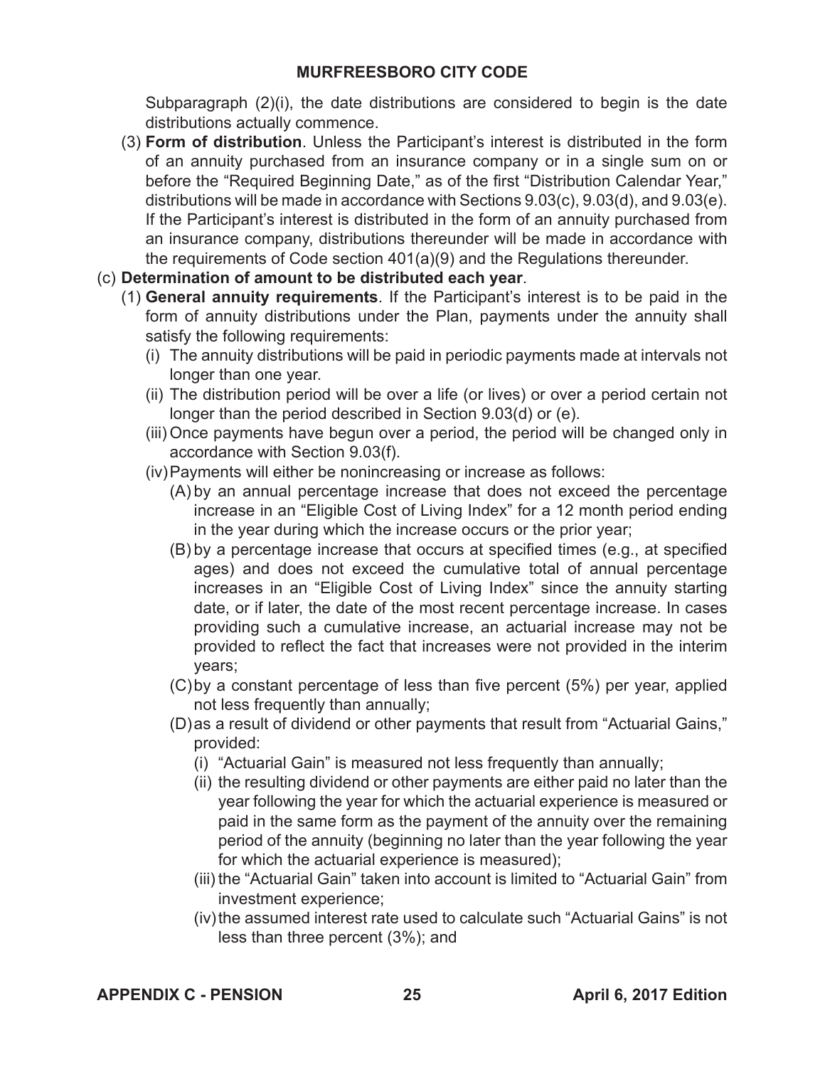Subparagraph (2)(i), the date distributions are considered to begin is the date distributions actually commence.

(3) **Form of distribution**. Unless the Participant's interest is distributed in the form of an annuity purchased from an insurance company or in a single sum on or before the "Required Beginning Date," as of the first "Distribution Calendar Year," distributions will be made in accordance with Sections 9.03(c), 9.03(d), and 9.03(e). If the Participant's interest is distributed in the form of an annuity purchased from an insurance company, distributions thereunder will be made in accordance with the requirements of Code section 401(a)(9) and the Regulations thereunder.

(c) **Determination of amount to be distributed each year**.

(1) **General annuity requirements**. If the Participant's interest is to be paid in the form of annuity distributions under the Plan, payments under the annuity shall satisfy the following requirements:

(i) The annuity distributions will be paid in periodic payments made at intervals not longer than one year.

(ii) The distribution period will be over a life (or lives) or over a period certain not longer than the period described in Section 9.03(d) or (e).

(iii) Once payments have begun over a period, the period will be changed only in accordance with Section 9.03(f).

(iv) Payments will either be nonincreasing or increase as follows:

(A) by an annual percentage increase that does not exceed the percentage increase in an "Eligible Cost of Living Index" for a 12 month period ending in the year during which the increase occurs or the prior year;

(B) by a percentage increase that occurs at specified times (e.g., at specified ages) and does not exceed the cumulative total of annual percentage increases in an "Eligible Cost of Living Index" since the annuity starting date, or if later, the date of the most recent percentage increase. In cases providing such a cumulative increase, an actuarial increase may not be provided to reflect the fact that increases were not provided in the interim years;

(C) by a constant percentage of less than five percent (5%) per year, applied not less frequently than annually;

(D) as a result of dividend or other payments that result from "Actuarial Gains," provided:

(i) "Actuarial Gain" is measured not less frequently than annually;

(ii) the resulting dividend or other payments are either paid no later than the year following the year for which the actuarial experience is measured or paid in the same form as the payment of the annuity over the remaining period of the annuity (beginning no later than the year following the year for which the actuarial experience is measured);

(iii) the "Actuarial Gain" taken into account is limited to "Actuarial Gain" from investment experience;

(iv) the assumed interest rate used to calculate such "Actuarial Gains" is not less than three percent (3%); and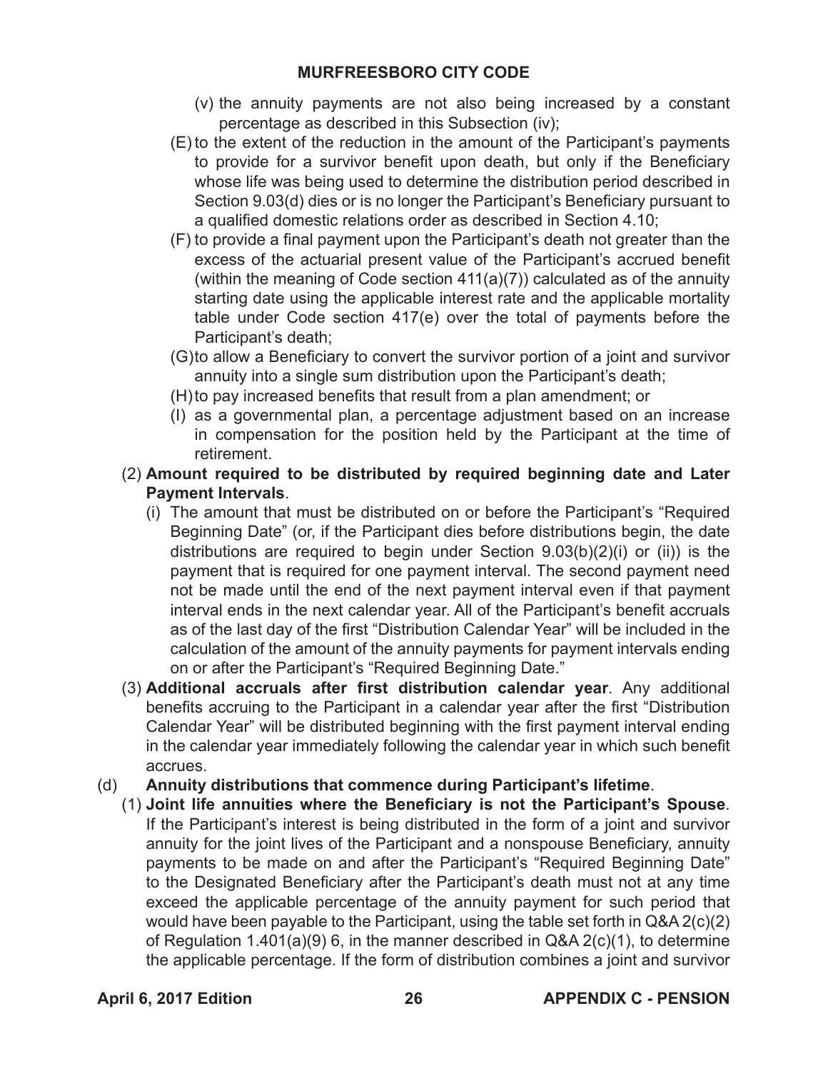(v) the annuity payments are not also being increased by a constant percentage as described in this Subsection (iv);

(E) to the extent of the reduction in the amount of the Participant's payments to provide for a survivor benefit upon death, but only if the Beneficiary whose life was being used to determine the distribution period described in Section 9.03(d) dies or is no longer the Participant's Beneficiary pursuant to a qualified domestic relations order as described in Section 4.10;

(F) to provide a final payment upon the Participant's death not greater than the excess of the actuarial present value of the Participant's accrued benefit (within the meaning of Code section 411(a)(7)) calculated as of the annuity starting date using the applicable interest rate and the applicable mortality table under Code section 417(e) over the total of payments before the Participant's death;

(G) to allow a Beneficiary to convert the survivor portion of a joint and survivor annuity into a single sum distribution upon the Participant's death;

(H) to pay increased benefits that result from a plan amendment; or

(I) as a governmental plan, a percentage adjustment based on an increase in compensation for the position held by the Participant at the time of retirement.

(2) **Amount required to be distributed by required beginning date and Later Payment Intervals**.

(i) The amount that must be distributed on or before the Participant's "Required Beginning Date" (or, if the Participant dies before distributions begin, the date distributions are required to begin under Section 9.03(b)(2)(i) or (ii)) is the payment that is required for one payment interval. The second payment need not be made until the end of the next payment interval even if that payment interval ends in the next calendar year. All of the Participant's benefit accruals as of the last day of the first "Distribution Calendar Year" will be included in the calculation of the amount of the annuity payments for payment intervals ending on or after the Participant's "Required Beginning Date."

(3) **Additional accruals after first distribution calendar year**. Any additional benefits accruing to the Participant in a calendar year after the first "Distribution Calendar Year" will be distributed beginning with the first payment interval ending in the calendar year immediately following the calendar year in which such benefit accrues.

(d) **Annuity distributions that commence during Participant's lifetime**.

(1) **Joint life annuities where the Beneficiary is not the Participant's Spouse**. If the Participant's interest is being distributed in the form of a joint and survivor annuity for the joint lives of the Participant and a nonspouse Beneficiary, annuity payments to be made on and after the Participant's "Required Beginning Date" to the Designated Beneficiary after the Participant's death must not at any time exceed the applicable percentage of the annuity payment for such period that would have been payable to the Participant, using the table set forth in Q&A 2(c)(2) of Regulation 1.401(a)(9) 6, in the manner described in Q&A 2(c)(1), to determine the applicable percentage. If the form of distribution combines a joint and survivor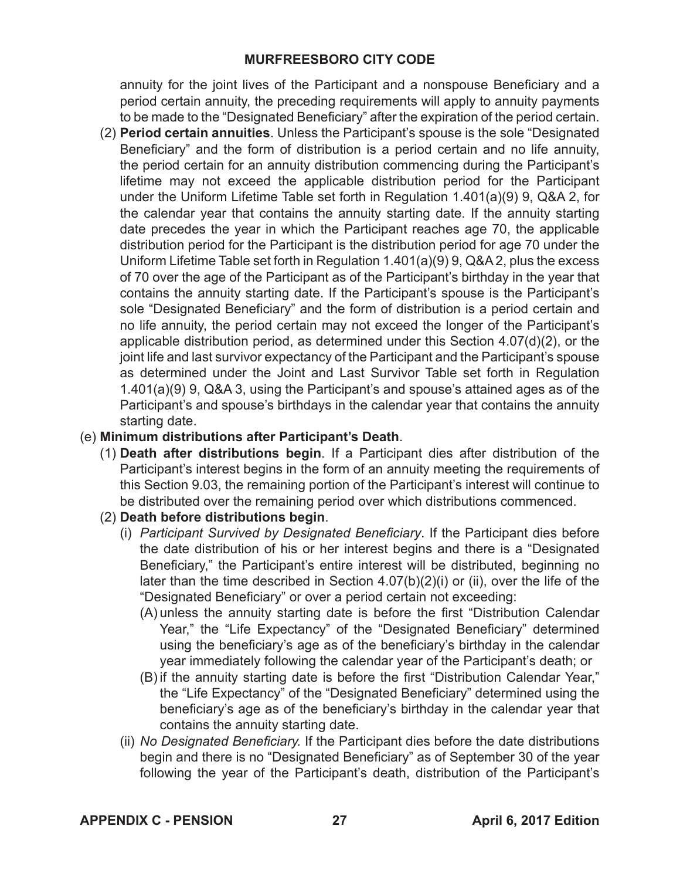annuity for the joint lives of the Participant and a nonspouse Beneficiary and a period certain annuity, the preceding requirements will apply to annuity payments to be made to the "Designated Beneficiary" after the expiration of the period certain.

(2) **Period certain annuities**. Unless the Participant's spouse is the sole "Designated Beneficiary" and the form of distribution is a period certain and no life annuity, the period certain for an annuity distribution commencing during the Participant's lifetime may not exceed the applicable distribution period for the Participant under the Uniform Lifetime Table set forth in Regulation 1.401(a)(9) 9, Q&A 2, for the calendar year that contains the annuity starting date. If the annuity starting date precedes the year in which the Participant reaches age 70, the applicable distribution period for the Participant is the distribution period for age 70 under the Uniform Lifetime Table set forth in Regulation 1.401(a)(9) 9, Q&A 2, plus the excess of 70 over the age of the Participant as of the Participant's birthday in the year that contains the annuity starting date. If the Participant's spouse is the Participant's sole "Designated Beneficiary" and the form of distribution is a period certain and no life annuity, the period certain may not exceed the longer of the Participant's applicable distribution period, as determined under this Section 4.07(d)(2), or the joint life and last survivor expectancy of the Participant and the Participant's spouse as determined under the Joint and Last Survivor Table set forth in Regulation 1.401(a)(9) 9, Q&A 3, using the Participant's and spouse's attained ages as of the Participant's and spouse's birthdays in the calendar year that contains the annuity starting date.

(e) **Minimum distributions after Participant's Death**.

(1) **Death after distributions begin**. If a Participant dies after distribution of the Participant's interest begins in the form of an annuity meeting the requirements of this Section 9.03, the remaining portion of the Participant's interest will continue to be distributed over the remaining period over which distributions commenced.

(2) **Death before distributions begin**.

(i) *Participant Survived by Designated Beneficiary*. If the Participant dies before the date distribution of his or her interest begins and there is a "Designated Beneficiary," the Participant's entire interest will be distributed, beginning no later than the time described in Section 4.07(b)(2)(i) or (ii), over the life of the "Designated Beneficiary" or over a period certain not exceeding:

(A) unless the annuity starting date is before the first "Distribution Calendar Year," the "Life Expectancy" of the "Designated Beneficiary" determined using the beneficiary's age as of the beneficiary's birthday in the calendar year immediately following the calendar year of the Participant's death; or

(B) if the annuity starting date is before the first "Distribution Calendar Year," the "Life Expectancy" of the "Designated Beneficiary" determined using the beneficiary's age as of the beneficiary's birthday in the calendar year that contains the annuity starting date.

(ii) *No Designated Beneficiary.* If the Participant dies before the date distributions begin and there is no "Designated Beneficiary" as of September 30 of the year following the year of the Participant's death, distribution of the Participant's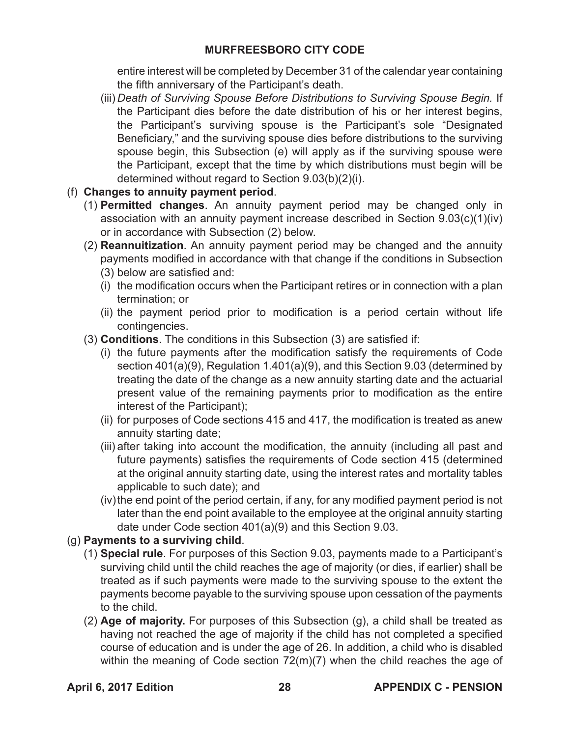entire interest will be completed by December 31 of the calendar year containing the fifth anniversary of the Participant's death.

(iii) *Death of Surviving Spouse Before Distributions to Surviving Spouse Begin.* If the Participant dies before the date distribution of his or her interest begins, the Participant's surviving spouse is the Participant's sole "Designated Beneficiary," and the surviving spouse dies before distributions to the surviving spouse begin, this Subsection (e) will apply as if the surviving spouse were the Participant, except that the time by which distributions must begin will be determined without regard to Section 9.03(b)(2)(i).

(f) **Changes to annuity payment period**.

(1) **Permitted changes**. An annuity payment period may be changed only in association with an annuity payment increase described in Section 9.03(c)(1)(iv) or in accordance with Subsection (2) below.

(2) **Reannuitization**. An annuity payment period may be changed and the annuity payments modified in accordance with that change if the conditions in Subsection (3) below are satisfied and:

(i) the modification occurs when the Participant retires or in connection with a plan termination; or

(ii) the payment period prior to modification is a period certain without life contingencies.

(3) **Conditions**. The conditions in this Subsection (3) are satisfied if:

(i) the future payments after the modification satisfy the requirements of Code section 401(a)(9), Regulation 1.401(a)(9), and this Section 9.03 (determined by treating the date of the change as a new annuity starting date and the actuarial present value of the remaining payments prior to modification as the entire interest of the Participant);

(ii) for purposes of Code sections 415 and 417, the modification is treated as anew annuity starting date;

(iii) after taking into account the modification, the annuity (including all past and future payments) satisfies the requirements of Code section 415 (determined at the original annuity starting date, using the interest rates and mortality tables applicable to such date); and

(iv) the end point of the period certain, if any, for any modified payment period is not later than the end point available to the employee at the original annuity starting date under Code section 401(a)(9) and this Section 9.03.

(g) **Payments to a surviving child**.

(1) **Special rule**. For purposes of this Section 9.03, payments made to a Participant's surviving child until the child reaches the age of majority (or dies, if earlier) shall be treated as if such payments were made to the surviving spouse to the extent the payments become payable to the surviving spouse upon cessation of the payments to the child.

(2) **Age of majority.** For purposes of this Subsection (g), a child shall be treated as having not reached the age of majority if the child has not completed a specified course of education and is under the age of 26. In addition, a child who is disabled within the meaning of Code section 72(m)(7) when the child reaches the age of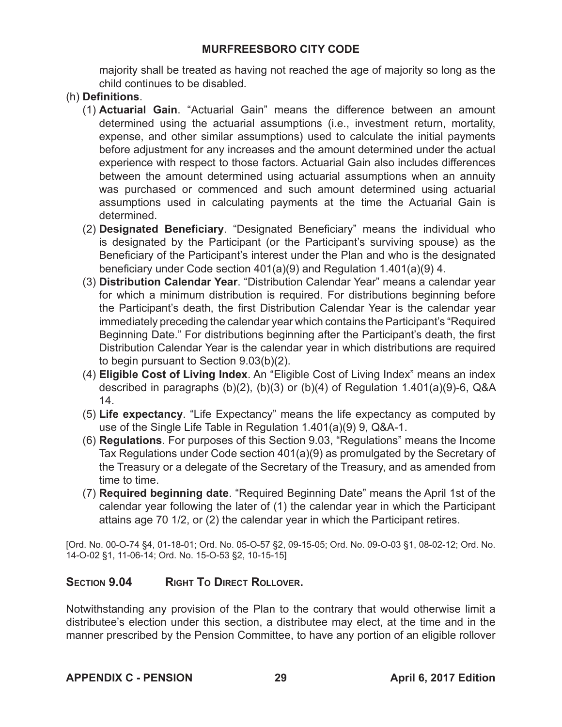majority shall be treated as having not reached the age of majority so long as the child continues to be disabled.

(h) **Definitions**.

(1) **Actuarial Gain**. “Actuarial Gain” means the difference between an amount determined using the actuarial assumptions (i.e., investment return, mortality, expense, and other similar assumptions) used to calculate the initial payments before adjustment for any increases and the amount determined under the actual experience with respect to those factors. Actuarial Gain also includes differences between the amount determined using actuarial assumptions when an annuity was purchased or commenced and such amount determined using actuarial assumptions used in calculating payments at the time the Actuarial Gain is determined.

(2) **Designated Beneficiary**. “Designated Beneficiary” means the individual who is designated by the Participant (or the Participant’s surviving spouse) as the Beneficiary of the Participant’s interest under the Plan and who is the designated beneficiary under Code section 401(a)(9) and Regulation 1.401(a)(9) 4.

(3) **Distribution Calendar Year**. “Distribution Calendar Year” means a calendar year for which a minimum distribution is required. For distributions beginning before the Participant’s death, the first Distribution Calendar Year is the calendar year immediately preceding the calendar year which contains the Participant’s “Required Beginning Date.” For distributions beginning after the Participant’s death, the first Distribution Calendar Year is the calendar year in which distributions are required to begin pursuant to Section 9.03(b)(2).

(4) **Eligible Cost of Living Index**. An “Eligible Cost of Living Index” means an index described in paragraphs (b)(2), (b)(3) or (b)(4) of Regulation 1.401(a)(9)-6, Q&A 14.

(5) **Life expectancy**. “Life Expectancy” means the life expectancy as computed by use of the Single Life Table in Regulation 1.401(a)(9) 9, Q&A-1.

(6) **Regulations**. For purposes of this Section 9.03, “Regulations” means the Income Tax Regulations under Code section 401(a)(9) as promulgated by the Secretary of the Treasury or a delegate of the Secretary of the Treasury, and as amended from time to time.

(7) **Required beginning date**. “Required Beginning Date” means the April 1st of the calendar year following the later of (1) the calendar year in which the Participant attains age 70 1/2, or (2) the calendar year in which the Participant retires.

[Ord. No. 00-O-74 §4, 01-18-01; Ord. No. 05-O-57 §2, 09-15-05; Ord. No. 09-O-03 §1, 08-02-12; Ord. No. 14-O-02 §1, 11-06-14; Ord. No. 15-O-53 §2, 10-15-15]

## Section 9.04 Right To Direct Rollover.

Notwithstanding any provision of the Plan to the contrary that would otherwise limit a distributee’s election under this section, a distributee may elect, at the time and in the manner prescribed by the Pension Committee, to have any portion of an eligible rollover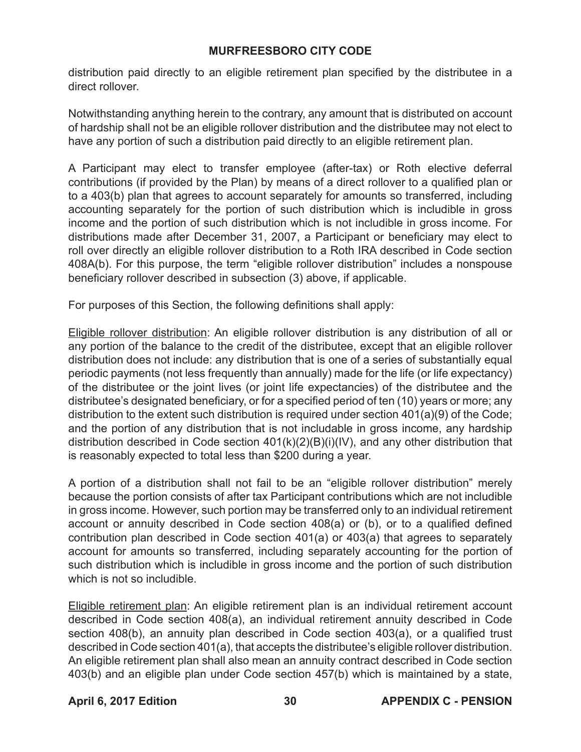distribution paid directly to an eligible retirement plan specified by the distributee in a direct rollover.

Notwithstanding anything herein to the contrary, any amount that is distributed on account of hardship shall not be an eligible rollover distribution and the distributee may not elect to have any portion of such a distribution paid directly to an eligible retirement plan.

A Participant may elect to transfer employee (after-tax) or Roth elective deferral contributions (if provided by the Plan) by means of a direct rollover to a qualified plan or to a 403(b) plan that agrees to account separately for amounts so transferred, including accounting separately for the portion of such distribution which is includible in gross income and the portion of such distribution which is not includible in gross income. For distributions made after December 31, 2007, a Participant or beneficiary may elect to roll over directly an eligible rollover distribution to a Roth IRA described in Code section 408A(b). For this purpose, the term "eligible rollover distribution" includes a nonspouse beneficiary rollover described in subsection (3) above, if applicable.

For purposes of this Section, the following definitions shall apply:

Eligible rollover distribution: An eligible rollover distribution is any distribution of all or any portion of the balance to the credit of the distributee, except that an eligible rollover distribution does not include: any distribution that is one of a series of substantially equal periodic payments (not less frequently than annually) made for the life (or life expectancy) of the distributee or the joint lives (or joint life expectancies) of the distributee and the distributee's designated beneficiary, or for a specified period of ten (10) years or more; any distribution to the extent such distribution is required under section 401(a)(9) of the Code; and the portion of any distribution that is not includable in gross income, any hardship distribution described in Code section 401(k)(2)(B)(i)(IV), and any other distribution that is reasonably expected to total less than $200 during a year.

A portion of a distribution shall not fail to be an "eligible rollover distribution" merely because the portion consists of after tax Participant contributions which are not includible in gross income. However, such portion may be transferred only to an individual retirement account or annuity described in Code section 408(a) or (b), or to a qualified defined contribution plan described in Code section 401(a) or 403(a) that agrees to separately account for amounts so transferred, including separately accounting for the portion of such distribution which is includible in gross income and the portion of such distribution which is not so includible.

Eligible retirement plan: An eligible retirement plan is an individual retirement account described in Code section 408(a), an individual retirement annuity described in Code section 408(b), an annuity plan described in Code section 403(a), or a qualified trust described in Code section 401(a), that accepts the distributee's eligible rollover distribution. An eligible retirement plan shall also mean an annuity contract described in Code section 403(b) and an eligible plan under Code section 457(b) which is maintained by a state,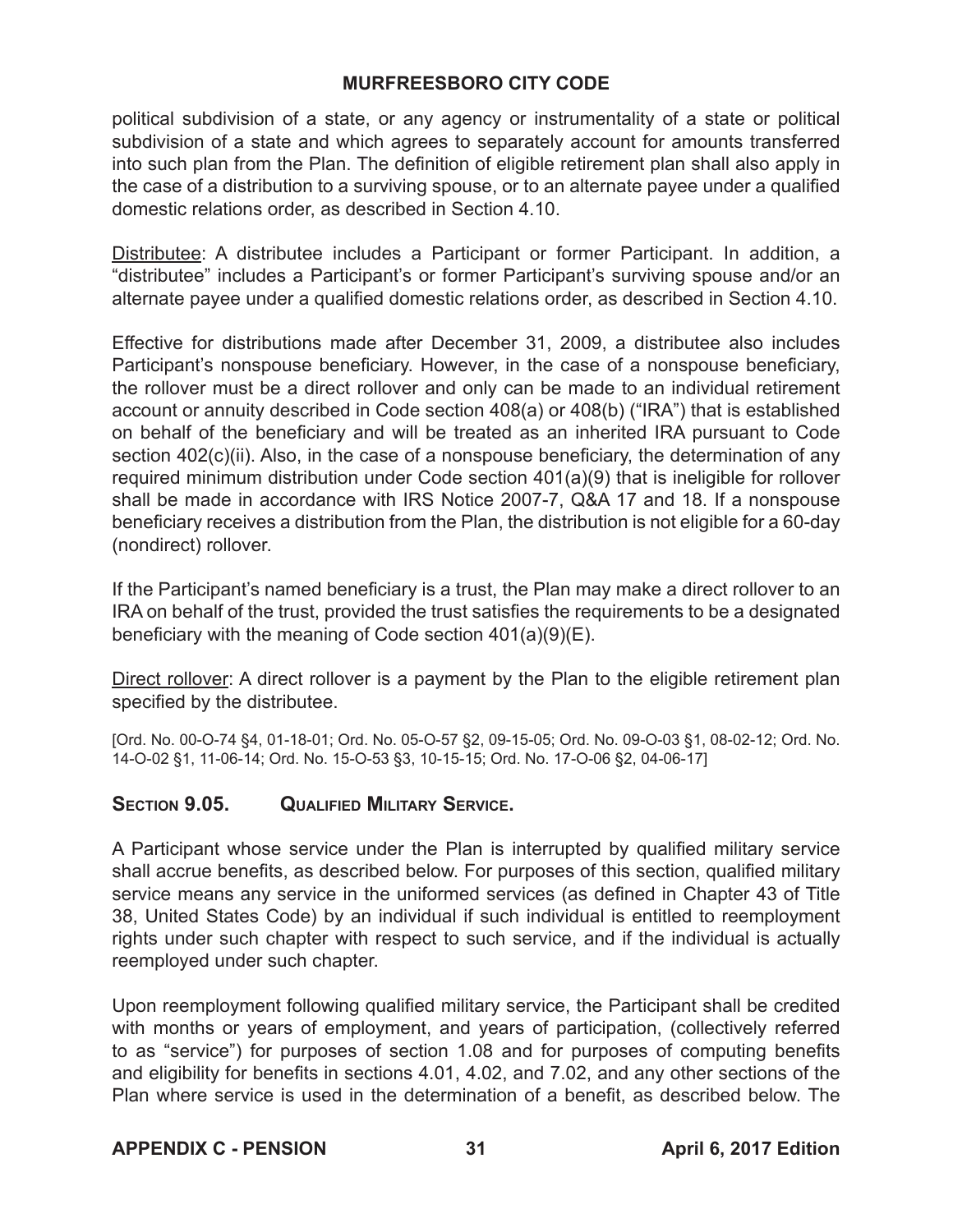political subdivision of a state, or any agency or instrumentality of a state or political subdivision of a state and which agrees to separately account for amounts transferred into such plan from the Plan. The definition of eligible retirement plan shall also apply in the case of a distribution to a surviving spouse, or to an alternate payee under a qualified domestic relations order, as described in Section 4.10.

Distributee: A distributee includes a Participant or former Participant. In addition, a "distributee" includes a Participant's or former Participant's surviving spouse and/or an alternate payee under a qualified domestic relations order, as described in Section 4.10.

Effective for distributions made after December 31, 2009, a distributee also includes Participant's nonspouse beneficiary. However, in the case of a nonspouse beneficiary, the rollover must be a direct rollover and only can be made to an individual retirement account or annuity described in Code section 408(a) or 408(b) ("IRA") that is established on behalf of the beneficiary and will be treated as an inherited IRA pursuant to Code section 402(c)(ii). Also, in the case of a nonspouse beneficiary, the determination of any required minimum distribution under Code section 401(a)(9) that is ineligible for rollover shall be made in accordance with IRS Notice 2007-7, Q&A 17 and 18. If a nonspouse beneficiary receives a distribution from the Plan, the distribution is not eligible for a 60-day (nondirect) rollover.

If the Participant's named beneficiary is a trust, the Plan may make a direct rollover to an IRA on behalf of the trust, provided the trust satisfies the requirements to be a designated beneficiary with the meaning of Code section 401(a)(9)(E).

Direct rollover: A direct rollover is a payment by the Plan to the eligible retirement plan specified by the distributee.

[Ord. No. 00-O-74 §4, 01-18-01; Ord. No. 05-O-57 §2, 09-15-05; Ord. No. 09-O-03 §1, 08-02-12; Ord. No. 14-O-02 §1, 11-06-14; Ord. No. 15-O-53 §3, 10-15-15; Ord. No. 17-O-06 §2, 04-06-17]

## Section 9.05. Qualified Military Service.

A Participant whose service under the Plan is interrupted by qualified military service shall accrue benefits, as described below. For purposes of this section, qualified military service means any service in the uniformed services (as defined in Chapter 43 of Title 38, United States Code) by an individual if such individual is entitled to reemployment rights under such chapter with respect to such service, and if the individual is actually reemployed under such chapter.

Upon reemployment following qualified military service, the Participant shall be credited with months or years of employment, and years of participation, (collectively referred to as "service") for purposes of section 1.08 and for purposes of computing benefits and eligibility for benefits in sections 4.01, 4.02, and 7.02, and any other sections of the Plan where service is used in the determination of a benefit, as described below. The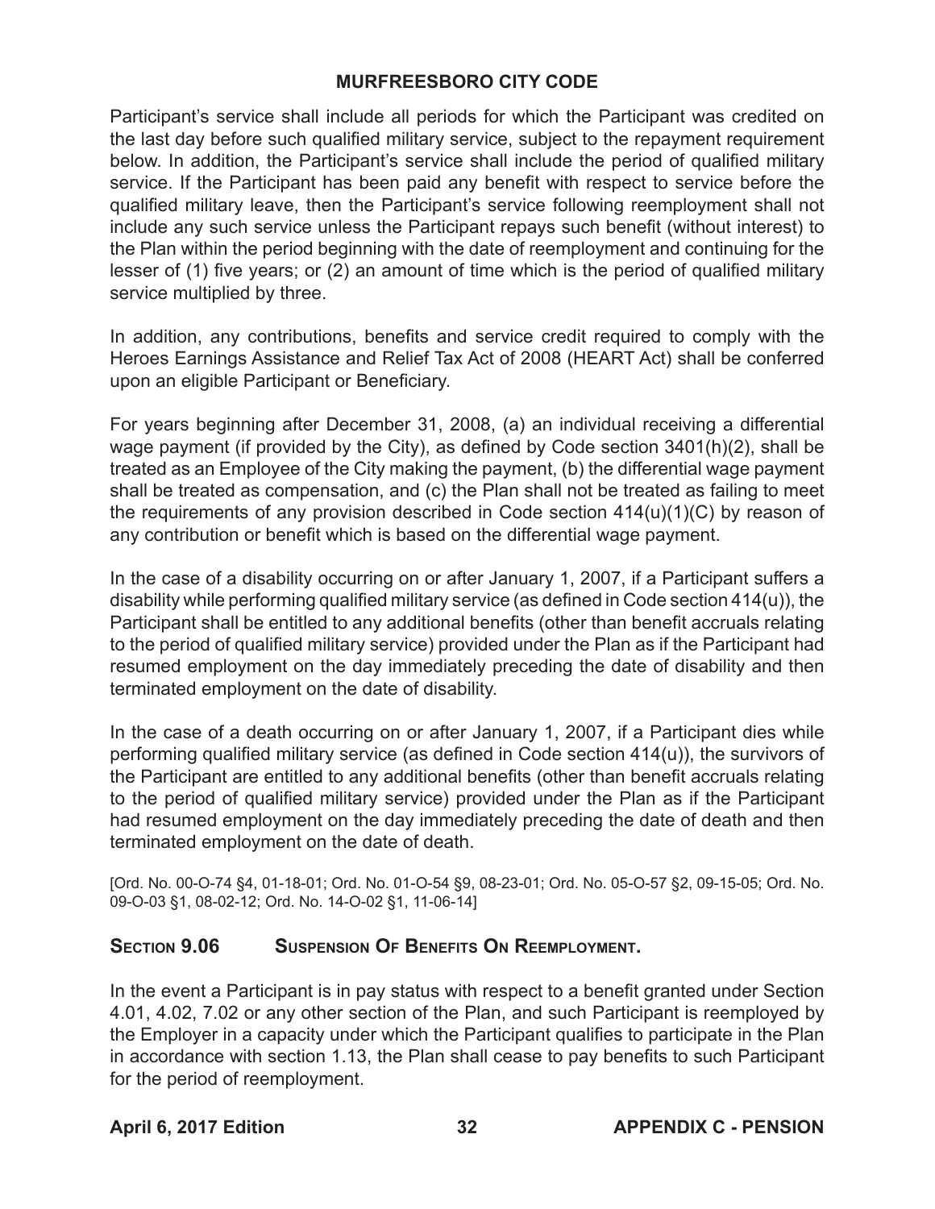Participant's service shall include all periods for which the Participant was credited on the last day before such qualified military service, subject to the repayment requirement below. In addition, the Participant's service shall include the period of qualified military service. If the Participant has been paid any benefit with respect to service before the qualified military leave, then the Participant's service following reemployment shall not include any such service unless the Participant repays such benefit (without interest) to the Plan within the period beginning with the date of reemployment and continuing for the lesser of (1) five years; or (2) an amount of time which is the period of qualified military service multiplied by three.

In addition, any contributions, benefits and service credit required to comply with the Heroes Earnings Assistance and Relief Tax Act of 2008 (HEART Act) shall be conferred upon an eligible Participant or Beneficiary.

For years beginning after December 31, 2008, (a) an individual receiving a differential wage payment (if provided by the City), as defined by Code section 3401(h)(2), shall be treated as an Employee of the City making the payment, (b) the differential wage payment shall be treated as compensation, and (c) the Plan shall not be treated as failing to meet the requirements of any provision described in Code section 414(u)(1)(C) by reason of any contribution or benefit which is based on the differential wage payment.

In the case of a disability occurring on or after January 1, 2007, if a Participant suffers a disability while performing qualified military service (as defined in Code section 414(u)), the Participant shall be entitled to any additional benefits (other than benefit accruals relating to the period of qualified military service) provided under the Plan as if the Participant had resumed employment on the day immediately preceding the date of disability and then terminated employment on the date of disability.

In the case of a death occurring on or after January 1, 2007, if a Participant dies while performing qualified military service (as defined in Code section 414(u)), the survivors of the Participant are entitled to any additional benefits (other than benefit accruals relating to the period of qualified military service) provided under the Plan as if the Participant had resumed employment on the day immediately preceding the date of death and then terminated employment on the date of death.

[Ord. No. 00-O-74 §4, 01-18-01; Ord. No. 01-O-54 §9, 08-23-01; Ord. No. 05-O-57 §2, 09-15-05; Ord. No. 09-O-03 §1, 08-02-12; Ord. No. 14-O-02 §1, 11-06-14]

## Section 9.06 Suspension Of Benefits On Reemployment.

In the event a Participant is in pay status with respect to a benefit granted under Section 4.01, 4.02, 7.02 or any other section of the Plan, and such Participant is reemployed by the Employer in a capacity under which the Participant qualifies to participate in the Plan in accordance with section 1.13, the Plan shall cease to pay benefits to such Participant for the period of reemployment.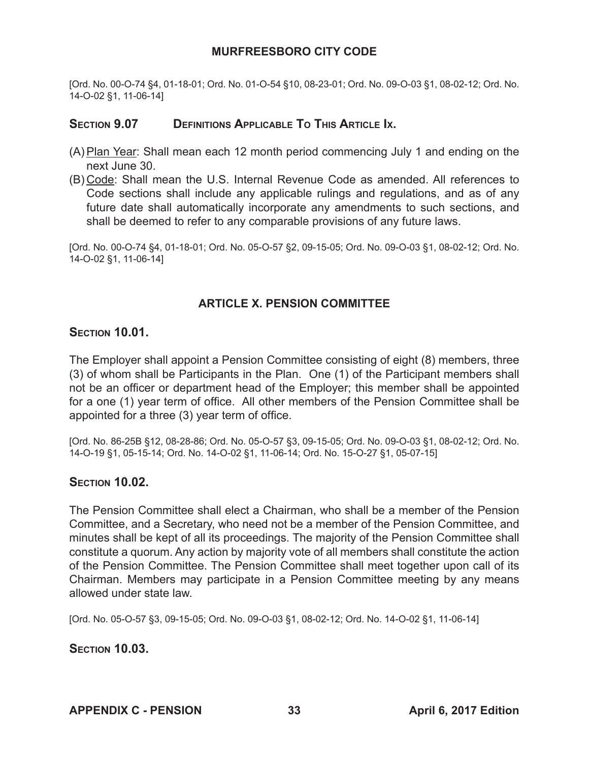[Ord. No. 00-O-74 §4, 01-18-01; Ord. No. 01-O-54 §10, 08-23-01; Ord. No. 09-O-03 §1, 08-02-12; Ord. No. 14-O-02 §1, 11-06-14]

### Section 9.07 Definitions Applicable To This Article Ix.

(A) Plan Year: Shall mean each 12 month period commencing July 1 and ending on the next June 30.

(B) Code: Shall mean the U.S. Internal Revenue Code as amended. All references to Code sections shall include any applicable rulings and regulations, and as of any future date shall automatically incorporate any amendments to such sections, and shall be deemed to refer to any comparable provisions of any future laws.

[Ord. No. 00-O-74 §4, 01-18-01; Ord. No. 05-O-57 §2, 09-15-05; Ord. No. 09-O-03 §1, 08-02-12; Ord. No. 14-O-02 §1, 11-06-14]

## ARTICLE X. PENSION COMMITTEE

### Section 10.01.

The Employer shall appoint a Pension Committee consisting of eight (8) members, three (3) of whom shall be Participants in the Plan. One (1) of the Participant members shall not be an officer or department head of the Employer; this member shall be appointed for a one (1) year term of office. All other members of the Pension Committee shall be appointed for a three (3) year term of office.

[Ord. No. 86-25B §12, 08-28-86; Ord. No. 05-O-57 §3, 09-15-05; Ord. No. 09-O-03 §1, 08-02-12; Ord. No. 14-O-19 §1, 05-15-14; Ord. No. 14-O-02 §1, 11-06-14; Ord. No. 15-O-27 §1, 05-07-15]

### Section 10.02.

The Pension Committee shall elect a Chairman, who shall be a member of the Pension Committee, and a Secretary, who need not be a member of the Pension Committee, and minutes shall be kept of all its proceedings. The majority of the Pension Committee shall constitute a quorum. Any action by majority vote of all members shall constitute the action of the Pension Committee. The Pension Committee shall meet together upon call of its Chairman. Members may participate in a Pension Committee meeting by any means allowed under state law.

[Ord. No. 05-O-57 §3, 09-15-05; Ord. No. 09-O-03 §1, 08-02-12; Ord. No. 14-O-02 §1, 11-06-14]

### Section 10.03.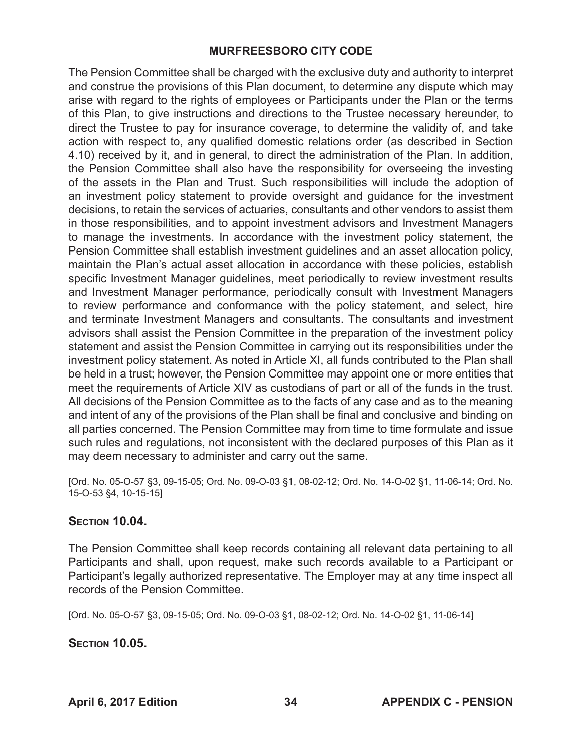The Pension Committee shall be charged with the exclusive duty and authority to interpret and construe the provisions of this Plan document, to determine any dispute which may arise with regard to the rights of employees or Participants under the Plan or the terms of this Plan, to give instructions and directions to the Trustee necessary hereunder, to direct the Trustee to pay for insurance coverage, to determine the validity of, and take action with respect to, any qualified domestic relations order (as described in Section 4.10) received by it, and in general, to direct the administration of the Plan. In addition, the Pension Committee shall also have the responsibility for overseeing the investing of the assets in the Plan and Trust. Such responsibilities will include the adoption of an investment policy statement to provide oversight and guidance for the investment decisions, to retain the services of actuaries, consultants and other vendors to assist them in those responsibilities, and to appoint investment advisors and Investment Managers to manage the investments. In accordance with the investment policy statement, the Pension Committee shall establish investment guidelines and an asset allocation policy, maintain the Plan's actual asset allocation in accordance with these policies, establish specific Investment Manager guidelines, meet periodically to review investment results and Investment Manager performance, periodically consult with Investment Managers to review performance and conformance with the policy statement, and select, hire and terminate Investment Managers and consultants. The consultants and investment advisors shall assist the Pension Committee in the preparation of the investment policy statement and assist the Pension Committee in carrying out its responsibilities under the investment policy statement. As noted in Article XI, all funds contributed to the Plan shall be held in a trust; however, the Pension Committee may appoint one or more entities that meet the requirements of Article XIV as custodians of part or all of the funds in the trust. All decisions of the Pension Committee as to the facts of any case and as to the meaning and intent of any of the provisions of the Plan shall be final and conclusive and binding on all parties concerned. The Pension Committee may from time to time formulate and issue such rules and regulations, not inconsistent with the declared purposes of this Plan as it may deem necessary to administer and carry out the same.

[Ord. No. 05-O-57 §3, 09-15-05; Ord. No. 09-O-03 §1, 08-02-12; Ord. No. 14-O-02 §1, 11-06-14; Ord. No. 15-O-53 §4, 10-15-15]

### Section 10.04.

The Pension Committee shall keep records containing all relevant data pertaining to all Participants and shall, upon request, make such records available to a Participant or Participant's legally authorized representative. The Employer may at any time inspect all records of the Pension Committee.

[Ord. No. 05-O-57 §3, 09-15-05; Ord. No. 09-O-03 §1, 08-02-12; Ord. No. 14-O-02 §1, 11-06-14]

### Section 10.05.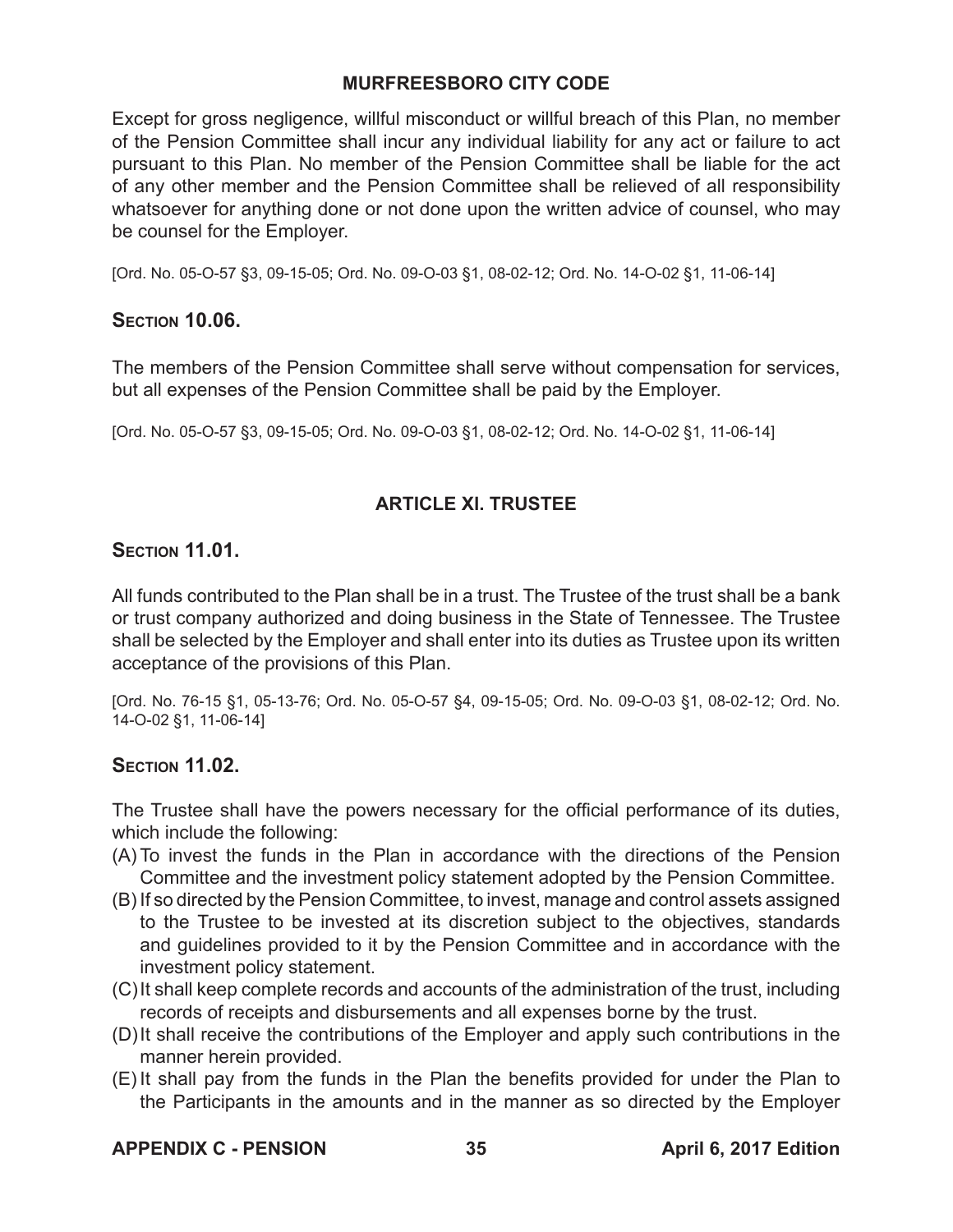Except for gross negligence, willful misconduct or willful breach of this Plan, no member of the Pension Committee shall incur any individual liability for any act or failure to act pursuant to this Plan. No member of the Pension Committee shall be liable for the act of any other member and the Pension Committee shall be relieved of all responsibility whatsoever for anything done or not done upon the written advice of counsel, who may be counsel for the Employer.

[Ord. No. 05-O-57 §3, 09-15-05; Ord. No. 09-O-03 §1, 08-02-12; Ord. No. 14-O-02 §1, 11-06-14]

### Section 10.06.

The members of the Pension Committee shall serve without compensation for services, but all expenses of the Pension Committee shall be paid by the Employer.

[Ord. No. 05-O-57 §3, 09-15-05; Ord. No. 09-O-03 §1, 08-02-12; Ord. No. 14-O-02 §1, 11-06-14]

## ARTICLE XI. TRUSTEE

### Section 11.01.

All funds contributed to the Plan shall be in a trust. The Trustee of the trust shall be a bank or trust company authorized and doing business in the State of Tennessee. The Trustee shall be selected by the Employer and shall enter into its duties as Trustee upon its written acceptance of the provisions of this Plan.

[Ord. No. 76-15 §1, 05-13-76; Ord. No. 05-O-57 §4, 09-15-05; Ord. No. 09-O-03 §1, 08-02-12; Ord. No. 14-O-02 §1, 11-06-14]

### Section 11.02.

The Trustee shall have the powers necessary for the official performance of its duties, which include the following:

(A) To invest the funds in the Plan in accordance with the directions of the Pension Committee and the investment policy statement adopted by the Pension Committee.

(B) If so directed by the Pension Committee, to invest, manage and control assets assigned to the Trustee to be invested at its discretion subject to the objectives, standards and guidelines provided to it by the Pension Committee and in accordance with the investment policy statement.

(C) It shall keep complete records and accounts of the administration of the trust, including records of receipts and disbursements and all expenses borne by the trust.

(D) It shall receive the contributions of the Employer and apply such contributions in the manner herein provided.

(E) It shall pay from the funds in the Plan the benefits provided for under the Plan to the Participants in the amounts and in the manner as so directed by the Employer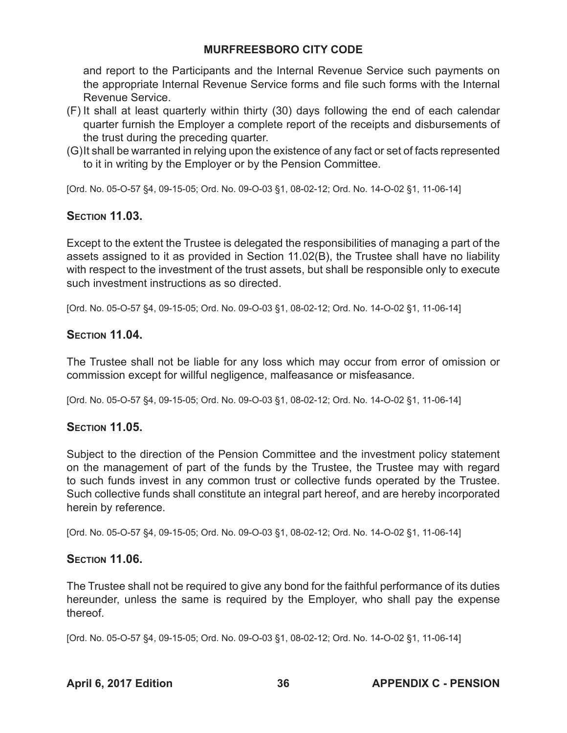and report to the Participants and the Internal Revenue Service such payments on the appropriate Internal Revenue Service forms and file such forms with the Internal Revenue Service.

(F) It shall at least quarterly within thirty (30) days following the end of each calendar quarter furnish the Employer a complete report of the receipts and disbursements of the trust during the preceding quarter.

(G) It shall be warranted in relying upon the existence of any fact or set of facts represented to it in writing by the Employer or by the Pension Committee.

[Ord. No. 05-O-57 §4, 09-15-05; Ord. No. 09-O-03 §1, 08-02-12; Ord. No. 14-O-02 §1, 11-06-14]

## Section 11.03.

Except to the extent the Trustee is delegated the responsibilities of managing a part of the assets assigned to it as provided in Section 11.02(B), the Trustee shall have no liability with respect to the investment of the trust assets, but shall be responsible only to execute such investment instructions as so directed.

[Ord. No. 05-O-57 §4, 09-15-05; Ord. No. 09-O-03 §1, 08-02-12; Ord. No. 14-O-02 §1, 11-06-14]

## Section 11.04.

The Trustee shall not be liable for any loss which may occur from error of omission or commission except for willful negligence, malfeasance or misfeasance.

[Ord. No. 05-O-57 §4, 09-15-05; Ord. No. 09-O-03 §1, 08-02-12; Ord. No. 14-O-02 §1, 11-06-14]

## Section 11.05.

Subject to the direction of the Pension Committee and the investment policy statement on the management of part of the funds by the Trustee, the Trustee may with regard to such funds invest in any common trust or collective funds operated by the Trustee. Such collective funds shall constitute an integral part hereof, and are hereby incorporated herein by reference.

[Ord. No. 05-O-57 §4, 09-15-05; Ord. No. 09-O-03 §1, 08-02-12; Ord. No. 14-O-02 §1, 11-06-14]

## Section 11.06.

The Trustee shall not be required to give any bond for the faithful performance of its duties hereunder, unless the same is required by the Employer, who shall pay the expense thereof.

[Ord. No. 05-O-57 §4, 09-15-05; Ord. No. 09-O-03 §1, 08-02-12; Ord. No. 14-O-02 §1, 11-06-14]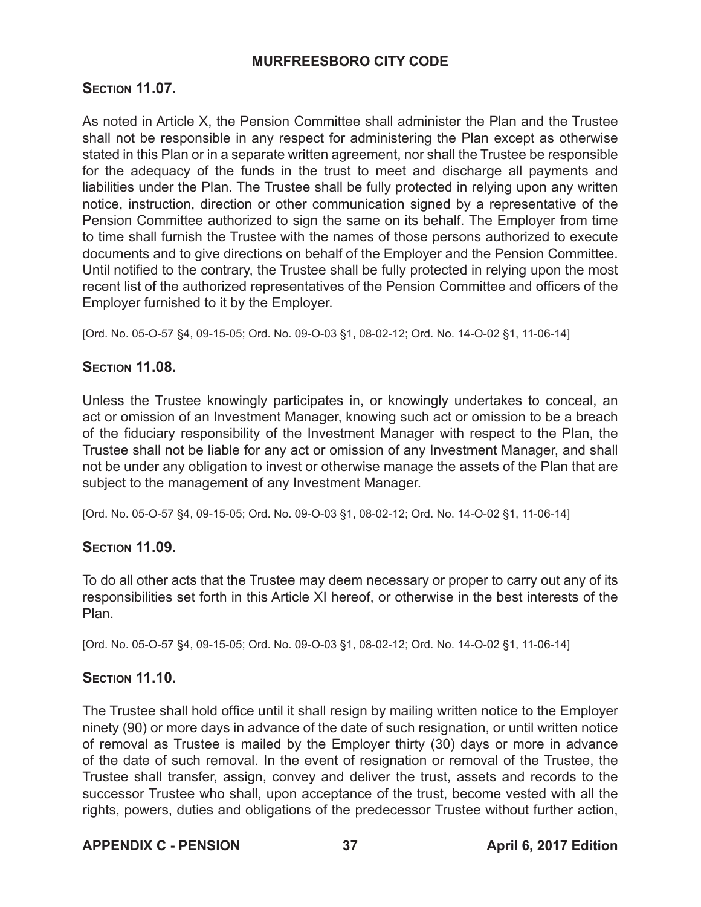## Section 11.07.

As noted in Article X, the Pension Committee shall administer the Plan and the Trustee shall not be responsible in any respect for administering the Plan except as otherwise stated in this Plan or in a separate written agreement, nor shall the Trustee be responsible for the adequacy of the funds in the trust to meet and discharge all payments and liabilities under the Plan. The Trustee shall be fully protected in relying upon any written notice, instruction, direction or other communication signed by a representative of the Pension Committee authorized to sign the same on its behalf. The Employer from time to time shall furnish the Trustee with the names of those persons authorized to execute documents and to give directions on behalf of the Employer and the Pension Committee. Until notified to the contrary, the Trustee shall be fully protected in relying upon the most recent list of the authorized representatives of the Pension Committee and officers of the Employer furnished to it by the Employer.

[Ord. No. 05-O-57 §4, 09-15-05; Ord. No. 09-O-03 §1, 08-02-12; Ord. No. 14-O-02 §1, 11-06-14]

## Section 11.08.

Unless the Trustee knowingly participates in, or knowingly undertakes to conceal, an act or omission of an Investment Manager, knowing such act or omission to be a breach of the fiduciary responsibility of the Investment Manager with respect to the Plan, the Trustee shall not be liable for any act or omission of any Investment Manager, and shall not be under any obligation to invest or otherwise manage the assets of the Plan that are subject to the management of any Investment Manager.

[Ord. No. 05-O-57 §4, 09-15-05; Ord. No. 09-O-03 §1, 08-02-12; Ord. No. 14-O-02 §1, 11-06-14]

## Section 11.09.

To do all other acts that the Trustee may deem necessary or proper to carry out any of its responsibilities set forth in this Article XI hereof, or otherwise in the best interests of the Plan.

[Ord. No. 05-O-57 §4, 09-15-05; Ord. No. 09-O-03 §1, 08-02-12; Ord. No. 14-O-02 §1, 11-06-14]

## Section 11.10.

The Trustee shall hold office until it shall resign by mailing written notice to the Employer ninety (90) or more days in advance of the date of such resignation, or until written notice of removal as Trustee is mailed by the Employer thirty (30) days or more in advance of the date of such removal. In the event of resignation or removal of the Trustee, the Trustee shall transfer, assign, convey and deliver the trust, assets and records to the successor Trustee who shall, upon acceptance of the trust, become vested with all the rights, powers, duties and obligations of the predecessor Trustee without further action,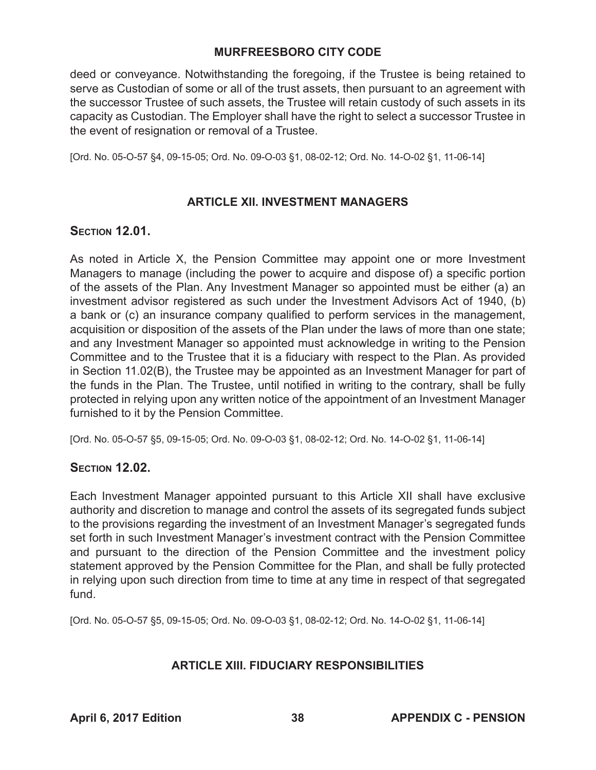deed or conveyance. Notwithstanding the foregoing, if the Trustee is being retained to serve as Custodian of some or all of the trust assets, then pursuant to an agreement with the successor Trustee of such assets, the Trustee will retain custody of such assets in its capacity as Custodian. The Employer shall have the right to select a successor Trustee in the event of resignation or removal of a Trustee.

[Ord. No. 05-O-57 §4, 09-15-05; Ord. No. 09-O-03 §1, 08-02-12; Ord. No. 14-O-02 §1, 11-06-14]

## ARTICLE XII. INVESTMENT MANAGERS

### Section 12.01.

As noted in Article X, the Pension Committee may appoint one or more Investment Managers to manage (including the power to acquire and dispose of) a specific portion of the assets of the Plan. Any Investment Manager so appointed must be either (a) an investment advisor registered as such under the Investment Advisors Act of 1940, (b) a bank or (c) an insurance company qualified to perform services in the management, acquisition or disposition of the assets of the Plan under the laws of more than one state; and any Investment Manager so appointed must acknowledge in writing to the Pension Committee and to the Trustee that it is a fiduciary with respect to the Plan. As provided in Section 11.02(B), the Trustee may be appointed as an Investment Manager for part of the funds in the Plan. The Trustee, until notified in writing to the contrary, shall be fully protected in relying upon any written notice of the appointment of an Investment Manager furnished to it by the Pension Committee.

[Ord. No. 05-O-57 §5, 09-15-05; Ord. No. 09-O-03 §1, 08-02-12; Ord. No. 14-O-02 §1, 11-06-14]

### Section 12.02.

Each Investment Manager appointed pursuant to this Article XII shall have exclusive authority and discretion to manage and control the assets of its segregated funds subject to the provisions regarding the investment of an Investment Manager's segregated funds set forth in such Investment Manager's investment contract with the Pension Committee and pursuant to the direction of the Pension Committee and the investment policy statement approved by the Pension Committee for the Plan, and shall be fully protected in relying upon such direction from time to time at any time in respect of that segregated fund.

[Ord. No. 05-O-57 §5, 09-15-05; Ord. No. 09-O-03 §1, 08-02-12; Ord. No. 14-O-02 §1, 11-06-14]

## ARTICLE XIII. FIDUCIARY RESPONSIBILITIES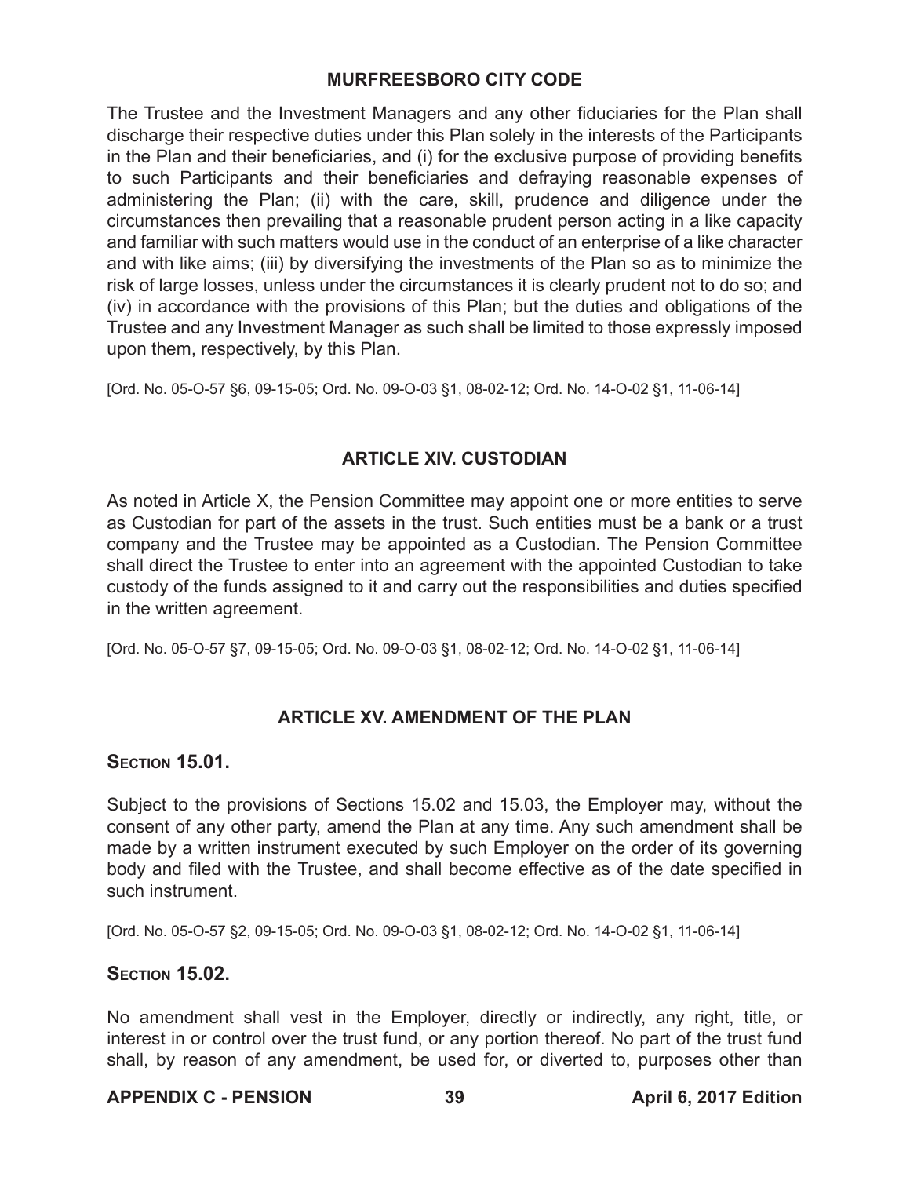The Trustee and the Investment Managers and any other fiduciaries for the Plan shall discharge their respective duties under this Plan solely in the interests of the Participants in the Plan and their beneficiaries, and (i) for the exclusive purpose of providing benefits to such Participants and their beneficiaries and defraying reasonable expenses of administering the Plan; (ii) with the care, skill, prudence and diligence under the circumstances then prevailing that a reasonable prudent person acting in a like capacity and familiar with such matters would use in the conduct of an enterprise of a like character and with like aims; (iii) by diversifying the investments of the Plan so as to minimize the risk of large losses, unless under the circumstances it is clearly prudent not to do so; and (iv) in accordance with the provisions of this Plan; but the duties and obligations of the Trustee and any Investment Manager as such shall be limited to those expressly imposed upon them, respectively, by this Plan.

[Ord. No. 05-O-57 §6, 09-15-05; Ord. No. 09-O-03 §1, 08-02-12; Ord. No. 14-O-02 §1, 11-06-14]

## ARTICLE XIV. CUSTODIAN

As noted in Article X, the Pension Committee may appoint one or more entities to serve as Custodian for part of the assets in the trust. Such entities must be a bank or a trust company and the Trustee may be appointed as a Custodian. The Pension Committee shall direct the Trustee to enter into an agreement with the appointed Custodian to take custody of the funds assigned to it and carry out the responsibilities and duties specified in the written agreement.

[Ord. No. 05-O-57 §7, 09-15-05; Ord. No. 09-O-03 §1, 08-02-12; Ord. No. 14-O-02 §1, 11-06-14]

## ARTICLE XV. AMENDMENT OF THE PLAN

### Section 15.01.

Subject to the provisions of Sections 15.02 and 15.03, the Employer may, without the consent of any other party, amend the Plan at any time. Any such amendment shall be made by a written instrument executed by such Employer on the order of its governing body and filed with the Trustee, and shall become effective as of the date specified in such instrument.

[Ord. No. 05-O-57 §2, 09-15-05; Ord. No. 09-O-03 §1, 08-02-12; Ord. No. 14-O-02 §1, 11-06-14]

### Section 15.02.

No amendment shall vest in the Employer, directly or indirectly, any right, title, or interest in or control over the trust fund, or any portion thereof. No part of the trust fund shall, by reason of any amendment, be used for, or diverted to, purposes other than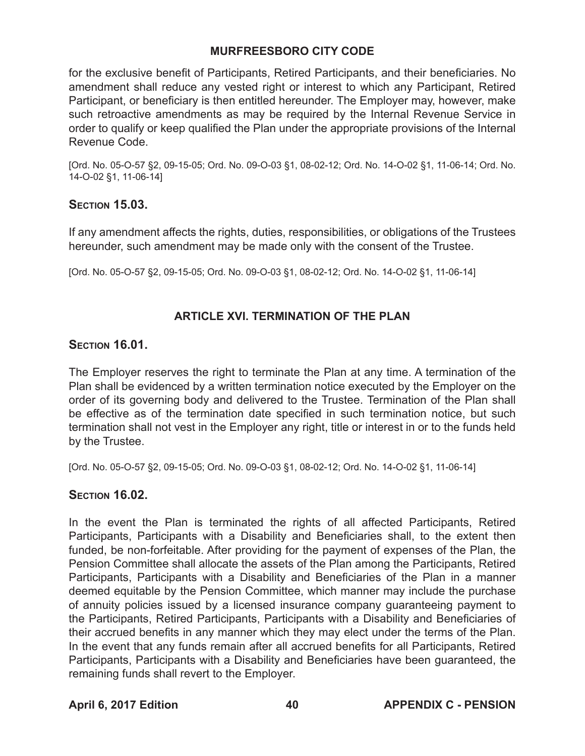for the exclusive benefit of Participants, Retired Participants, and their beneficiaries. No amendment shall reduce any vested right or interest to which any Participant, Retired Participant, or beneficiary is then entitled hereunder. The Employer may, however, make such retroactive amendments as may be required by the Internal Revenue Service in order to qualify or keep qualified the Plan under the appropriate provisions of the Internal Revenue Code.

[Ord. No. 05-O-57 §2, 09-15-05; Ord. No. 09-O-03 §1, 08-02-12; Ord. No. 14-O-02 §1, 11-06-14; Ord. No. 14-O-02 §1, 11-06-14]

### Section 15.03.

If any amendment affects the rights, duties, responsibilities, or obligations of the Trustees hereunder, such amendment may be made only with the consent of the Trustee.

[Ord. No. 05-O-57 §2, 09-15-05; Ord. No. 09-O-03 §1, 08-02-12; Ord. No. 14-O-02 §1, 11-06-14]

## ARTICLE XVI. TERMINATION OF THE PLAN

### Section 16.01.

The Employer reserves the right to terminate the Plan at any time. A termination of the Plan shall be evidenced by a written termination notice executed by the Employer on the order of its governing body and delivered to the Trustee. Termination of the Plan shall be effective as of the termination date specified in such termination notice, but such termination shall not vest in the Employer any right, title or interest in or to the funds held by the Trustee.

[Ord. No. 05-O-57 §2, 09-15-05; Ord. No. 09-O-03 §1, 08-02-12; Ord. No. 14-O-02 §1, 11-06-14]

### Section 16.02.

In the event the Plan is terminated the rights of all affected Participants, Retired Participants, Participants with a Disability and Beneficiaries shall, to the extent then funded, be non-forfeitable. After providing for the payment of expenses of the Plan, the Pension Committee shall allocate the assets of the Plan among the Participants, Retired Participants, Participants with a Disability and Beneficiaries of the Plan in a manner deemed equitable by the Pension Committee, which manner may include the purchase of annuity policies issued by a licensed insurance company guaranteeing payment to the Participants, Retired Participants, Participants with a Disability and Beneficiaries of their accrued benefits in any manner which they may elect under the terms of the Plan. In the event that any funds remain after all accrued benefits for all Participants, Retired Participants, Participants with a Disability and Beneficiaries have been guaranteed, the remaining funds shall revert to the Employer.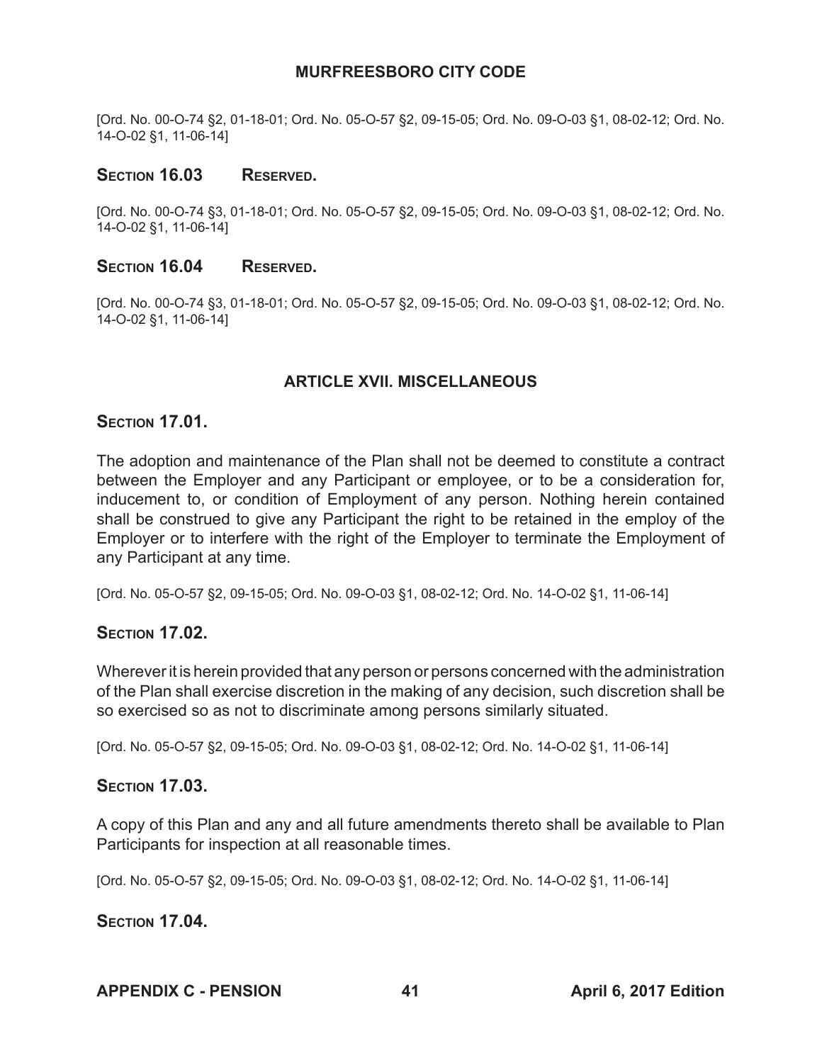[Ord. No. 00-O-74 §2, 01-18-01; Ord. No. 05-O-57 §2, 09-15-05; Ord. No. 09-O-03 §1, 08-02-12; Ord. No. 14-O-02 §1, 11-06-14]

### Section 16.03 Reserved.

[Ord. No. 00-O-74 §3, 01-18-01; Ord. No. 05-O-57 §2, 09-15-05; Ord. No. 09-O-03 §1, 08-02-12; Ord. No. 14-O-02 §1, 11-06-14]

### Section 16.04 Reserved.

[Ord. No. 00-O-74 §3, 01-18-01; Ord. No. 05-O-57 §2, 09-15-05; Ord. No. 09-O-03 §1, 08-02-12; Ord. No. 14-O-02 §1, 11-06-14]

## ARTICLE XVII. MISCELLANEOUS

### Section 17.01.

The adoption and maintenance of the Plan shall not be deemed to constitute a contract between the Employer and any Participant or employee, or to be a consideration for, inducement to, or condition of Employment of any person. Nothing herein contained shall be construed to give any Participant the right to be retained in the employ of the Employer or to interfere with the right of the Employer to terminate the Employment of any Participant at any time.

[Ord. No. 05-O-57 §2, 09-15-05; Ord. No. 09-O-03 §1, 08-02-12; Ord. No. 14-O-02 §1, 11-06-14]

### Section 17.02.

Wherever it is herein provided that any person or persons concerned with the administration of the Plan shall exercise discretion in the making of any decision, such discretion shall be so exercised so as not to discriminate among persons similarly situated.

[Ord. No. 05-O-57 §2, 09-15-05; Ord. No. 09-O-03 §1, 08-02-12; Ord. No. 14-O-02 §1, 11-06-14]

### Section 17.03.

A copy of this Plan and any and all future amendments thereto shall be available to Plan Participants for inspection at all reasonable times.

[Ord. No. 05-O-57 §2, 09-15-05; Ord. No. 09-O-03 §1, 08-02-12; Ord. No. 14-O-02 §1, 11-06-14]

### Section 17.04.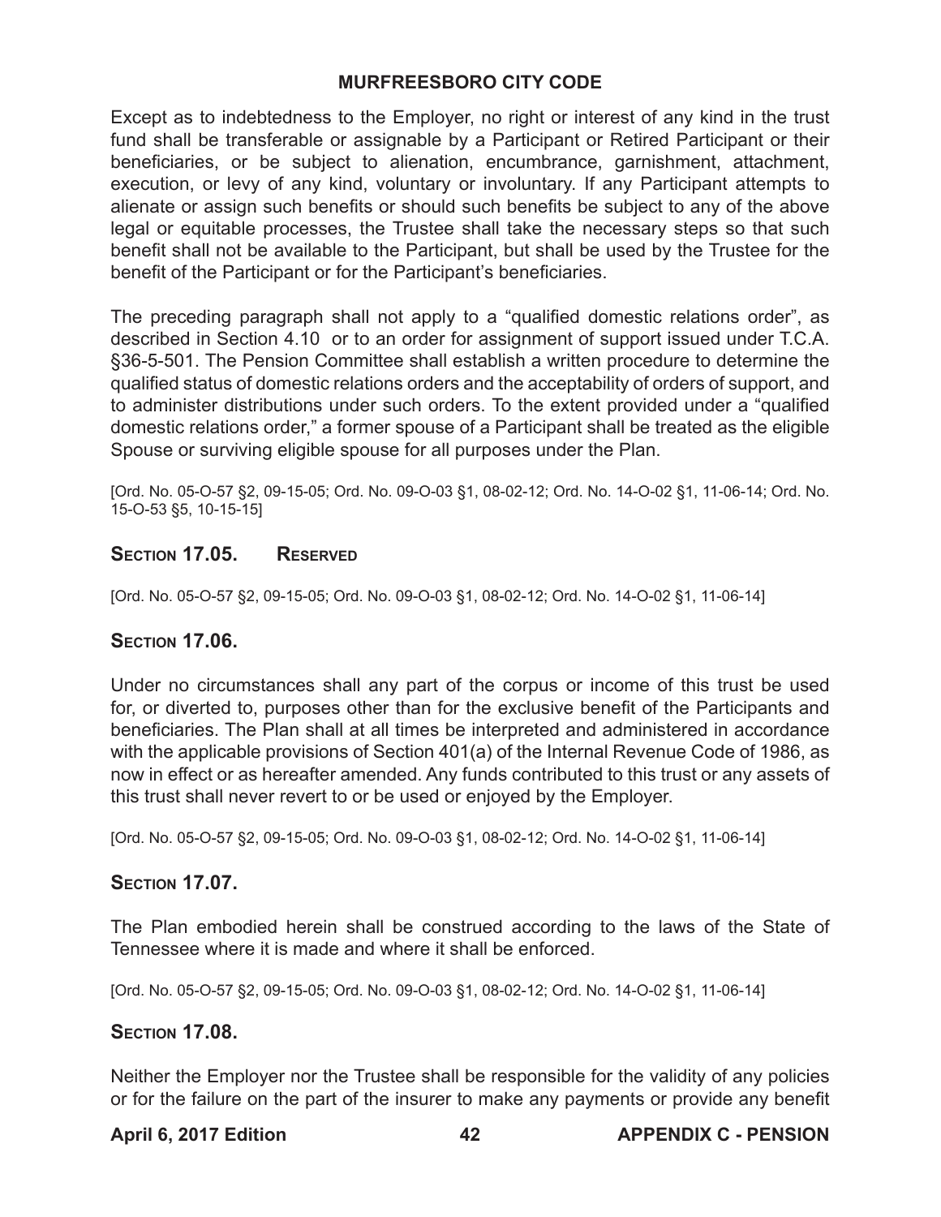Except as to indebtedness to the Employer, no right or interest of any kind in the trust fund shall be transferable or assignable by a Participant or Retired Participant or their beneficiaries, or be subject to alienation, encumbrance, garnishment, attachment, execution, or levy of any kind, voluntary or involuntary. If any Participant attempts to alienate or assign such benefits or should such benefits be subject to any of the above legal or equitable processes, the Trustee shall take the necessary steps so that such benefit shall not be available to the Participant, but shall be used by the Trustee for the benefit of the Participant or for the Participant's beneficiaries.

The preceding paragraph shall not apply to a "qualified domestic relations order", as described in Section 4.10 or to an order for assignment of support issued under T.C.A. §36-5-501. The Pension Committee shall establish a written procedure to determine the qualified status of domestic relations orders and the acceptability of orders of support, and to administer distributions under such orders. To the extent provided under a "qualified domestic relations order," a former spouse of a Participant shall be treated as the eligible Spouse or surviving eligible spouse for all purposes under the Plan.

[Ord. No. 05-O-57 §2, 09-15-05; Ord. No. 09-O-03 §1, 08-02-12; Ord. No. 14-O-02 §1, 11-06-14; Ord. No. 15-O-53 §5, 10-15-15]

## Section 17.05. Reserved

[Ord. No. 05-O-57 §2, 09-15-05; Ord. No. 09-O-03 §1, 08-02-12; Ord. No. 14-O-02 §1, 11-06-14]

## Section 17.06.

Under no circumstances shall any part of the corpus or income of this trust be used for, or diverted to, purposes other than for the exclusive benefit of the Participants and beneficiaries. The Plan shall at all times be interpreted and administered in accordance with the applicable provisions of Section 401(a) of the Internal Revenue Code of 1986, as now in effect or as hereafter amended. Any funds contributed to this trust or any assets of this trust shall never revert to or be used or enjoyed by the Employer.

[Ord. No. 05-O-57 §2, 09-15-05; Ord. No. 09-O-03 §1, 08-02-12; Ord. No. 14-O-02 §1, 11-06-14]

## Section 17.07.

The Plan embodied herein shall be construed according to the laws of the State of Tennessee where it is made and where it shall be enforced.

[Ord. No. 05-O-57 §2, 09-15-05; Ord. No. 09-O-03 §1, 08-02-12; Ord. No. 14-O-02 §1, 11-06-14]

## Section 17.08.

Neither the Employer nor the Trustee shall be responsible for the validity of any policies or for the failure on the part of the insurer to make any payments or provide any benefit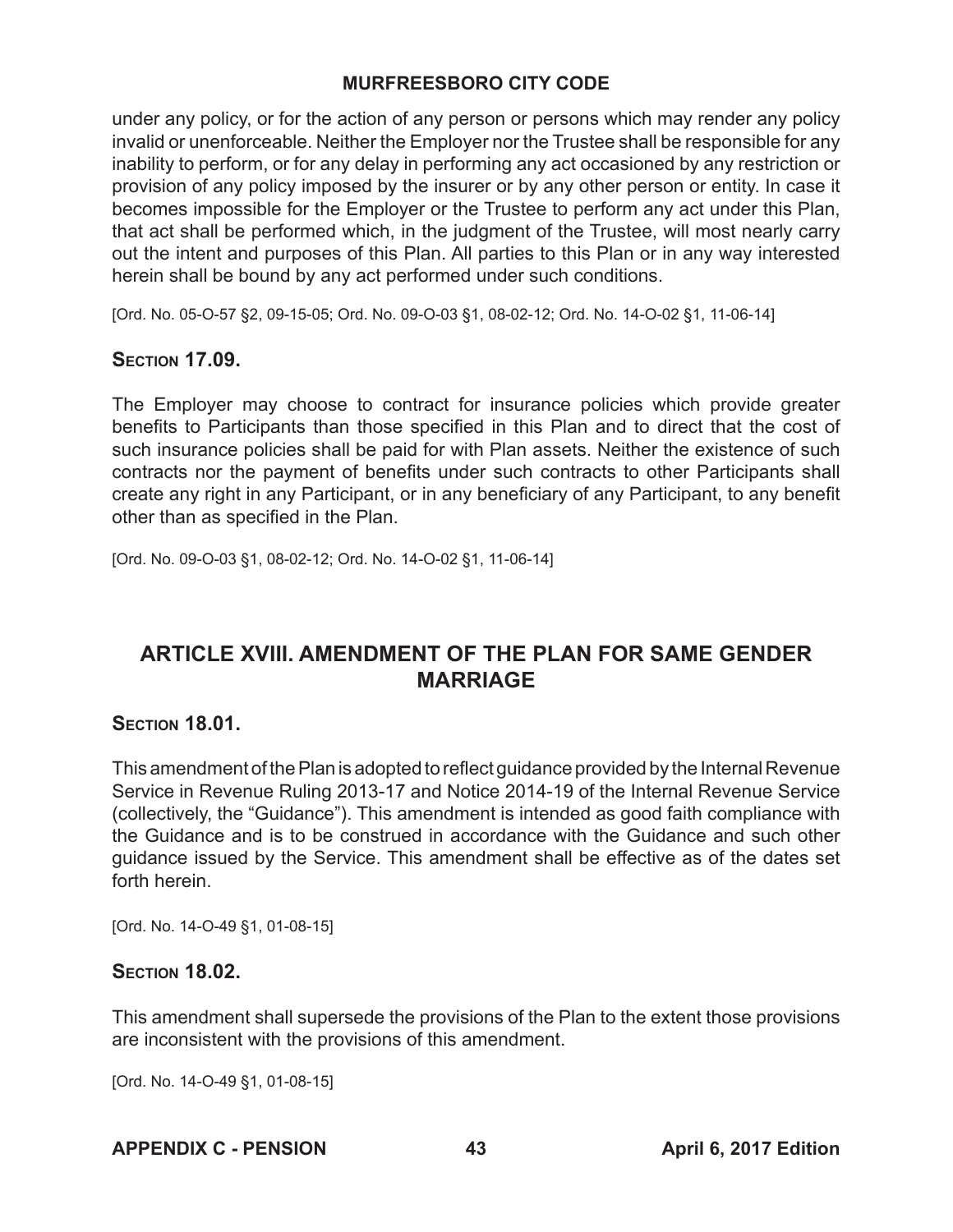under any policy, or for the action of any person or persons which may render any policy invalid or unenforceable. Neither the Employer nor the Trustee shall be responsible for any inability to perform, or for any delay in performing any act occasioned by any restriction or provision of any policy imposed by the insurer or by any other person or entity. In case it becomes impossible for the Employer or the Trustee to perform any act under this Plan, that act shall be performed which, in the judgment of the Trustee, will most nearly carry out the intent and purposes of this Plan. All parties to this Plan or in any way interested herein shall be bound by any act performed under such conditions.

[Ord. No. 05-O-57 §2, 09-15-05; Ord. No. 09-O-03 §1, 08-02-12; Ord. No. 14-O-02 §1, 11-06-14]

### Section 17.09.

The Employer may choose to contract for insurance policies which provide greater benefits to Participants than those specified in this Plan and to direct that the cost of such insurance policies shall be paid for with Plan assets. Neither the existence of such contracts nor the payment of benefits under such contracts to other Participants shall create any right in any Participant, or in any beneficiary of any Participant, to any benefit other than as specified in the Plan.

[Ord. No. 09-O-03 §1, 08-02-12; Ord. No. 14-O-02 §1, 11-06-14]

## ARTICLE XVIII. AMENDMENT OF THE PLAN FOR SAME GENDER MARRIAGE

### Section 18.01.

This amendment of the Plan is adopted to reflect guidance provided by the Internal Revenue Service in Revenue Ruling 2013-17 and Notice 2014-19 of the Internal Revenue Service (collectively, the "Guidance"). This amendment is intended as good faith compliance with the Guidance and is to be construed in accordance with the Guidance and such other guidance issued by the Service. This amendment shall be effective as of the dates set forth herein.

[Ord. No. 14-O-49 §1, 01-08-15]

### Section 18.02.

This amendment shall supersede the provisions of the Plan to the extent those provisions are inconsistent with the provisions of this amendment.

[Ord. No. 14-O-49 §1, 01-08-15]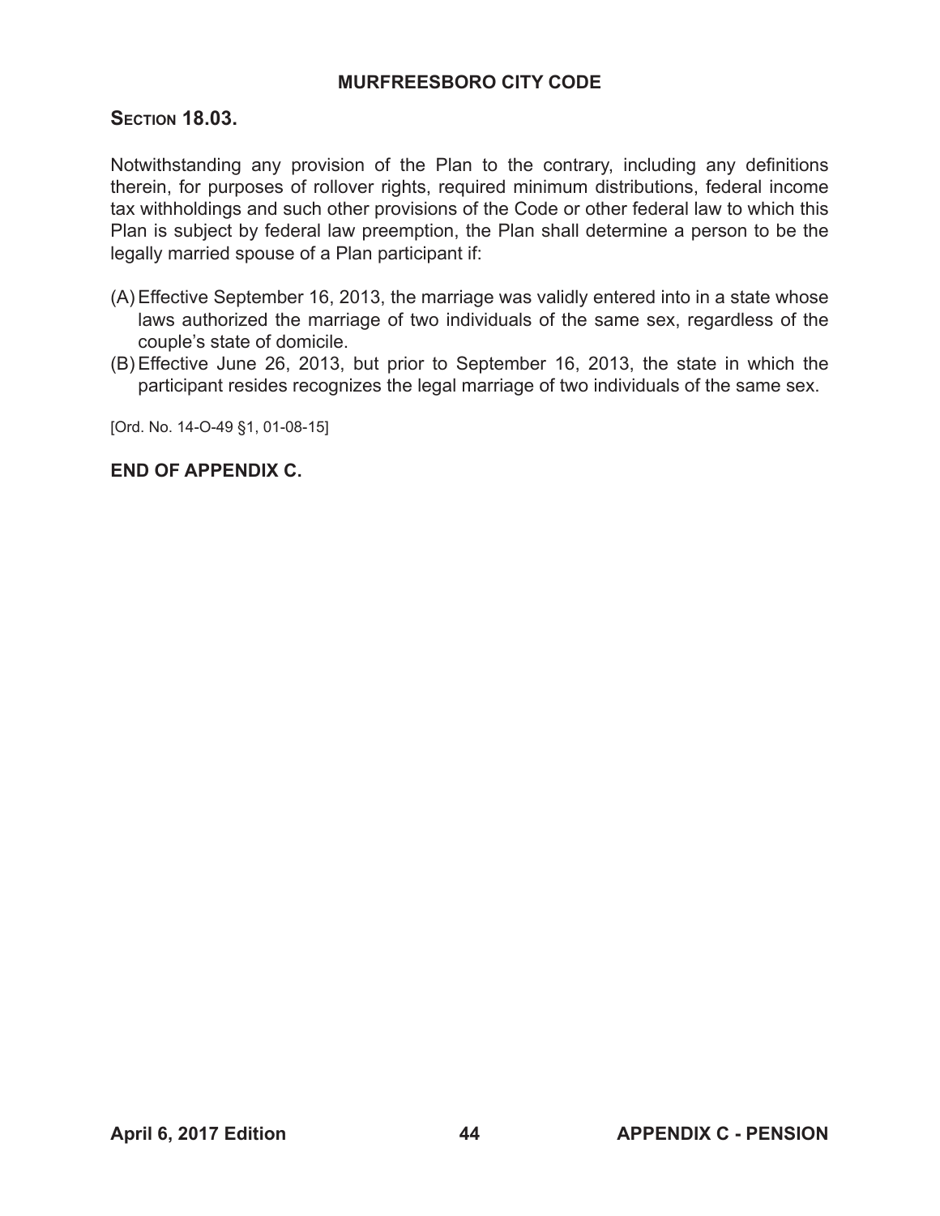## Section 18.03.

Notwithstanding any provision of the Plan to the contrary, including any definitions therein, for purposes of rollover rights, required minimum distributions, federal income tax withholdings and such other provisions of the Code or other federal law to which this Plan is subject by federal law preemption, the Plan shall determine a person to be the legally married spouse of a Plan participant if:

(A) Effective September 16, 2013, the marriage was validly entered into in a state whose laws authorized the marriage of two individuals of the same sex, regardless of the couple's state of domicile.

(B) Effective June 26, 2013, but prior to September 16, 2013, the state in which the participant resides recognizes the legal marriage of two individuals of the same sex.

[Ord. No. 14-O-49 §1, 01-08-15]

**END OF APPENDIX C.**